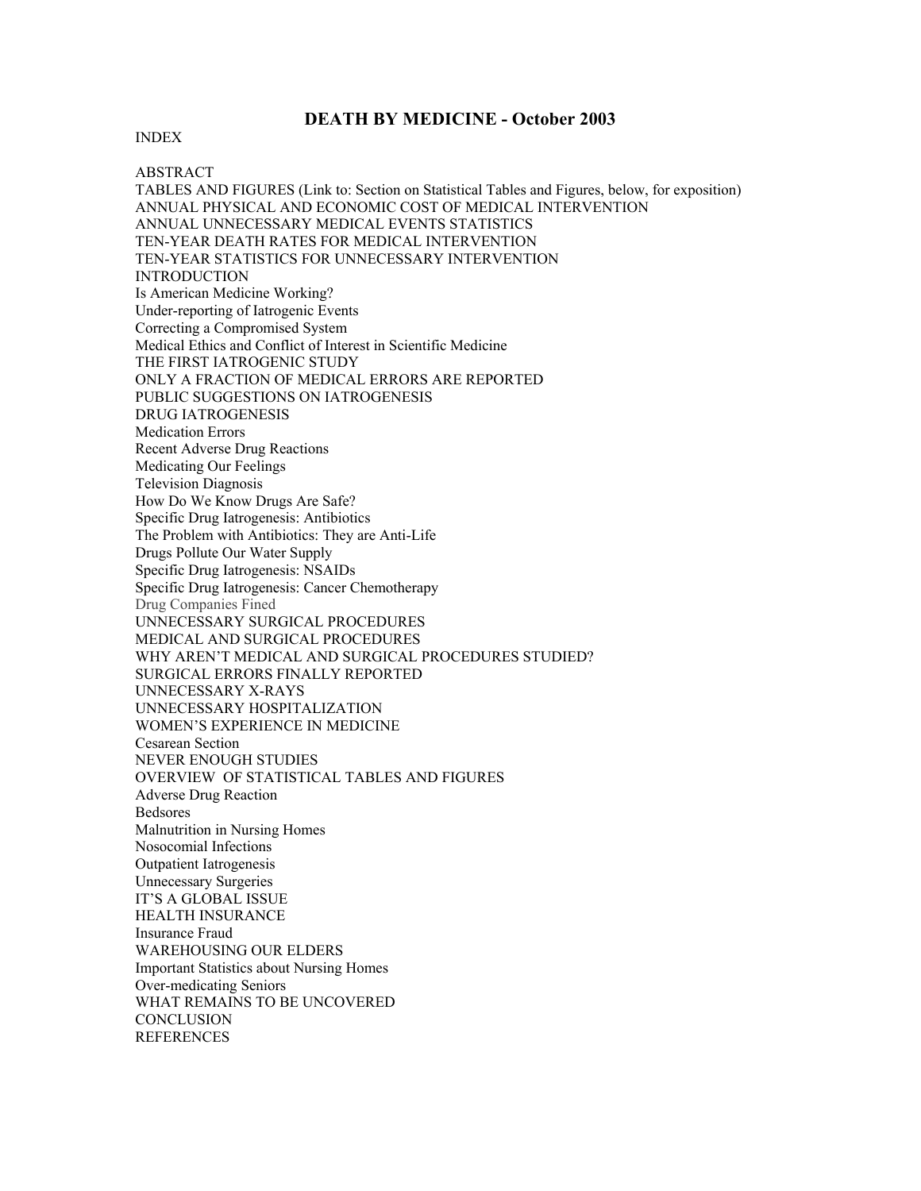# DEATH BY MEDICINE - October 2003

INDEX

ABSTRACT
TABLES AND FIGURES (Link to: Section on Statistical Tables and Figures, below, for exposition)
ANNUAL PHYSICAL AND ECONOMIC COST OF MEDICAL INTERVENTION
ANNUAL UNNECESSARY MEDICAL EVENTS STATISTICS
TEN-YEAR DEATH RATES FOR MEDICAL INTERVENTION
TEN-YEAR STATISTICS FOR UNNECESSARY INTERVENTION
INTRODUCTION
Is American Medicine Working?
Under-reporting of Iatrogenic Events
Correcting a Compromised System
Medical Ethics and Conflict of Interest in Scientific Medicine
THE FIRST IATROGENIC STUDY
ONLY A FRACTION OF MEDICAL ERRORS ARE REPORTED
PUBLIC SUGGESTIONS ON IATROGENESIS
DRUG IATROGENESIS
Medication Errors
Recent Adverse Drug Reactions
Medicating Our Feelings
Television Diagnosis
How Do We Know Drugs Are Safe?
Specific Drug Iatrogenesis: Antibiotics
The Problem with Antibiotics: They are Anti-Life
Drugs Pollute Our Water Supply
Specific Drug Iatrogenesis: NSAIDs
Specific Drug Iatrogenesis: Cancer Chemotherapy
Drug Companies Fined
UNNECESSARY SURGICAL PROCEDURES
MEDICAL AND SURGICAL PROCEDURES
WHY AREN'T MEDICAL AND SURGICAL PROCEDURES STUDIED?
SURGICAL ERRORS FINALLY REPORTED
UNNECESSARY X-RAYS
UNNECESSARY HOSPITALIZATION
WOMEN'S EXPERIENCE IN MEDICINE
Cesarean Section
NEVER ENOUGH STUDIES
OVERVIEW OF STATISTICAL TABLES AND FIGURES
Adverse Drug Reaction
Bedsores
Malnutrition in Nursing Homes
Nosocomial Infections
Outpatient Iatrogenesis
Unnecessary Surgeries
IT'S A GLOBAL ISSUE
HEALTH INSURANCE
Insurance Fraud
WAREHOUSING OUR ELDERS
Important Statistics about Nursing Homes
Over-medicating Seniors
WHAT REMAINS TO BE UNCOVERED
CONCLUSION
REFERENCES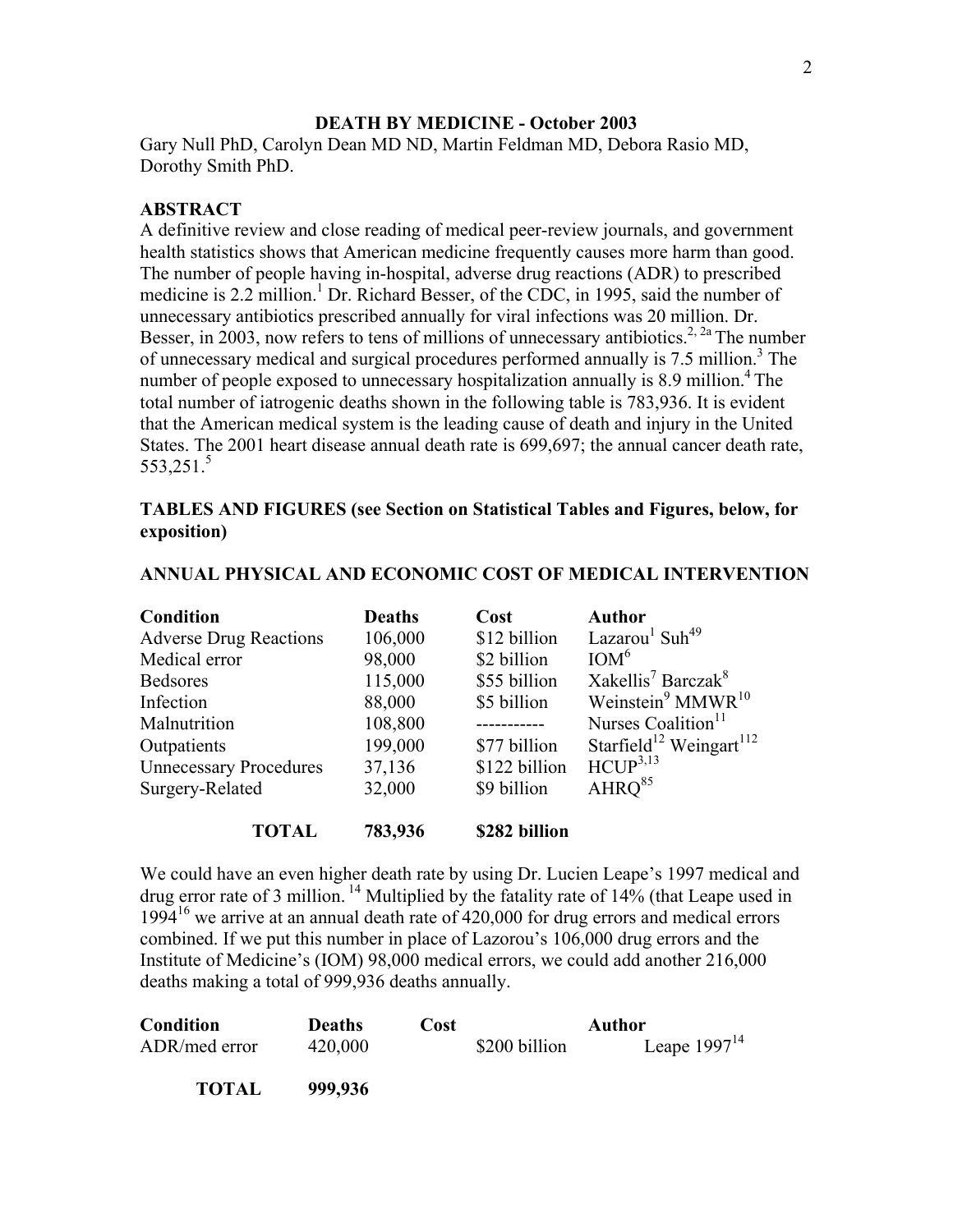**DEATH BY MEDICINE - October 2003**

Gary Null PhD, Carolyn Dean MD ND, Martin Feldman MD, Debora Rasio MD, Dorothy Smith PhD.

**ABSTRACT**

A definitive review and close reading of medical peer-review journals, and government health statistics shows that American medicine frequently causes more harm than good. The number of people having in-hospital, adverse drug reactions (ADR) to prescribed medicine is 2.2 million.[1] Dr. Richard Besser, of the CDC, in 1995, said the number of unnecessary antibiotics prescribed annually for viral infections was 20 million. Dr. Besser, in 2003, now refers to tens of millions of unnecessary antibiotics.[2, 2a] The number of unnecessary medical and surgical procedures performed annually is 7.5 million.[3] The number of people exposed to unnecessary hospitalization annually is 8.9 million.[4] The total number of iatrogenic deaths shown in the following table is 783,936. It is evident that the American medical system is the leading cause of death and injury in the United States. The 2001 heart disease annual death rate is 699,697; the annual cancer death rate, 553,251.[5]

**TABLES AND FIGURES (see Section on Statistical Tables and Figures, below, for exposition)**

**ANNUAL PHYSICAL AND ECONOMIC COST OF MEDICAL INTERVENTION**

| Condition | Deaths | Cost | Author |
|---|---|---|---|
| Adverse Drug Reactions | 106,000 | $12 billion | Lazarou[1] Suh[49] |
| Medical error | 98,000 | $2 billion | IOM[6] |
| Bedsores | 115,000 | $55 billion | Xakellis[7] Barczak[8] |
| Infection | 88,000 | $5 billion | Weinstein[9] MMWR[10] |
| Malnutrition | 108,800 | ----------- | Nurses Coalition[11] |
| Outpatients | 199,000 | $77 billion | Starfield[12] Weingart[112] |
| Unnecessary Procedures | 37,136 | $122 billion | HCUP[3,13] |
| Surgery-Related | 32,000 | $9 billion | AHRQ[85] |
| **TOTAL** | **783,936** | **$282 billion** | |

We could have an even higher death rate by using Dr. Lucien Leape's 1997 medical and drug error rate of 3 million.[14] Multiplied by the fatality rate of 14% (that Leape used in 1994[16] we arrive at an annual death rate of 420,000 for drug errors and medical errors combined. If we put this number in place of Lazorou's 106,000 drug errors and the Institute of Medicine's (IOM) 98,000 medical errors, we could add another 216,000 deaths making a total of 999,936 deaths annually.

| Condition | Deaths | Cost | Author |
|---|---|---|---|
| ADR/med error | 420,000 | $200 billion | Leape 1997[14] |
| **TOTAL** | **999,936** | | |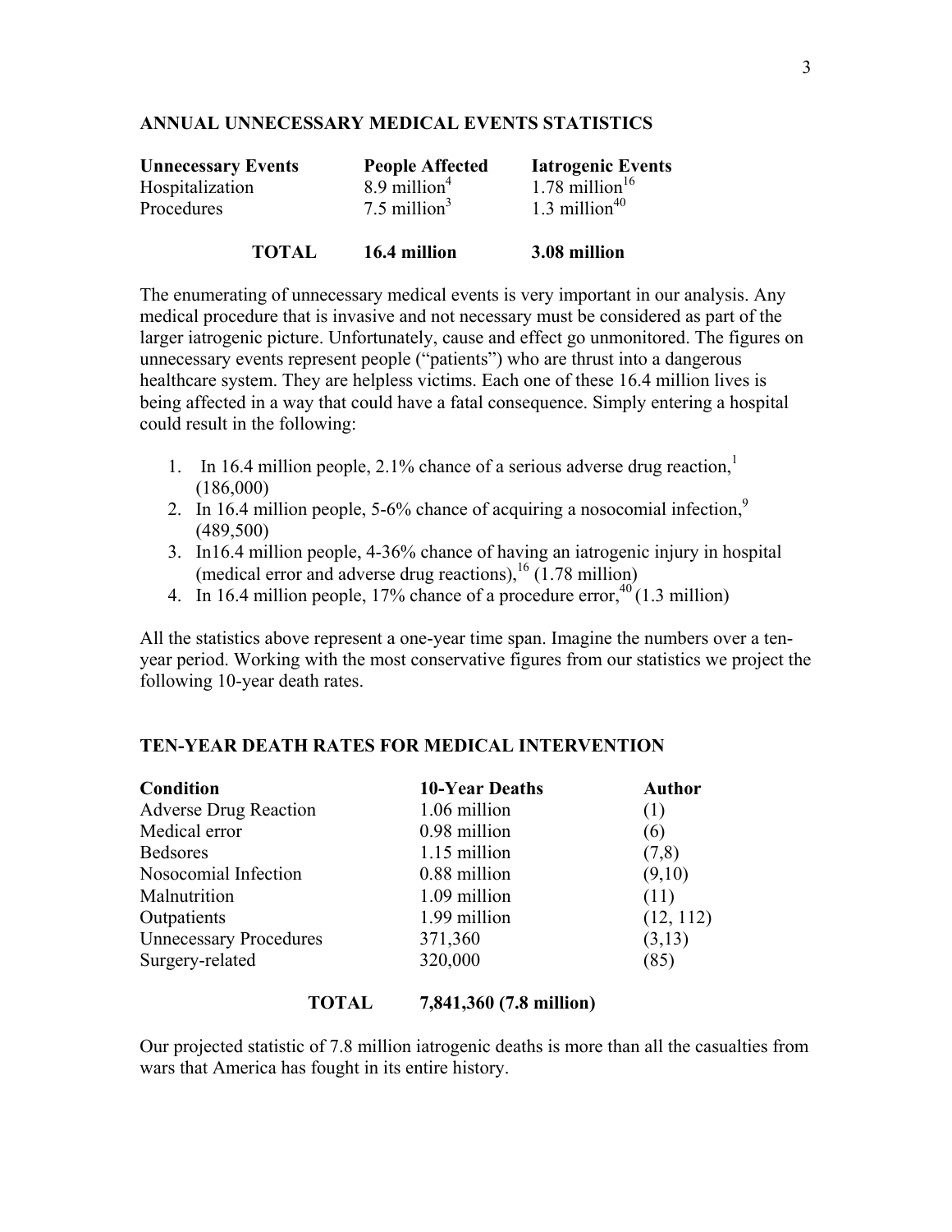## ANNUAL UNNECESSARY MEDICAL EVENTS STATISTICS

| Unnecessary Events | People Affected | Iatrogenic Events |
|---|---|---|
| Hospitalization | 8.9 million[4] | 1.78 million[16] |
| Procedures | 7.5 million[3] | 1.3 million[40] |
| **TOTAL** | **16.4 million** | **3.08 million** |

The enumerating of unnecessary medical events is very important in our analysis. Any medical procedure that is invasive and not necessary must be considered as part of the larger iatrogenic picture. Unfortunately, cause and effect go unmonitored. The figures on unnecessary events represent people ("patients") who are thrust into a dangerous healthcare system. They are helpless victims. Each one of these 16.4 million lives is being affected in a way that could have a fatal consequence. Simply entering a hospital could result in the following:

1. In 16.4 million people, 2.1% chance of a serious adverse drug reaction,[1] (186,000)
2. In 16.4 million people, 5-6% chance of acquiring a nosocomial infection,[9] (489,500)
3. In16.4 million people, 4-36% chance of having an iatrogenic injury in hospital (medical error and adverse drug reactions),[16] (1.78 million)
4. In 16.4 million people, 17% chance of a procedure error,[40] (1.3 million)

All the statistics above represent a one-year time span. Imagine the numbers over a ten-year period. Working with the most conservative figures from our statistics we project the following 10-year death rates.

## TEN-YEAR DEATH RATES FOR MEDICAL INTERVENTION

| Condition | 10-Year Deaths | Author |
|---|---|---|
| Adverse Drug Reaction | 1.06 million | (1) |
| Medical error | 0.98 million | (6) |
| Bedsores | 1.15 million | (7,8) |
| Nosocomial Infection | 0.88 million | (9,10) |
| Malnutrition | 1.09 million | (11) |
| Outpatients | 1.99 million | (12, 112) |
| Unnecessary Procedures | 371,360 | (3,13) |
| Surgery-related | 320,000 | (85) |
| **TOTAL** | **7,841,360 (7.8 million)** | |

Our projected statistic of 7.8 million iatrogenic deaths is more than all the casualties from wars that America has fought in its entire history.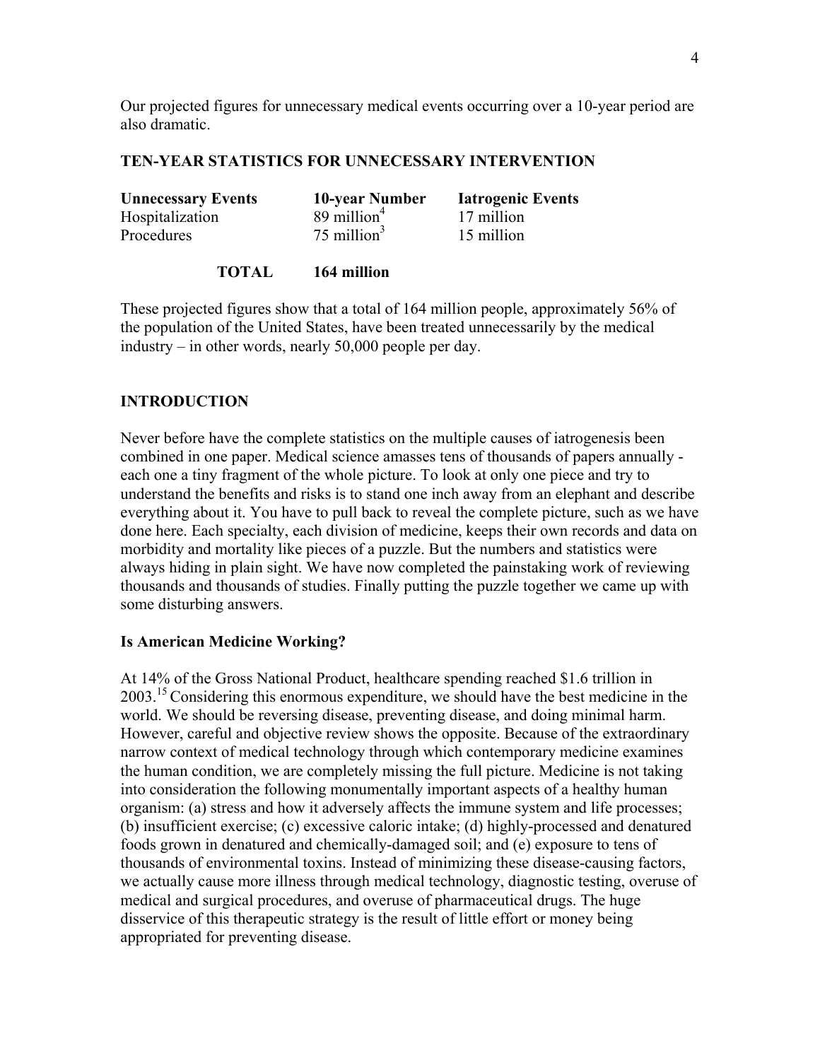Our projected figures for unnecessary medical events occurring over a 10-year period are also dramatic.

**TEN-YEAR STATISTICS FOR UNNECESSARY INTERVENTION**

| Unnecessary Events | 10-year Number | Iatrogenic Events |
|---|---|---|
| Hospitalization | 89 million[4] | 17 million |
| Procedures | 75 million[3] | 15 million |
| **TOTAL** | **164 million** | |

These projected figures show that a total of 164 million people, approximately 56% of the population of the United States, have been treated unnecessarily by the medical industry – in other words, nearly 50,000 people per day.

## INTRODUCTION

Never before have the complete statistics on the multiple causes of iatrogenesis been combined in one paper. Medical science amasses tens of thousands of papers annually - each one a tiny fragment of the whole picture. To look at only one piece and try to understand the benefits and risks is to stand one inch away from an elephant and describe everything about it. You have to pull back to reveal the complete picture, such as we have done here. Each specialty, each division of medicine, keeps their own records and data on morbidity and mortality like pieces of a puzzle. But the numbers and statistics were always hiding in plain sight. We have now completed the painstaking work of reviewing thousands and thousands of studies. Finally putting the puzzle together we came up with some disturbing answers.

### Is American Medicine Working?

At 14% of the Gross National Product, healthcare spending reached $1.6 trillion in 2003.[15] Considering this enormous expenditure, we should have the best medicine in the world. We should be reversing disease, preventing disease, and doing minimal harm. However, careful and objective review shows the opposite. Because of the extraordinary narrow context of medical technology through which contemporary medicine examines the human condition, we are completely missing the full picture. Medicine is not taking into consideration the following monumentally important aspects of a healthy human organism: (a) stress and how it adversely affects the immune system and life processes; (b) insufficient exercise; (c) excessive caloric intake; (d) highly-processed and denatured foods grown in denatured and chemically-damaged soil; and (e) exposure to tens of thousands of environmental toxins. Instead of minimizing these disease-causing factors, we actually cause more illness through medical technology, diagnostic testing, overuse of medical and surgical procedures, and overuse of pharmaceutical drugs. The huge disservice of this therapeutic strategy is the result of little effort or money being appropriated for preventing disease.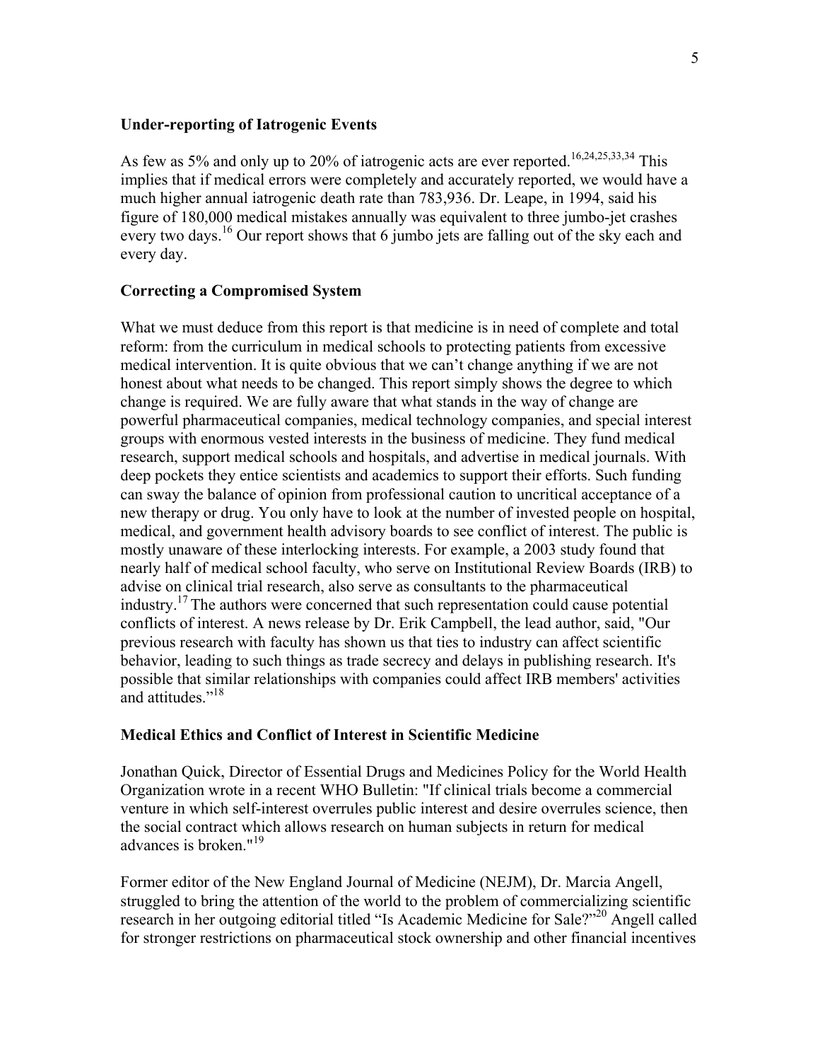## Under-reporting of Iatrogenic Events

As few as 5% and only up to 20% of iatrogenic acts are ever reported.[16,24,25,33,34] This implies that if medical errors were completely and accurately reported, we would have a much higher annual iatrogenic death rate than 783,936. Dr. Leape, in 1994, said his figure of 180,000 medical mistakes annually was equivalent to three jumbo-jet crashes every two days.[16] Our report shows that 6 jumbo jets are falling out of the sky each and every day.

## Correcting a Compromised System

What we must deduce from this report is that medicine is in need of complete and total reform: from the curriculum in medical schools to protecting patients from excessive medical intervention. It is quite obvious that we can't change anything if we are not honest about what needs to be changed. This report simply shows the degree to which change is required. We are fully aware that what stands in the way of change are powerful pharmaceutical companies, medical technology companies, and special interest groups with enormous vested interests in the business of medicine. They fund medical research, support medical schools and hospitals, and advertise in medical journals. With deep pockets they entice scientists and academics to support their efforts. Such funding can sway the balance of opinion from professional caution to uncritical acceptance of a new therapy or drug. You only have to look at the number of invested people on hospital, medical, and government health advisory boards to see conflict of interest. The public is mostly unaware of these interlocking interests. For example, a 2003 study found that nearly half of medical school faculty, who serve on Institutional Review Boards (IRB) to advise on clinical trial research, also serve as consultants to the pharmaceutical industry.[17] The authors were concerned that such representation could cause potential conflicts of interest. A news release by Dr. Erik Campbell, the lead author, said, "Our previous research with faculty has shown us that ties to industry can affect scientific behavior, leading to such things as trade secrecy and delays in publishing research. It's possible that similar relationships with companies could affect IRB members' activities and attitudes."[18]

## Medical Ethics and Conflict of Interest in Scientific Medicine

Jonathan Quick, Director of Essential Drugs and Medicines Policy for the World Health Organization wrote in a recent WHO Bulletin: "If clinical trials become a commercial venture in which self-interest overrules public interest and desire overrules science, then the social contract which allows research on human subjects in return for medical advances is broken."[19]

Former editor of the New England Journal of Medicine (NEJM), Dr. Marcia Angell, struggled to bring the attention of the world to the problem of commercializing scientific research in her outgoing editorial titled "Is Academic Medicine for Sale?"[20] Angell called for stronger restrictions on pharmaceutical stock ownership and other financial incentives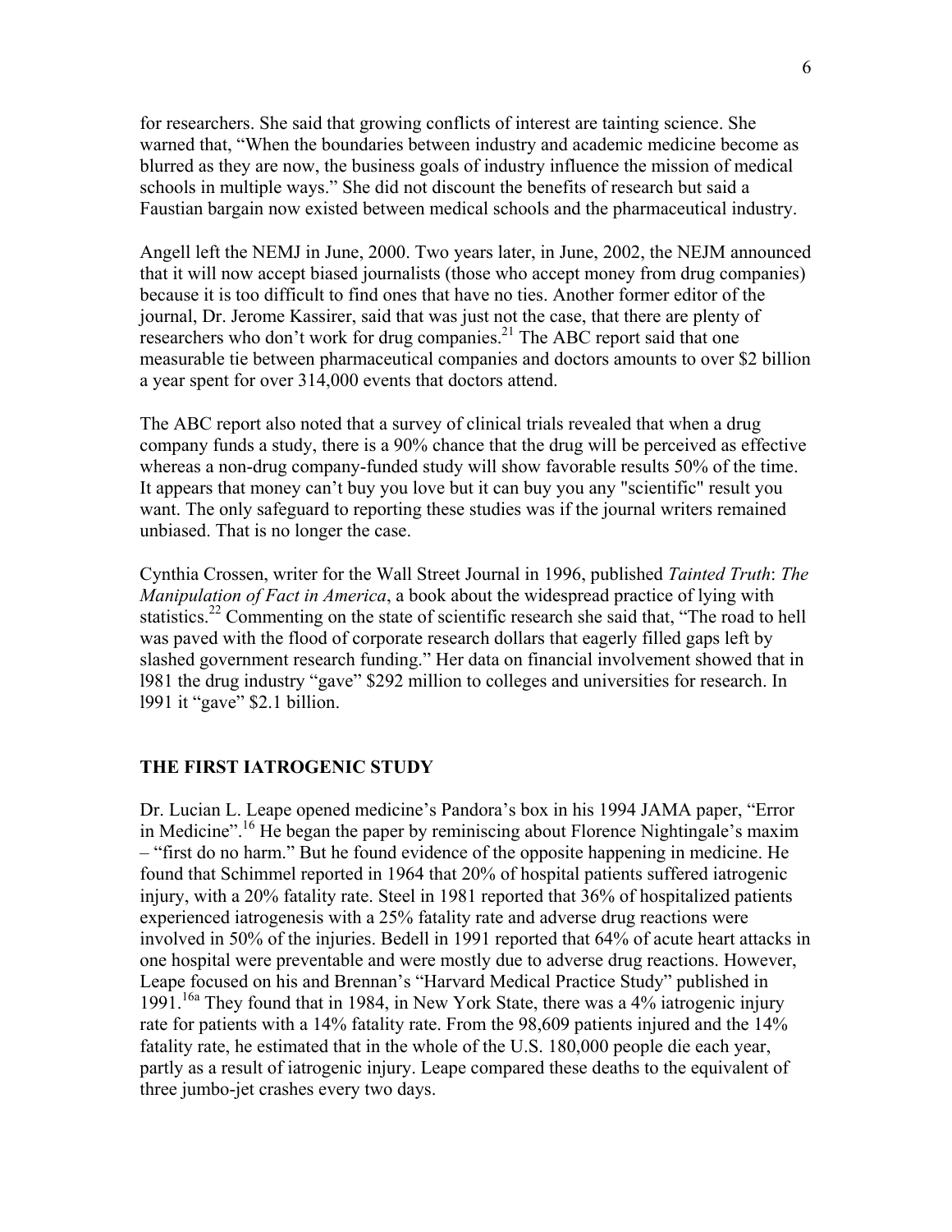for researchers. She said that growing conflicts of interest are tainting science. She warned that, "When the boundaries between industry and academic medicine become as blurred as they are now, the business goals of industry influence the mission of medical schools in multiple ways." She did not discount the benefits of research but said a Faustian bargain now existed between medical schools and the pharmaceutical industry.

Angell left the NEMJ in June, 2000. Two years later, in June, 2002, the NEJM announced that it will now accept biased journalists (those who accept money from drug companies) because it is too difficult to find ones that have no ties. Another former editor of the journal, Dr. Jerome Kassirer, said that was just not the case, that there are plenty of researchers who don't work for drug companies.[21] The ABC report said that one measurable tie between pharmaceutical companies and doctors amounts to over $2 billion a year spent for over 314,000 events that doctors attend.

The ABC report also noted that a survey of clinical trials revealed that when a drug company funds a study, there is a 90% chance that the drug will be perceived as effective whereas a non-drug company-funded study will show favorable results 50% of the time. It appears that money can't buy you love but it can buy you any "scientific" result you want. The only safeguard to reporting these studies was if the journal writers remained unbiased. That is no longer the case.

Cynthia Crossen, writer for the Wall Street Journal in 1996, published *Tainted Truth*: *The Manipulation of Fact in America*, a book about the widespread practice of lying with statistics.[22] Commenting on the state of scientific research she said that, "The road to hell was paved with the flood of corporate research dollars that eagerly filled gaps left by slashed government research funding." Her data on financial involvement showed that in l981 the drug industry "gave" $292 million to colleges and universities for research. In l991 it "gave" $2.1 billion.

## THE FIRST IATROGENIC STUDY

Dr. Lucian L. Leape opened medicine's Pandora's box in his 1994 JAMA paper, "Error in Medicine".[16] He began the paper by reminiscing about Florence Nightingale's maxim – "first do no harm." But he found evidence of the opposite happening in medicine. He found that Schimmel reported in 1964 that 20% of hospital patients suffered iatrogenic injury, with a 20% fatality rate. Steel in 1981 reported that 36% of hospitalized patients experienced iatrogenesis with a 25% fatality rate and adverse drug reactions were involved in 50% of the injuries. Bedell in 1991 reported that 64% of acute heart attacks in one hospital were preventable and were mostly due to adverse drug reactions. However, Leape focused on his and Brennan's "Harvard Medical Practice Study" published in 1991.[16a] They found that in 1984, in New York State, there was a 4% iatrogenic injury rate for patients with a 14% fatality rate. From the 98,609 patients injured and the 14% fatality rate, he estimated that in the whole of the U.S. 180,000 people die each year, partly as a result of iatrogenic injury. Leape compared these deaths to the equivalent of three jumbo-jet crashes every two days.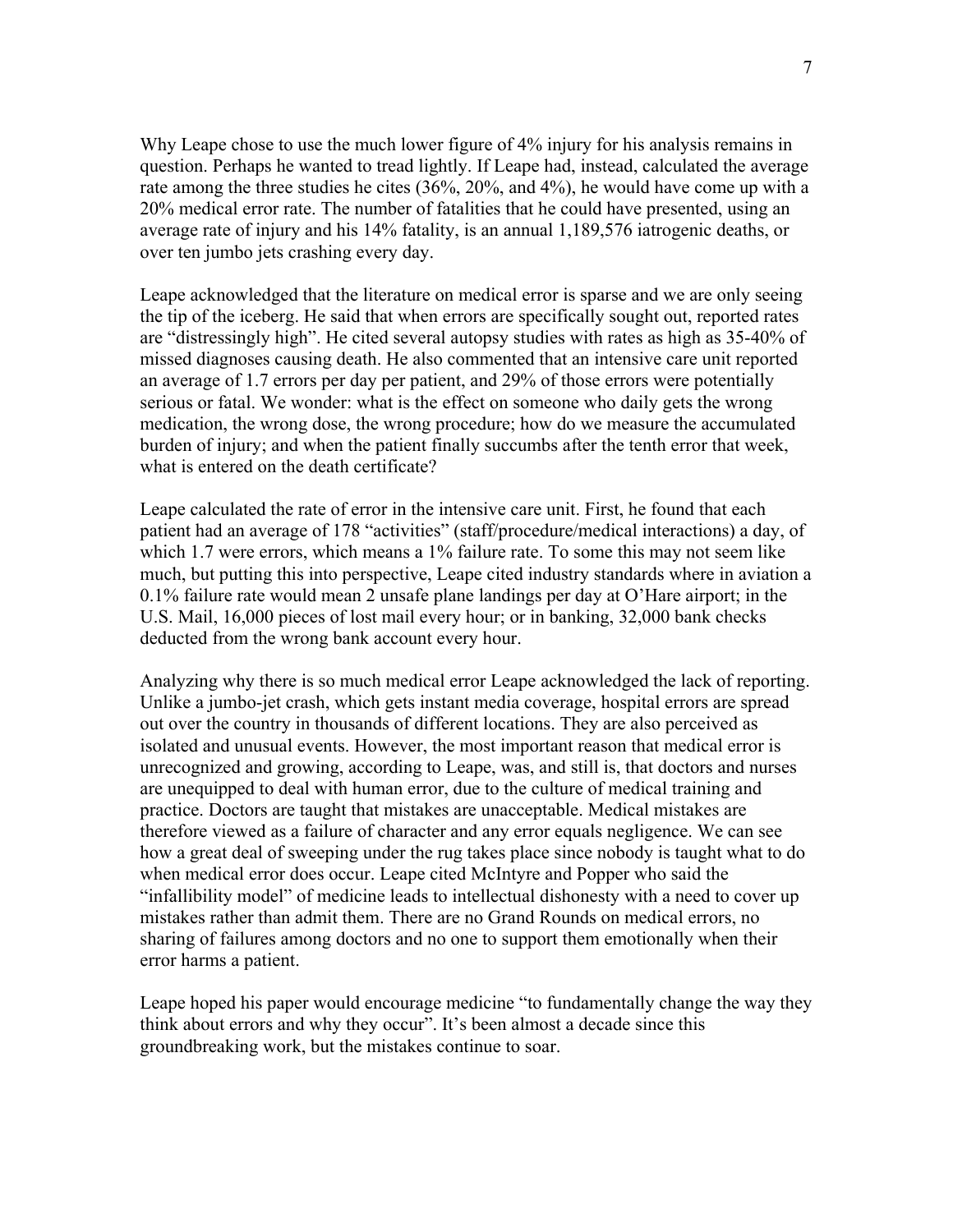Why Leape chose to use the much lower figure of 4% injury for his analysis remains in question. Perhaps he wanted to tread lightly. If Leape had, instead, calculated the average rate among the three studies he cites (36%, 20%, and 4%), he would have come up with a 20% medical error rate. The number of fatalities that he could have presented, using an average rate of injury and his 14% fatality, is an annual 1,189,576 iatrogenic deaths, or over ten jumbo jets crashing every day.

Leape acknowledged that the literature on medical error is sparse and we are only seeing the tip of the iceberg. He said that when errors are specifically sought out, reported rates are "distressingly high". He cited several autopsy studies with rates as high as 35-40% of missed diagnoses causing death. He also commented that an intensive care unit reported an average of 1.7 errors per day per patient, and 29% of those errors were potentially serious or fatal. We wonder: what is the effect on someone who daily gets the wrong medication, the wrong dose, the wrong procedure; how do we measure the accumulated burden of injury; and when the patient finally succumbs after the tenth error that week, what is entered on the death certificate?

Leape calculated the rate of error in the intensive care unit. First, he found that each patient had an average of 178 "activities" (staff/procedure/medical interactions) a day, of which 1.7 were errors, which means a 1% failure rate. To some this may not seem like much, but putting this into perspective, Leape cited industry standards where in aviation a 0.1% failure rate would mean 2 unsafe plane landings per day at O'Hare airport; in the U.S. Mail, 16,000 pieces of lost mail every hour; or in banking, 32,000 bank checks deducted from the wrong bank account every hour.

Analyzing why there is so much medical error Leape acknowledged the lack of reporting. Unlike a jumbo-jet crash, which gets instant media coverage, hospital errors are spread out over the country in thousands of different locations. They are also perceived as isolated and unusual events. However, the most important reason that medical error is unrecognized and growing, according to Leape, was, and still is, that doctors and nurses are unequipped to deal with human error, due to the culture of medical training and practice. Doctors are taught that mistakes are unacceptable. Medical mistakes are therefore viewed as a failure of character and any error equals negligence. We can see how a great deal of sweeping under the rug takes place since nobody is taught what to do when medical error does occur. Leape cited McIntyre and Popper who said the "infallibility model" of medicine leads to intellectual dishonesty with a need to cover up mistakes rather than admit them. There are no Grand Rounds on medical errors, no sharing of failures among doctors and no one to support them emotionally when their error harms a patient.

Leape hoped his paper would encourage medicine "to fundamentally change the way they think about errors and why they occur". It's been almost a decade since this groundbreaking work, but the mistakes continue to soar.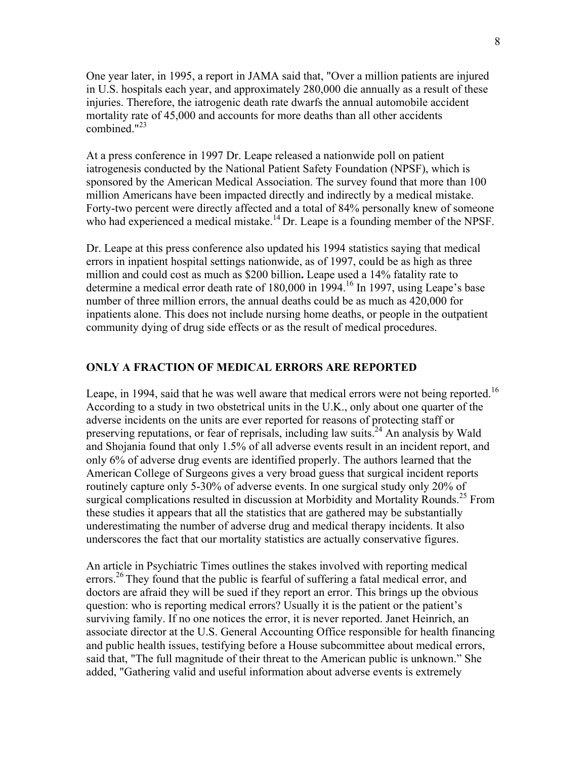One year later, in 1995, a report in JAMA said that, "Over a million patients are injured in U.S. hospitals each year, and approximately 280,000 die annually as a result of these injuries. Therefore, the iatrogenic death rate dwarfs the annual automobile accident mortality rate of 45,000 and accounts for more deaths than all other accidents combined."[23]

At a press conference in 1997 Dr. Leape released a nationwide poll on patient iatrogenesis conducted by the National Patient Safety Foundation (NPSF), which is sponsored by the American Medical Association. The survey found that more than 100 million Americans have been impacted directly and indirectly by a medical mistake. Forty-two percent were directly affected and a total of 84% personally knew of someone who had experienced a medical mistake.[14] Dr. Leape is a founding member of the NPSF.

Dr. Leape at this press conference also updated his 1994 statistics saying that medical errors in inpatient hospital settings nationwide, as of 1997, could be as high as three million and could cost as much as $200 billion**.** Leape used a 14% fatality rate to determine a medical error death rate of 180,000 in 1994.[16] In 1997, using Leape's base number of three million errors, the annual deaths could be as much as 420,000 for inpatients alone. This does not include nursing home deaths, or people in the outpatient community dying of drug side effects or as the result of medical procedures.

## ONLY A FRACTION OF MEDICAL ERRORS ARE REPORTED

Leape, in 1994, said that he was well aware that medical errors were not being reported.[16] According to a study in two obstetrical units in the U.K., only about one quarter of the adverse incidents on the units are ever reported for reasons of protecting staff or preserving reputations, or fear of reprisals, including law suits.[24] An analysis by Wald and Shojania found that only 1.5% of all adverse events result in an incident report, and only 6% of adverse drug events are identified properly. The authors learned that the American College of Surgeons gives a very broad guess that surgical incident reports routinely capture only 5-30% of adverse events. In one surgical study only 20% of surgical complications resulted in discussion at Morbidity and Mortality Rounds.[25] From these studies it appears that all the statistics that are gathered may be substantially underestimating the number of adverse drug and medical therapy incidents. It also underscores the fact that our mortality statistics are actually conservative figures.

An article in Psychiatric Times outlines the stakes involved with reporting medical errors.[26] They found that the public is fearful of suffering a fatal medical error, and doctors are afraid they will be sued if they report an error. This brings up the obvious question: who is reporting medical errors? Usually it is the patient or the patient's surviving family. If no one notices the error, it is never reported. Janet Heinrich, an associate director at the U.S. General Accounting Office responsible for health financing and public health issues, testifying before a House subcommittee about medical errors, said that, "The full magnitude of their threat to the American public is unknown." She added, "Gathering valid and useful information about adverse events is extremely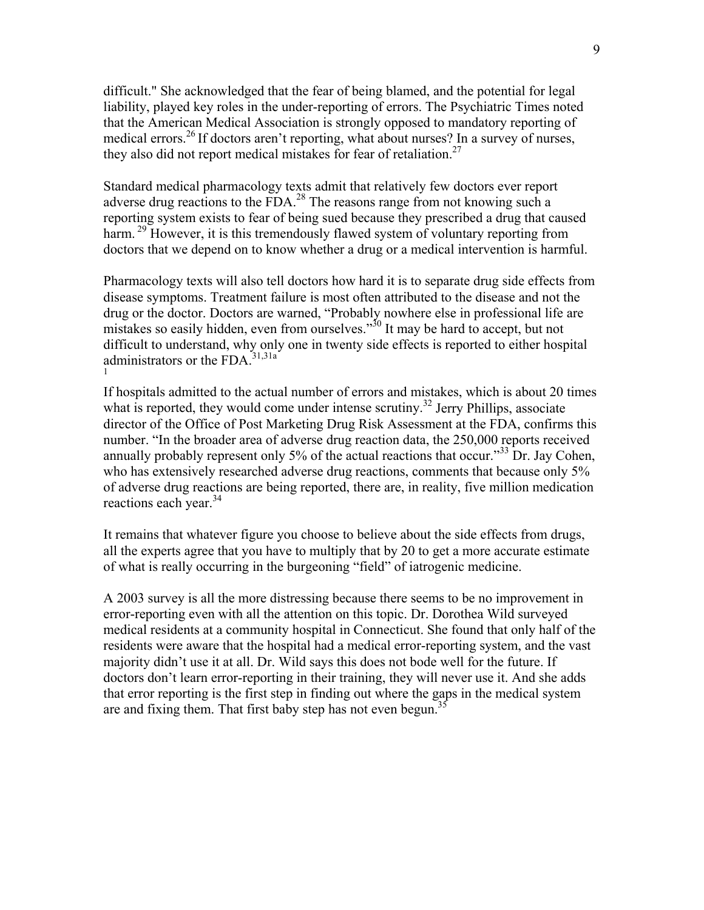difficult." She acknowledged that the fear of being blamed, and the potential for legal liability, played key roles in the under-reporting of errors. The Psychiatric Times noted that the American Medical Association is strongly opposed to mandatory reporting of medical errors.[26] If doctors aren't reporting, what about nurses? In a survey of nurses, they also did not report medical mistakes for fear of retaliation.[27]

Standard medical pharmacology texts admit that relatively few doctors ever report adverse drug reactions to the FDA.[28] The reasons range from not knowing such a reporting system exists to fear of being sued because they prescribed a drug that caused harm.[29] However, it is this tremendously flawed system of voluntary reporting from doctors that we depend on to know whether a drug or a medical intervention is harmful.

Pharmacology texts will also tell doctors how hard it is to separate drug side effects from disease symptoms. Treatment failure is most often attributed to the disease and not the drug or the doctor. Doctors are warned, "Probably nowhere else in professional life are mistakes so easily hidden, even from ourselves."[30] It may be hard to accept, but not difficult to understand, why only one in twenty side effects is reported to either hospital administrators or the FDA.[31,31a]

If hospitals admitted to the actual number of errors and mistakes, which is about 20 times what is reported, they would come under intense scrutiny.[32] Jerry Phillips, associate director of the Office of Post Marketing Drug Risk Assessment at the FDA, confirms this number. "In the broader area of adverse drug reaction data, the 250,000 reports received annually probably represent only 5% of the actual reactions that occur."[33] Dr. Jay Cohen, who has extensively researched adverse drug reactions, comments that because only 5% of adverse drug reactions are being reported, there are, in reality, five million medication reactions each year.[34]

It remains that whatever figure you choose to believe about the side effects from drugs, all the experts agree that you have to multiply that by 20 to get a more accurate estimate of what is really occurring in the burgeoning "field" of iatrogenic medicine.

A 2003 survey is all the more distressing because there seems to be no improvement in error-reporting even with all the attention on this topic. Dr. Dorothea Wild surveyed medical residents at a community hospital in Connecticut. She found that only half of the residents were aware that the hospital had a medical error-reporting system, and the vast majority didn't use it at all. Dr. Wild says this does not bode well for the future. If doctors don't learn error-reporting in their training, they will never use it. And she adds that error reporting is the first step in finding out where the gaps in the medical system are and fixing them. That first baby step has not even begun.[35]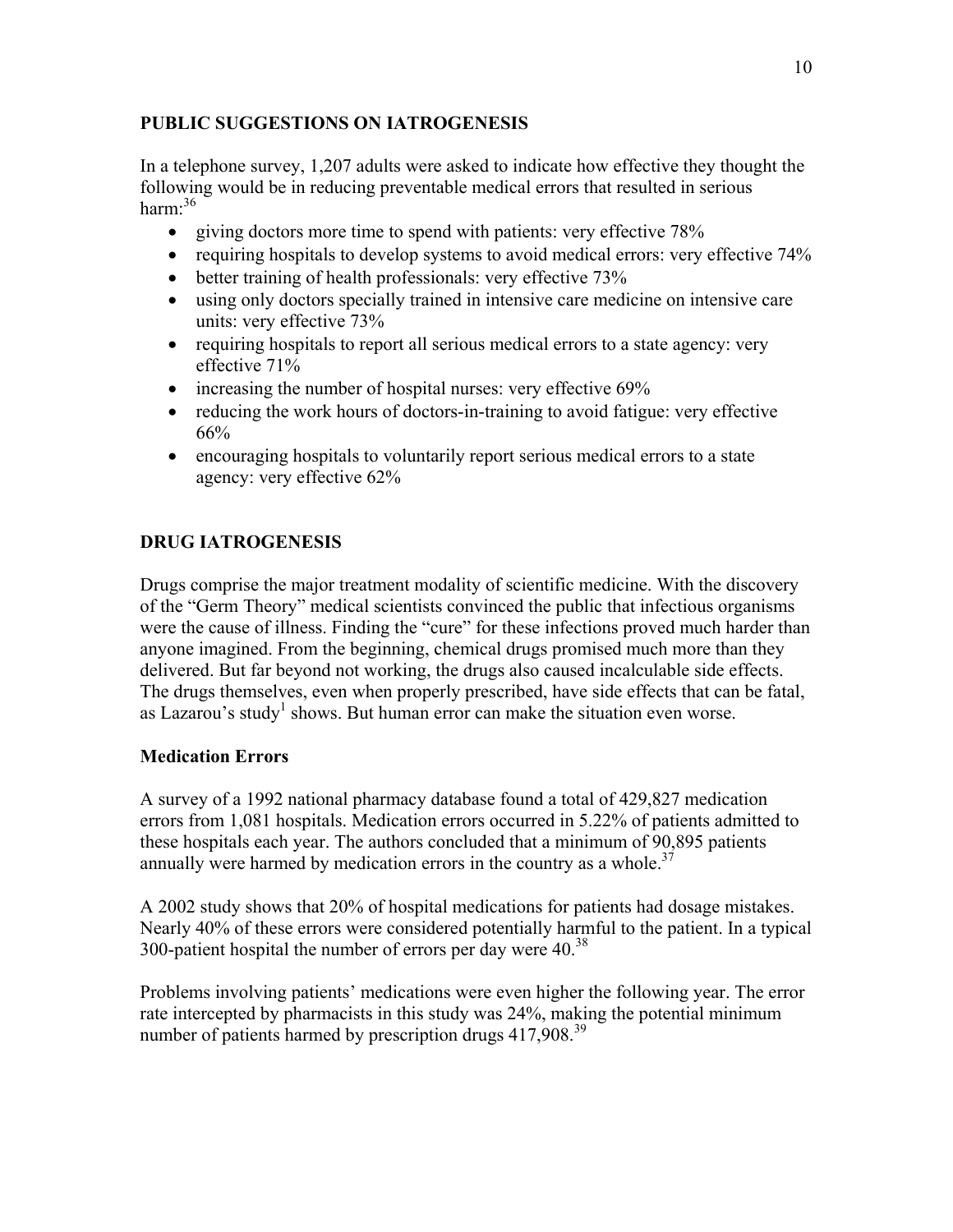## PUBLIC SUGGESTIONS ON IATROGENESIS

In a telephone survey, 1,207 adults were asked to indicate how effective they thought the following would be in reducing preventable medical errors that resulted in serious harm:[36]

- giving doctors more time to spend with patients: very effective 78%
- requiring hospitals to develop systems to avoid medical errors: very effective 74%
- better training of health professionals: very effective 73%
- using only doctors specially trained in intensive care medicine on intensive care units: very effective 73%
- requiring hospitals to report all serious medical errors to a state agency: very effective 71%
- increasing the number of hospital nurses: very effective 69%
- reducing the work hours of doctors-in-training to avoid fatigue: very effective 66%
- encouraging hospitals to voluntarily report serious medical errors to a state agency: very effective 62%

## DRUG IATROGENESIS

Drugs comprise the major treatment modality of scientific medicine. With the discovery of the "Germ Theory" medical scientists convinced the public that infectious organisms were the cause of illness. Finding the "cure" for these infections proved much harder than anyone imagined. From the beginning, chemical drugs promised much more than they delivered. But far beyond not working, the drugs also caused incalculable side effects. The drugs themselves, even when properly prescribed, have side effects that can be fatal, as Lazarou's study[1] shows. But human error can make the situation even worse.

### Medication Errors

A survey of a 1992 national pharmacy database found a total of 429,827 medication errors from 1,081 hospitals. Medication errors occurred in 5.22% of patients admitted to these hospitals each year. The authors concluded that a minimum of 90,895 patients annually were harmed by medication errors in the country as a whole.[37]

A 2002 study shows that 20% of hospital medications for patients had dosage mistakes. Nearly 40% of these errors were considered potentially harmful to the patient. In a typical 300-patient hospital the number of errors per day were 40.[38]

Problems involving patients' medications were even higher the following year. The error rate intercepted by pharmacists in this study was 24%, making the potential minimum number of patients harmed by prescription drugs 417,908.[39]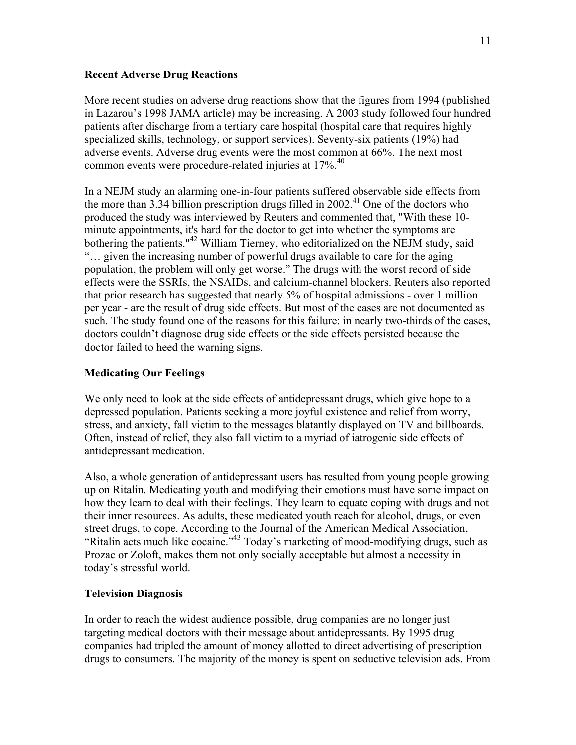### Recent Adverse Drug Reactions

More recent studies on adverse drug reactions show that the figures from 1994 (published in Lazarou's 1998 JAMA article) may be increasing. A 2003 study followed four hundred patients after discharge from a tertiary care hospital (hospital care that requires highly specialized skills, technology, or support services). Seventy-six patients (19%) had adverse events. Adverse drug events were the most common at 66%. The next most common events were procedure-related injuries at 17%.[40]

In a NEJM study an alarming one-in-four patients suffered observable side effects from the more than 3.34 billion prescription drugs filled in 2002.[41] One of the doctors who produced the study was interviewed by Reuters and commented that, "With these 10-minute appointments, it's hard for the doctor to get into whether the symptoms are bothering the patients."[42] William Tierney, who editorialized on the NEJM study, said "… given the increasing number of powerful drugs available to care for the aging population, the problem will only get worse." The drugs with the worst record of side effects were the SSRIs, the NSAIDs, and calcium-channel blockers. Reuters also reported that prior research has suggested that nearly 5% of hospital admissions - over 1 million per year - are the result of drug side effects. But most of the cases are not documented as such. The study found one of the reasons for this failure: in nearly two-thirds of the cases, doctors couldn't diagnose drug side effects or the side effects persisted because the doctor failed to heed the warning signs.

### Medicating Our Feelings

We only need to look at the side effects of antidepressant drugs, which give hope to a depressed population. Patients seeking a more joyful existence and relief from worry, stress, and anxiety, fall victim to the messages blatantly displayed on TV and billboards. Often, instead of relief, they also fall victim to a myriad of iatrogenic side effects of antidepressant medication.

Also, a whole generation of antidepressant users has resulted from young people growing up on Ritalin. Medicating youth and modifying their emotions must have some impact on how they learn to deal with their feelings. They learn to equate coping with drugs and not their inner resources. As adults, these medicated youth reach for alcohol, drugs, or even street drugs, to cope. According to the Journal of the American Medical Association, "Ritalin acts much like cocaine."[43] Today's marketing of mood-modifying drugs, such as Prozac or Zoloft, makes them not only socially acceptable but almost a necessity in today's stressful world.

### Television Diagnosis

In order to reach the widest audience possible, drug companies are no longer just targeting medical doctors with their message about antidepressants. By 1995 drug companies had tripled the amount of money allotted to direct advertising of prescription drugs to consumers. The majority of the money is spent on seductive television ads. From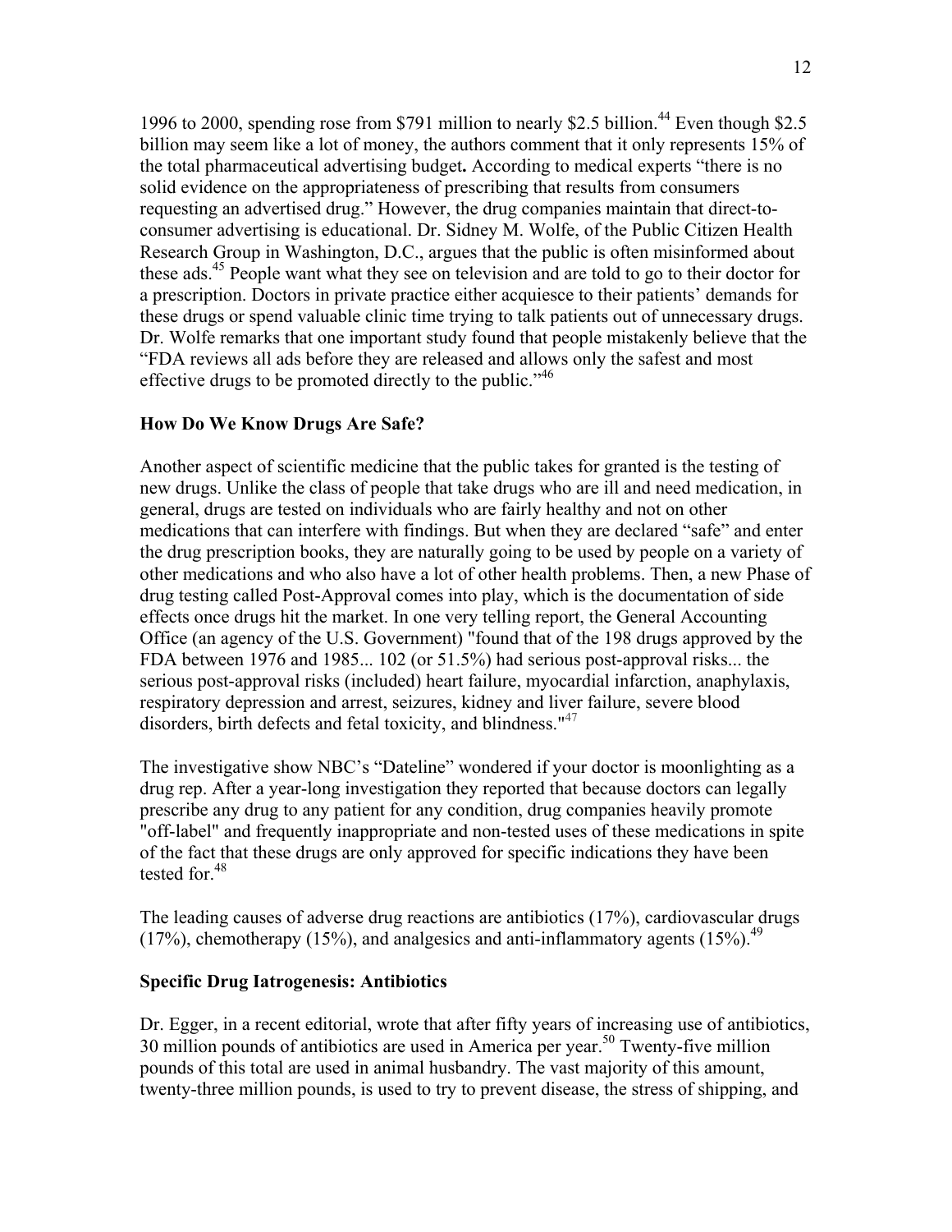1996 to 2000, spending rose from $791 million to nearly $2.5 billion.[44] Even though $2.5 billion may seem like a lot of money, the authors comment that it only represents 15% of the total pharmaceutical advertising budget**.** According to medical experts "there is no solid evidence on the appropriateness of prescribing that results from consumers requesting an advertised drug." However, the drug companies maintain that direct-to-consumer advertising is educational. Dr. Sidney M. Wolfe, of the Public Citizen Health Research Group in Washington, D.C., argues that the public is often misinformed about these ads.[45] People want what they see on television and are told to go to their doctor for a prescription. Doctors in private practice either acquiesce to their patients' demands for these drugs or spend valuable clinic time trying to talk patients out of unnecessary drugs. Dr. Wolfe remarks that one important study found that people mistakenly believe that the "FDA reviews all ads before they are released and allows only the safest and most effective drugs to be promoted directly to the public."[46]

### How Do We Know Drugs Are Safe?

Another aspect of scientific medicine that the public takes for granted is the testing of new drugs. Unlike the class of people that take drugs who are ill and need medication, in general, drugs are tested on individuals who are fairly healthy and not on other medications that can interfere with findings. But when they are declared "safe" and enter the drug prescription books, they are naturally going to be used by people on a variety of other medications and who also have a lot of other health problems. Then, a new Phase of drug testing called Post-Approval comes into play, which is the documentation of side effects once drugs hit the market. In one very telling report, the General Accounting Office (an agency of the U.S. Government) "found that of the 198 drugs approved by the FDA between 1976 and 1985... 102 (or 51.5%) had serious post-approval risks... the serious post-approval risks (included) heart failure, myocardial infarction, anaphylaxis, respiratory depression and arrest, seizures, kidney and liver failure, severe blood disorders, birth defects and fetal toxicity, and blindness."[47]

The investigative show NBC's "Dateline" wondered if your doctor is moonlighting as a drug rep. After a year-long investigation they reported that because doctors can legally prescribe any drug to any patient for any condition, drug companies heavily promote "off-label" and frequently inappropriate and non-tested uses of these medications in spite of the fact that these drugs are only approved for specific indications they have been tested for.[48]

The leading causes of adverse drug reactions are antibiotics (17%), cardiovascular drugs (17%), chemotherapy (15%), and analgesics and anti-inflammatory agents (15%).[49]

### Specific Drug Iatrogenesis: Antibiotics

Dr. Egger, in a recent editorial, wrote that after fifty years of increasing use of antibiotics, 30 million pounds of antibiotics are used in America per year.[50] Twenty-five million pounds of this total are used in animal husbandry. The vast majority of this amount, twenty-three million pounds, is used to try to prevent disease, the stress of shipping, and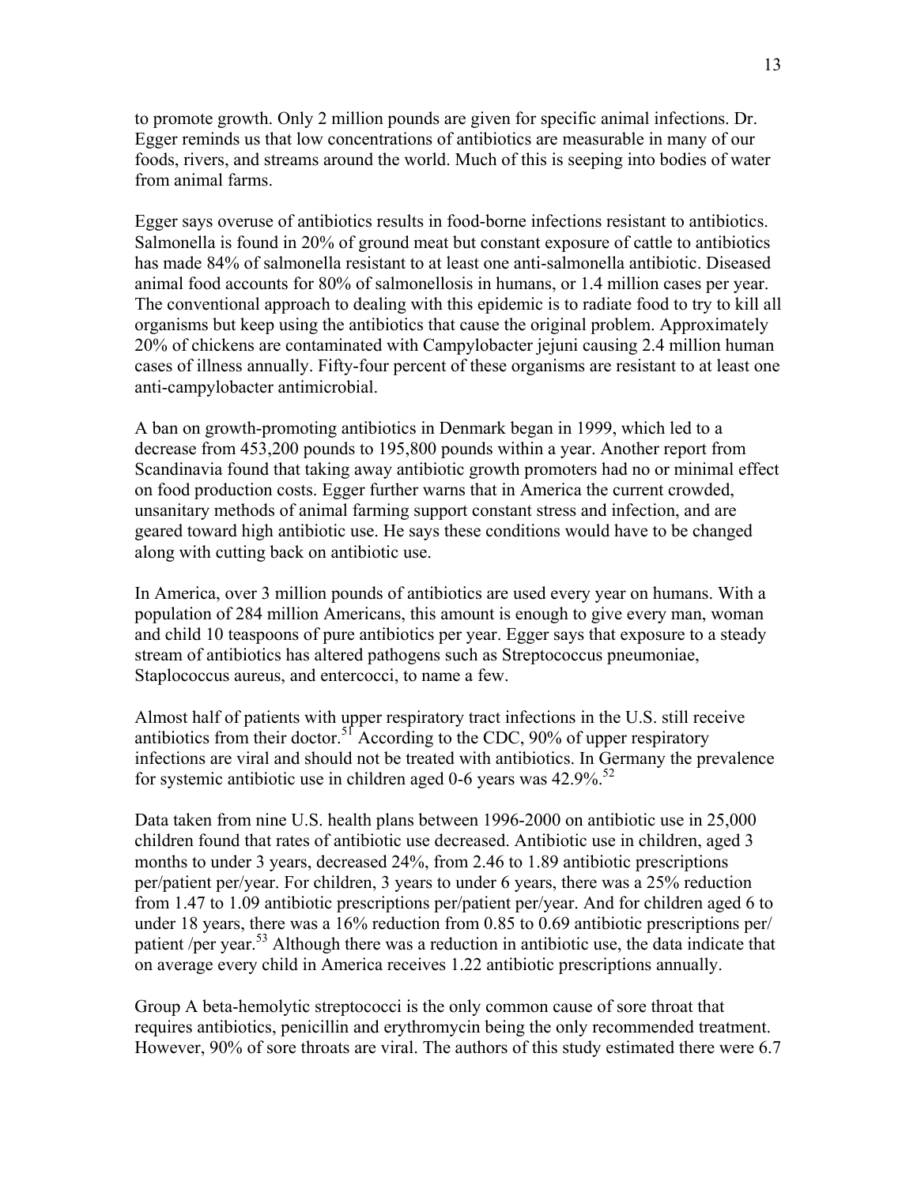to promote growth. Only 2 million pounds are given for specific animal infections. Dr. Egger reminds us that low concentrations of antibiotics are measurable in many of our foods, rivers, and streams around the world. Much of this is seeping into bodies of water from animal farms.

Egger says overuse of antibiotics results in food-borne infections resistant to antibiotics. Salmonella is found in 20% of ground meat but constant exposure of cattle to antibiotics has made 84% of salmonella resistant to at least one anti-salmonella antibiotic. Diseased animal food accounts for 80% of salmonellosis in humans, or 1.4 million cases per year. The conventional approach to dealing with this epidemic is to radiate food to try to kill all organisms but keep using the antibiotics that cause the original problem. Approximately 20% of chickens are contaminated with Campylobacter jejuni causing 2.4 million human cases of illness annually. Fifty-four percent of these organisms are resistant to at least one anti-campylobacter antimicrobial.

A ban on growth-promoting antibiotics in Denmark began in 1999, which led to a decrease from 453,200 pounds to 195,800 pounds within a year. Another report from Scandinavia found that taking away antibiotic growth promoters had no or minimal effect on food production costs. Egger further warns that in America the current crowded, unsanitary methods of animal farming support constant stress and infection, and are geared toward high antibiotic use. He says these conditions would have to be changed along with cutting back on antibiotic use.

In America, over 3 million pounds of antibiotics are used every year on humans. With a population of 284 million Americans, this amount is enough to give every man, woman and child 10 teaspoons of pure antibiotics per year. Egger says that exposure to a steady stream of antibiotics has altered pathogens such as Streptococcus pneumoniae, Staplococcus aureus, and entercocci, to name a few.

Almost half of patients with upper respiratory tract infections in the U.S. still receive antibiotics from their doctor.[51] According to the CDC, 90% of upper respiratory infections are viral and should not be treated with antibiotics. In Germany the prevalence for systemic antibiotic use in children aged 0-6 years was 42.9%.[52]

Data taken from nine U.S. health plans between 1996-2000 on antibiotic use in 25,000 children found that rates of antibiotic use decreased. Antibiotic use in children, aged 3 months to under 3 years, decreased 24%, from 2.46 to 1.89 antibiotic prescriptions per/patient per/year. For children, 3 years to under 6 years, there was a 25% reduction from 1.47 to 1.09 antibiotic prescriptions per/patient per/year. And for children aged 6 to under 18 years, there was a 16% reduction from 0.85 to 0.69 antibiotic prescriptions per/ patient /per year.[53] Although there was a reduction in antibiotic use, the data indicate that on average every child in America receives 1.22 antibiotic prescriptions annually.

Group A beta-hemolytic streptococci is the only common cause of sore throat that requires antibiotics, penicillin and erythromycin being the only recommended treatment. However, 90% of sore throats are viral. The authors of this study estimated there were 6.7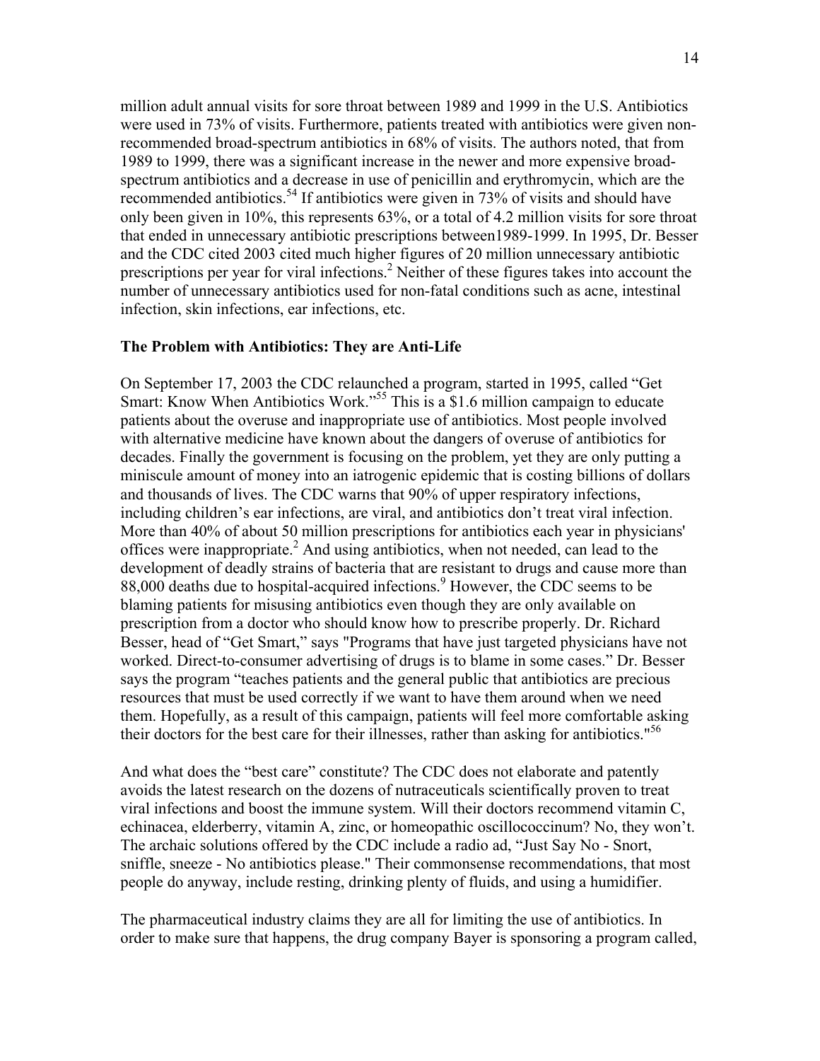million adult annual visits for sore throat between 1989 and 1999 in the U.S. Antibiotics were used in 73% of visits. Furthermore, patients treated with antibiotics were given non-recommended broad-spectrum antibiotics in 68% of visits. The authors noted, that from 1989 to 1999, there was a significant increase in the newer and more expensive broad-spectrum antibiotics and a decrease in use of penicillin and erythromycin, which are the recommended antibiotics.[54] If antibiotics were given in 73% of visits and should have only been given in 10%, this represents 63%, or a total of 4.2 million visits for sore throat that ended in unnecessary antibiotic prescriptions between1989-1999. In 1995, Dr. Besser and the CDC cited 2003 cited much higher figures of 20 million unnecessary antibiotic prescriptions per year for viral infections.[2] Neither of these figures takes into account the number of unnecessary antibiotics used for non-fatal conditions such as acne, intestinal infection, skin infections, ear infections, etc.

**The Problem with Antibiotics: They are Anti-Life**

On September 17, 2003 the CDC relaunched a program, started in 1995, called "Get Smart: Know When Antibiotics Work."[55] This is a $1.6 million campaign to educate patients about the overuse and inappropriate use of antibiotics. Most people involved with alternative medicine have known about the dangers of overuse of antibiotics for decades. Finally the government is focusing on the problem, yet they are only putting a miniscule amount of money into an iatrogenic epidemic that is costing billions of dollars and thousands of lives. The CDC warns that 90% of upper respiratory infections, including children's ear infections, are viral, and antibiotics don't treat viral infection. More than 40% of about 50 million prescriptions for antibiotics each year in physicians' offices were inappropriate.[2] And using antibiotics, when not needed, can lead to the development of deadly strains of bacteria that are resistant to drugs and cause more than 88,000 deaths due to hospital-acquired infections.[9] However, the CDC seems to be blaming patients for misusing antibiotics even though they are only available on prescription from a doctor who should know how to prescribe properly. Dr. Richard Besser, head of "Get Smart," says "Programs that have just targeted physicians have not worked. Direct-to-consumer advertising of drugs is to blame in some cases." Dr. Besser says the program "teaches patients and the general public that antibiotics are precious resources that must be used correctly if we want to have them around when we need them. Hopefully, as a result of this campaign, patients will feel more comfortable asking their doctors for the best care for their illnesses, rather than asking for antibiotics."[56]

And what does the "best care" constitute? The CDC does not elaborate and patently avoids the latest research on the dozens of nutraceuticals scientifically proven to treat viral infections and boost the immune system. Will their doctors recommend vitamin C, echinacea, elderberry, vitamin A, zinc, or homeopathic oscillococcinum? No, they won't. The archaic solutions offered by the CDC include a radio ad, "Just Say No - Snort, sniffle, sneeze - No antibiotics please." Their commonsense recommendations, that most people do anyway, include resting, drinking plenty of fluids, and using a humidifier.

The pharmaceutical industry claims they are all for limiting the use of antibiotics. In order to make sure that happens, the drug company Bayer is sponsoring a program called,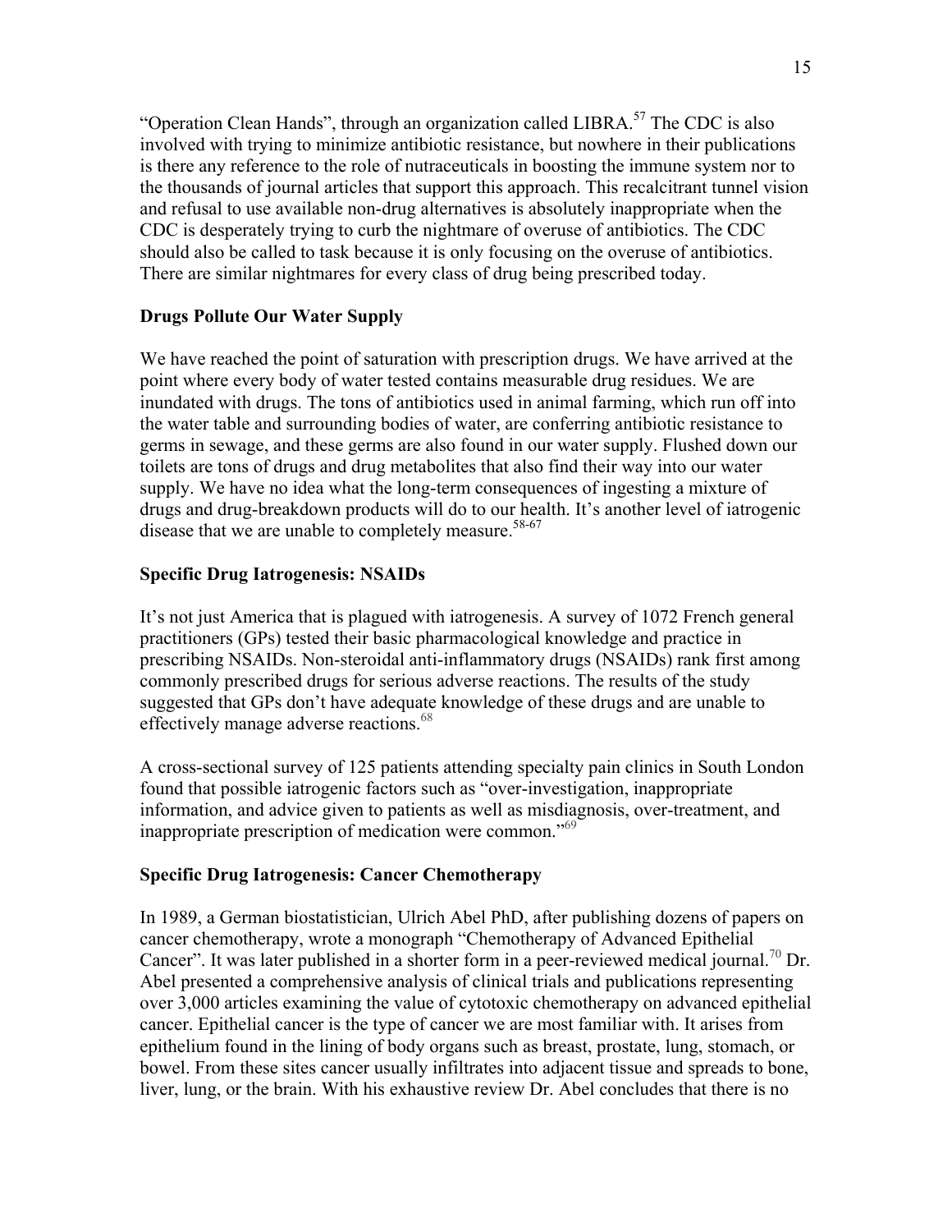"Operation Clean Hands", through an organization called LIBRA.[57] The CDC is also involved with trying to minimize antibiotic resistance, but nowhere in their publications is there any reference to the role of nutraceuticals in boosting the immune system nor to the thousands of journal articles that support this approach. This recalcitrant tunnel vision and refusal to use available non-drug alternatives is absolutely inappropriate when the CDC is desperately trying to curb the nightmare of overuse of antibiotics. The CDC should also be called to task because it is only focusing on the overuse of antibiotics. There are similar nightmares for every class of drug being prescribed today.

### Drugs Pollute Our Water Supply

We have reached the point of saturation with prescription drugs. We have arrived at the point where every body of water tested contains measurable drug residues. We are inundated with drugs. The tons of antibiotics used in animal farming, which run off into the water table and surrounding bodies of water, are conferring antibiotic resistance to germs in sewage, and these germs are also found in our water supply. Flushed down our toilets are tons of drugs and drug metabolites that also find their way into our water supply. We have no idea what the long-term consequences of ingesting a mixture of drugs and drug-breakdown products will do to our health. It's another level of iatrogenic disease that we are unable to completely measure.[58-67]

### Specific Drug Iatrogenesis: NSAIDs

It's not just America that is plagued with iatrogenesis. A survey of 1072 French general practitioners (GPs) tested their basic pharmacological knowledge and practice in prescribing NSAIDs. Non-steroidal anti-inflammatory drugs (NSAIDs) rank first among commonly prescribed drugs for serious adverse reactions. The results of the study suggested that GPs don't have adequate knowledge of these drugs and are unable to effectively manage adverse reactions.[68]

A cross-sectional survey of 125 patients attending specialty pain clinics in South London found that possible iatrogenic factors such as "over-investigation, inappropriate information, and advice given to patients as well as misdiagnosis, over-treatment, and inappropriate prescription of medication were common."[69]

### Specific Drug Iatrogenesis: Cancer Chemotherapy

In 1989, a German biostatistician, Ulrich Abel PhD, after publishing dozens of papers on cancer chemotherapy, wrote a monograph "Chemotherapy of Advanced Epithelial Cancer". It was later published in a shorter form in a peer-reviewed medical journal.[70] Dr. Abel presented a comprehensive analysis of clinical trials and publications representing over 3,000 articles examining the value of cytotoxic chemotherapy on advanced epithelial cancer. Epithelial cancer is the type of cancer we are most familiar with. It arises from epithelium found in the lining of body organs such as breast, prostate, lung, stomach, or bowel. From these sites cancer usually infiltrates into adjacent tissue and spreads to bone, liver, lung, or the brain. With his exhaustive review Dr. Abel concludes that there is no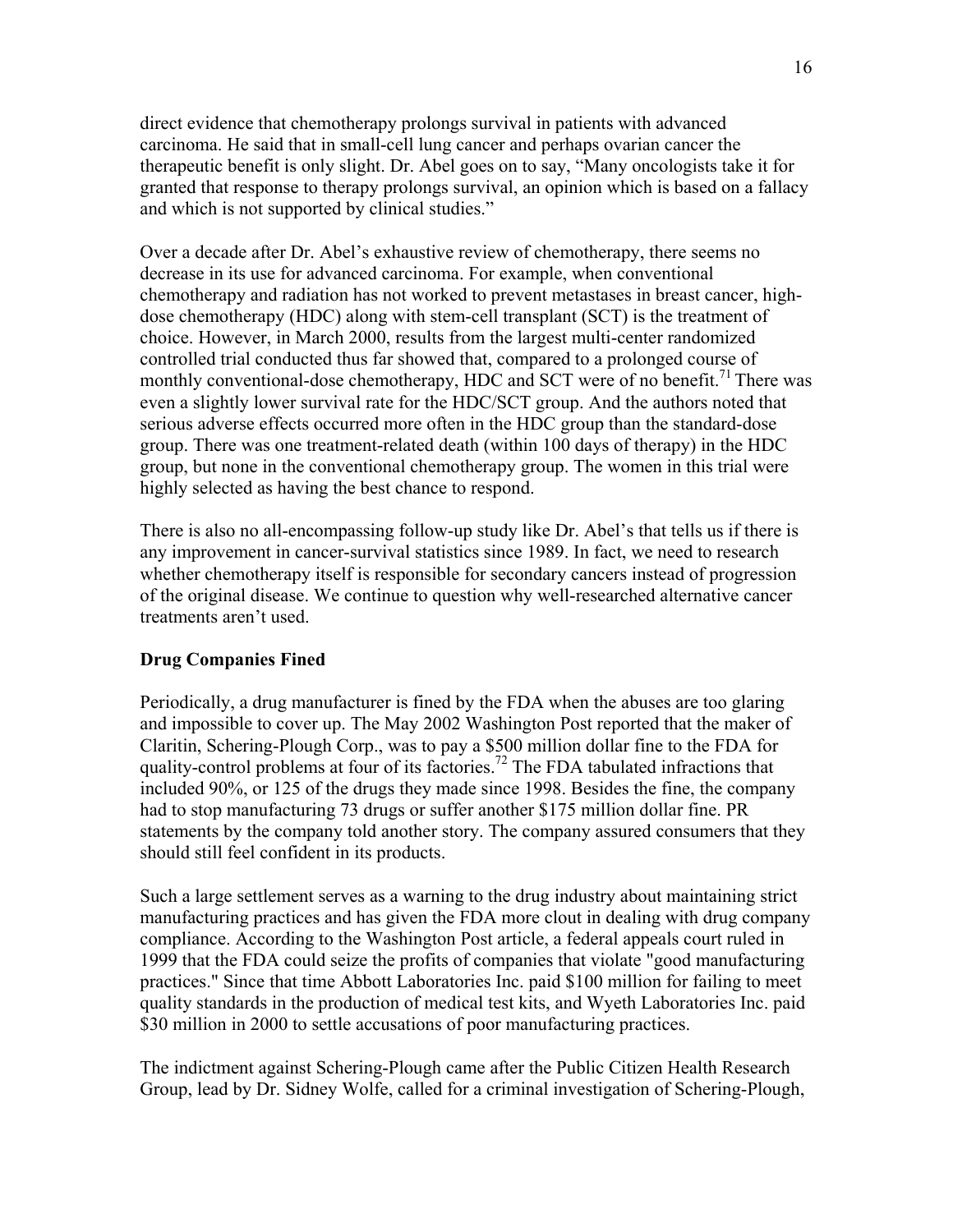direct evidence that chemotherapy prolongs survival in patients with advanced carcinoma. He said that in small-cell lung cancer and perhaps ovarian cancer the therapeutic benefit is only slight. Dr. Abel goes on to say, "Many oncologists take it for granted that response to therapy prolongs survival, an opinion which is based on a fallacy and which is not supported by clinical studies."

Over a decade after Dr. Abel's exhaustive review of chemotherapy, there seems no decrease in its use for advanced carcinoma. For example, when conventional chemotherapy and radiation has not worked to prevent metastases in breast cancer, high-dose chemotherapy (HDC) along with stem-cell transplant (SCT) is the treatment of choice. However, in March 2000, results from the largest multi-center randomized controlled trial conducted thus far showed that, compared to a prolonged course of monthly conventional-dose chemotherapy, HDC and SCT were of no benefit.[71] There was even a slightly lower survival rate for the HDC/SCT group. And the authors noted that serious adverse effects occurred more often in the HDC group than the standard-dose group. There was one treatment-related death (within 100 days of therapy) in the HDC group, but none in the conventional chemotherapy group. The women in this trial were highly selected as having the best chance to respond.

There is also no all-encompassing follow-up study like Dr. Abel's that tells us if there is any improvement in cancer-survival statistics since 1989. In fact, we need to research whether chemotherapy itself is responsible for secondary cancers instead of progression of the original disease. We continue to question why well-researched alternative cancer treatments aren't used.

**Drug Companies Fined**

Periodically, a drug manufacturer is fined by the FDA when the abuses are too glaring and impossible to cover up. The May 2002 Washington Post reported that the maker of Claritin, Schering-Plough Corp., was to pay a $500 million dollar fine to the FDA for quality-control problems at four of its factories.[72] The FDA tabulated infractions that included 90%, or 125 of the drugs they made since 1998. Besides the fine, the company had to stop manufacturing 73 drugs or suffer another $175 million dollar fine. PR statements by the company told another story. The company assured consumers that they should still feel confident in its products.

Such a large settlement serves as a warning to the drug industry about maintaining strict manufacturing practices and has given the FDA more clout in dealing with drug company compliance. According to the Washington Post article, a federal appeals court ruled in 1999 that the FDA could seize the profits of companies that violate "good manufacturing practices." Since that time Abbott Laboratories Inc. paid $100 million for failing to meet quality standards in the production of medical test kits, and Wyeth Laboratories Inc. paid $30 million in 2000 to settle accusations of poor manufacturing practices.

The indictment against Schering-Plough came after the Public Citizen Health Research Group, lead by Dr. Sidney Wolfe, called for a criminal investigation of Schering-Plough,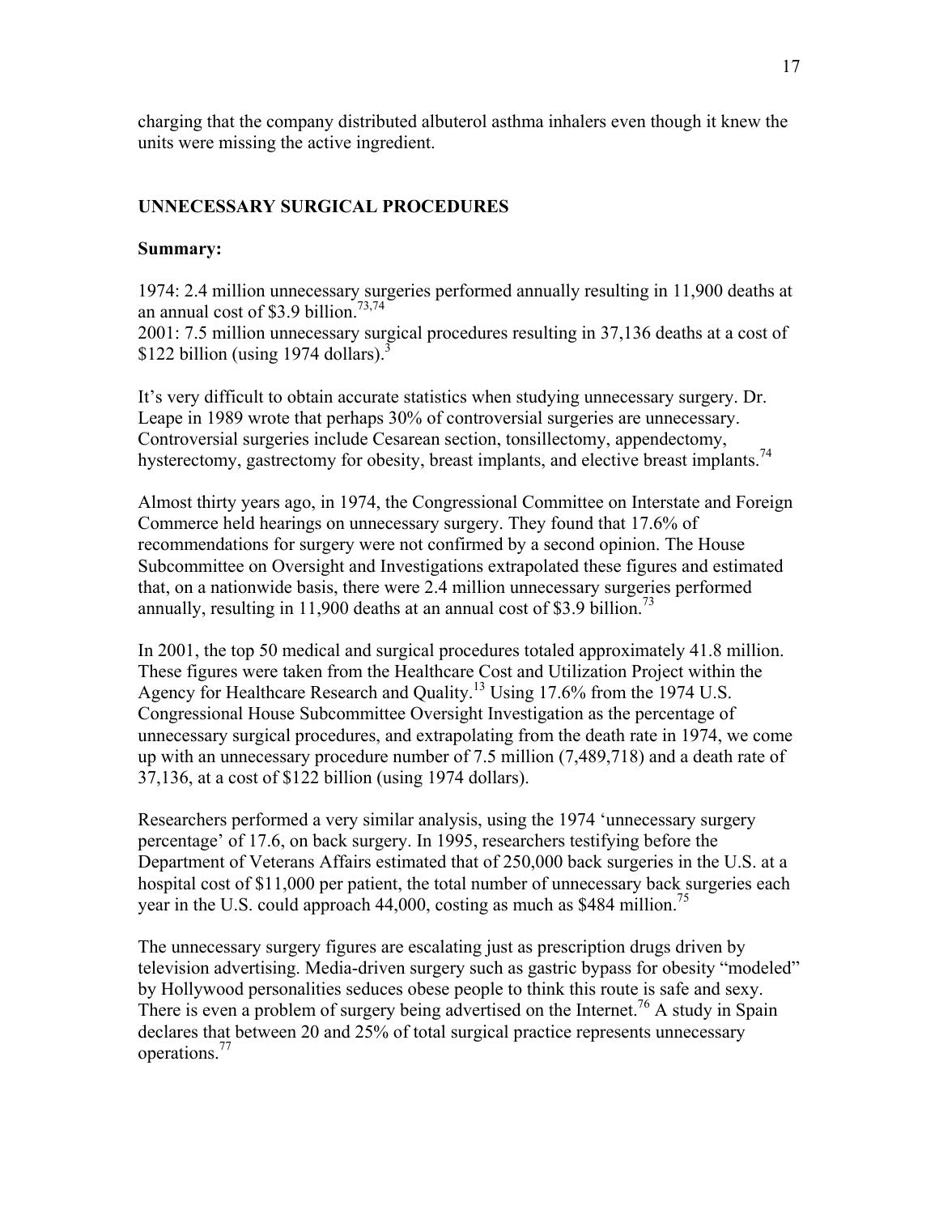charging that the company distributed albuterol asthma inhalers even though it knew the units were missing the active ingredient.

## UNNECESSARY SURGICAL PROCEDURES

**Summary:**

1974: 2.4 million unnecessary surgeries performed annually resulting in 11,900 deaths at an annual cost of $3.9 billion.[73,74]
2001: 7.5 million unnecessary surgical procedures resulting in 37,136 deaths at a cost of $122 billion (using 1974 dollars).[3]

It's very difficult to obtain accurate statistics when studying unnecessary surgery. Dr. Leape in 1989 wrote that perhaps 30% of controversial surgeries are unnecessary. Controversial surgeries include Cesarean section, tonsillectomy, appendectomy, hysterectomy, gastrectomy for obesity, breast implants, and elective breast implants.[74]

Almost thirty years ago, in 1974, the Congressional Committee on Interstate and Foreign Commerce held hearings on unnecessary surgery. They found that 17.6% of recommendations for surgery were not confirmed by a second opinion. The House Subcommittee on Oversight and Investigations extrapolated these figures and estimated that, on a nationwide basis, there were 2.4 million unnecessary surgeries performed annually, resulting in 11,900 deaths at an annual cost of $3.9 billion.[73]

In 2001, the top 50 medical and surgical procedures totaled approximately 41.8 million. These figures were taken from the Healthcare Cost and Utilization Project within the Agency for Healthcare Research and Quality.[13] Using 17.6% from the 1974 U.S. Congressional House Subcommittee Oversight Investigation as the percentage of unnecessary surgical procedures, and extrapolating from the death rate in 1974, we come up with an unnecessary procedure number of 7.5 million (7,489,718) and a death rate of 37,136, at a cost of $122 billion (using 1974 dollars).

Researchers performed a very similar analysis, using the 1974 'unnecessary surgery percentage' of 17.6, on back surgery. In 1995, researchers testifying before the Department of Veterans Affairs estimated that of 250,000 back surgeries in the U.S. at a hospital cost of $11,000 per patient, the total number of unnecessary back surgeries each year in the U.S. could approach 44,000, costing as much as $484 million.[75]

The unnecessary surgery figures are escalating just as prescription drugs driven by television advertising. Media-driven surgery such as gastric bypass for obesity "modeled" by Hollywood personalities seduces obese people to think this route is safe and sexy. There is even a problem of surgery being advertised on the Internet.[76] A study in Spain declares that between 20 and 25% of total surgical practice represents unnecessary operations.[77]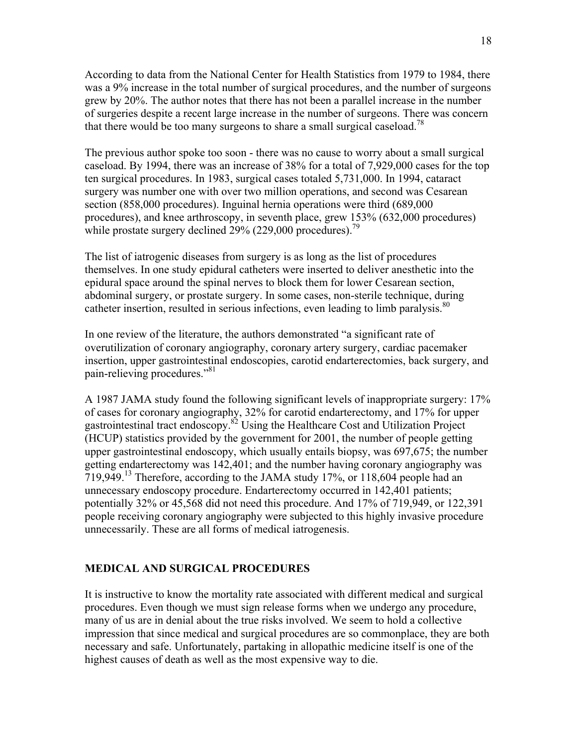According to data from the National Center for Health Statistics from 1979 to 1984, there was a 9% increase in the total number of surgical procedures, and the number of surgeons grew by 20%. The author notes that there has not been a parallel increase in the number of surgeries despite a recent large increase in the number of surgeons. There was concern that there would be too many surgeons to share a small surgical caseload.[78]

The previous author spoke too soon - there was no cause to worry about a small surgical caseload. By 1994, there was an increase of 38% for a total of 7,929,000 cases for the top ten surgical procedures. In 1983, surgical cases totaled 5,731,000. In 1994, cataract surgery was number one with over two million operations, and second was Cesarean section (858,000 procedures). Inguinal hernia operations were third (689,000 procedures), and knee arthroscopy, in seventh place, grew 153% (632,000 procedures) while prostate surgery declined 29% (229,000 procedures).[79]

The list of iatrogenic diseases from surgery is as long as the list of procedures themselves. In one study epidural catheters were inserted to deliver anesthetic into the epidural space around the spinal nerves to block them for lower Cesarean section, abdominal surgery, or prostate surgery. In some cases, non-sterile technique, during catheter insertion, resulted in serious infections, even leading to limb paralysis.[80]

In one review of the literature, the authors demonstrated "a significant rate of overutilization of coronary angiography, coronary artery surgery, cardiac pacemaker insertion, upper gastrointestinal endoscopies, carotid endarterectomies, back surgery, and pain-relieving procedures."[81]

A 1987 JAMA study found the following significant levels of inappropriate surgery: 17% of cases for coronary angiography, 32% for carotid endarterectomy, and 17% for upper gastrointestinal tract endoscopy.[82] Using the Healthcare Cost and Utilization Project (HCUP) statistics provided by the government for 2001, the number of people getting upper gastrointestinal endoscopy, which usually entails biopsy, was 697,675; the number getting endarterectomy was 142,401; and the number having coronary angiography was 719,949.[13] Therefore, according to the JAMA study 17%, or 118,604 people had an unnecessary endoscopy procedure. Endarterectomy occurred in 142,401 patients; potentially 32% or 45,568 did not need this procedure. And 17% of 719,949, or 122,391 people receiving coronary angiography were subjected to this highly invasive procedure unnecessarily. These are all forms of medical iatrogenesis.

## MEDICAL AND SURGICAL PROCEDURES

It is instructive to know the mortality rate associated with different medical and surgical procedures. Even though we must sign release forms when we undergo any procedure, many of us are in denial about the true risks involved. We seem to hold a collective impression that since medical and surgical procedures are so commonplace, they are both necessary and safe. Unfortunately, partaking in allopathic medicine itself is one of the highest causes of death as well as the most expensive way to die.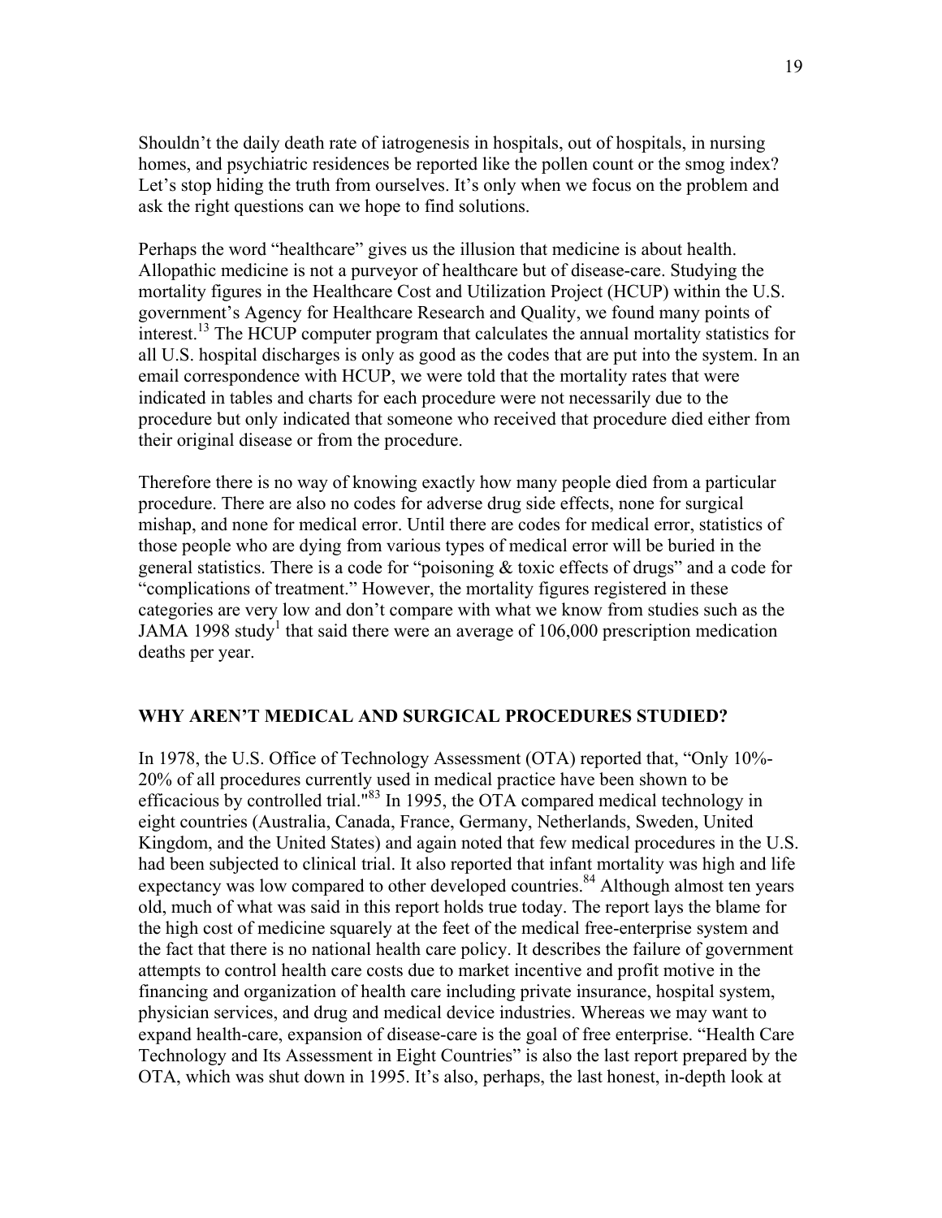Shouldn't the daily death rate of iatrogenesis in hospitals, out of hospitals, in nursing homes, and psychiatric residences be reported like the pollen count or the smog index? Let's stop hiding the truth from ourselves. It's only when we focus on the problem and ask the right questions can we hope to find solutions.

Perhaps the word "healthcare" gives us the illusion that medicine is about health. Allopathic medicine is not a purveyor of healthcare but of disease-care. Studying the mortality figures in the Healthcare Cost and Utilization Project (HCUP) within the U.S. government's Agency for Healthcare Research and Quality, we found many points of interest.[13] The HCUP computer program that calculates the annual mortality statistics for all U.S. hospital discharges is only as good as the codes that are put into the system. In an email correspondence with HCUP, we were told that the mortality rates that were indicated in tables and charts for each procedure were not necessarily due to the procedure but only indicated that someone who received that procedure died either from their original disease or from the procedure.

Therefore there is no way of knowing exactly how many people died from a particular procedure. There are also no codes for adverse drug side effects, none for surgical mishap, and none for medical error. Until there are codes for medical error, statistics of those people who are dying from various types of medical error will be buried in the general statistics. There is a code for "poisoning & toxic effects of drugs" and a code for "complications of treatment." However, the mortality figures registered in these categories are very low and don't compare with what we know from studies such as the JAMA 1998 study[1] that said there were an average of 106,000 prescription medication deaths per year.

## WHY AREN'T MEDICAL AND SURGICAL PROCEDURES STUDIED?

In 1978, the U.S. Office of Technology Assessment (OTA) reported that, "Only 10%-20% of all procedures currently used in medical practice have been shown to be efficacious by controlled trial."[83] In 1995, the OTA compared medical technology in eight countries (Australia, Canada, France, Germany, Netherlands, Sweden, United Kingdom, and the United States) and again noted that few medical procedures in the U.S. had been subjected to clinical trial. It also reported that infant mortality was high and life expectancy was low compared to other developed countries.[84] Although almost ten years old, much of what was said in this report holds true today. The report lays the blame for the high cost of medicine squarely at the feet of the medical free-enterprise system and the fact that there is no national health care policy. It describes the failure of government attempts to control health care costs due to market incentive and profit motive in the financing and organization of health care including private insurance, hospital system, physician services, and drug and medical device industries. Whereas we may want to expand health-care, expansion of disease-care is the goal of free enterprise. "Health Care Technology and Its Assessment in Eight Countries" is also the last report prepared by the OTA, which was shut down in 1995. It's also, perhaps, the last honest, in-depth look at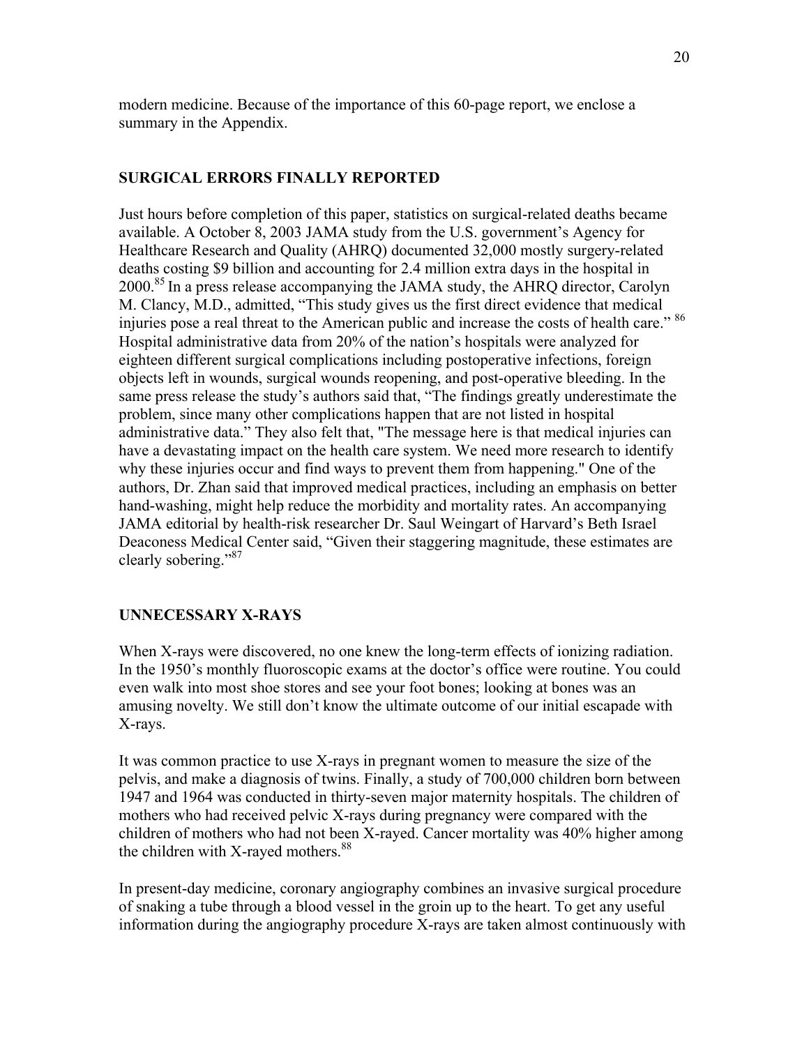modern medicine. Because of the importance of this 60-page report, we enclose a summary in the Appendix.

## SURGICAL ERRORS FINALLY REPORTED

Just hours before completion of this paper, statistics on surgical-related deaths became available. A October 8, 2003 JAMA study from the U.S. government's Agency for Healthcare Research and Quality (AHRQ) documented 32,000 mostly surgery-related deaths costing $9 billion and accounting for 2.4 million extra days in the hospital in 2000.[85] In a press release accompanying the JAMA study, the AHRQ director, Carolyn M. Clancy, M.D., admitted, "This study gives us the first direct evidence that medical injuries pose a real threat to the American public and increase the costs of health care." [86] Hospital administrative data from 20% of the nation's hospitals were analyzed for eighteen different surgical complications including postoperative infections, foreign objects left in wounds, surgical wounds reopening, and post-operative bleeding. In the same press release the study's authors said that, "The findings greatly underestimate the problem, since many other complications happen that are not listed in hospital administrative data." They also felt that, "The message here is that medical injuries can have a devastating impact on the health care system. We need more research to identify why these injuries occur and find ways to prevent them from happening." One of the authors, Dr. Zhan said that improved medical practices, including an emphasis on better hand-washing, might help reduce the morbidity and mortality rates. An accompanying JAMA editorial by health-risk researcher Dr. Saul Weingart of Harvard's Beth Israel Deaconess Medical Center said, "Given their staggering magnitude, these estimates are clearly sobering."[87]

## UNNECESSARY X-RAYS

When X-rays were discovered, no one knew the long-term effects of ionizing radiation. In the 1950's monthly fluoroscopic exams at the doctor's office were routine. You could even walk into most shoe stores and see your foot bones; looking at bones was an amusing novelty. We still don't know the ultimate outcome of our initial escapade with X-rays.

It was common practice to use X-rays in pregnant women to measure the size of the pelvis, and make a diagnosis of twins. Finally, a study of 700,000 children born between 1947 and 1964 was conducted in thirty-seven major maternity hospitals. The children of mothers who had received pelvic X-rays during pregnancy were compared with the children of mothers who had not been X-rayed. Cancer mortality was 40% higher among the children with X-rayed mothers.[88]

In present-day medicine, coronary angiography combines an invasive surgical procedure of snaking a tube through a blood vessel in the groin up to the heart. To get any useful information during the angiography procedure X-rays are taken almost continuously with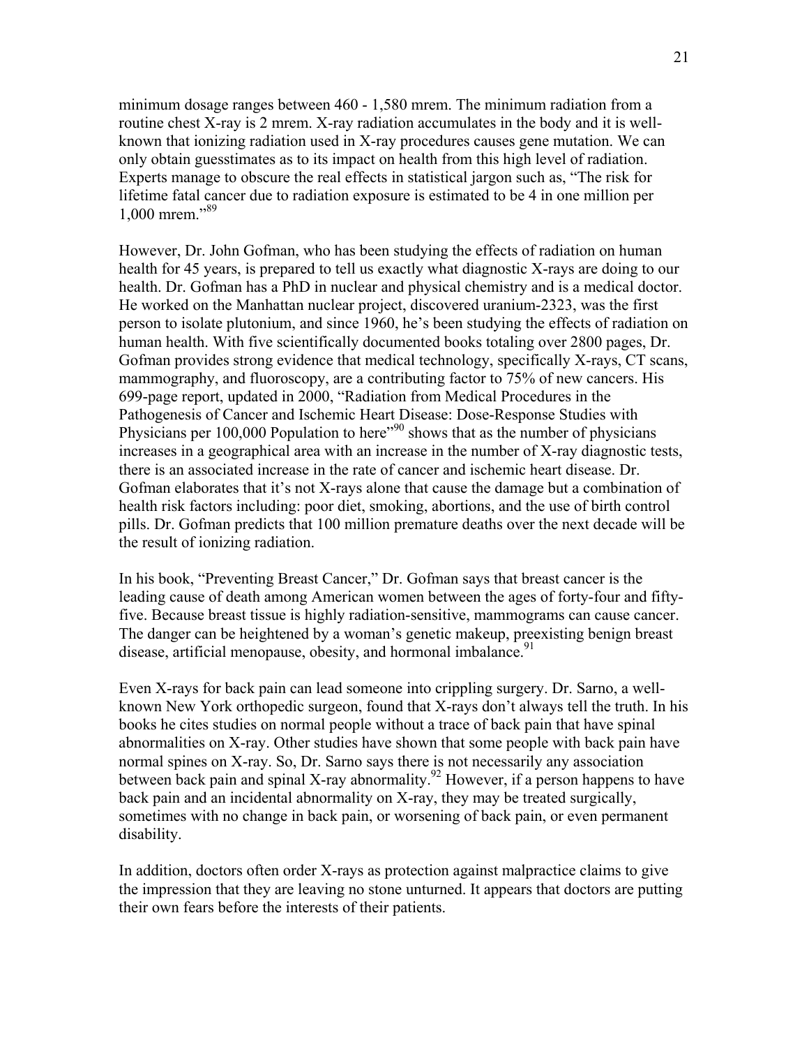minimum dosage ranges between 460 - 1,580 mrem. The minimum radiation from a routine chest X-ray is 2 mrem. X-ray radiation accumulates in the body and it is well-known that ionizing radiation used in X-ray procedures causes gene mutation. We can only obtain guesstimates as to its impact on health from this high level of radiation. Experts manage to obscure the real effects in statistical jargon such as, "The risk for lifetime fatal cancer due to radiation exposure is estimated to be 4 in one million per 1,000 mrem."[89]

However, Dr. John Gofman, who has been studying the effects of radiation on human health for 45 years, is prepared to tell us exactly what diagnostic X-rays are doing to our health. Dr. Gofman has a PhD in nuclear and physical chemistry and is a medical doctor. He worked on the Manhattan nuclear project, discovered uranium-2323, was the first person to isolate plutonium, and since 1960, he's been studying the effects of radiation on human health. With five scientifically documented books totaling over 2800 pages, Dr. Gofman provides strong evidence that medical technology, specifically X-rays, CT scans, mammography, and fluoroscopy, are a contributing factor to 75% of new cancers. His 699-page report, updated in 2000, "Radiation from Medical Procedures in the Pathogenesis of Cancer and Ischemic Heart Disease: Dose-Response Studies with Physicians per 100,000 Population to here"[90] shows that as the number of physicians increases in a geographical area with an increase in the number of X-ray diagnostic tests, there is an associated increase in the rate of cancer and ischemic heart disease. Dr. Gofman elaborates that it's not X-rays alone that cause the damage but a combination of health risk factors including: poor diet, smoking, abortions, and the use of birth control pills. Dr. Gofman predicts that 100 million premature deaths over the next decade will be the result of ionizing radiation.

In his book, "Preventing Breast Cancer," Dr. Gofman says that breast cancer is the leading cause of death among American women between the ages of forty-four and fifty-five. Because breast tissue is highly radiation-sensitive, mammograms can cause cancer. The danger can be heightened by a woman's genetic makeup, preexisting benign breast disease, artificial menopause, obesity, and hormonal imbalance.[91]

Even X-rays for back pain can lead someone into crippling surgery. Dr. Sarno, a well-known New York orthopedic surgeon, found that X-rays don't always tell the truth. In his books he cites studies on normal people without a trace of back pain that have spinal abnormalities on X-ray. Other studies have shown that some people with back pain have normal spines on X-ray. So, Dr. Sarno says there is not necessarily any association between back pain and spinal X-ray abnormality.[92] However, if a person happens to have back pain and an incidental abnormality on X-ray, they may be treated surgically, sometimes with no change in back pain, or worsening of back pain, or even permanent disability.

In addition, doctors often order X-rays as protection against malpractice claims to give the impression that they are leaving no stone unturned. It appears that doctors are putting their own fears before the interests of their patients.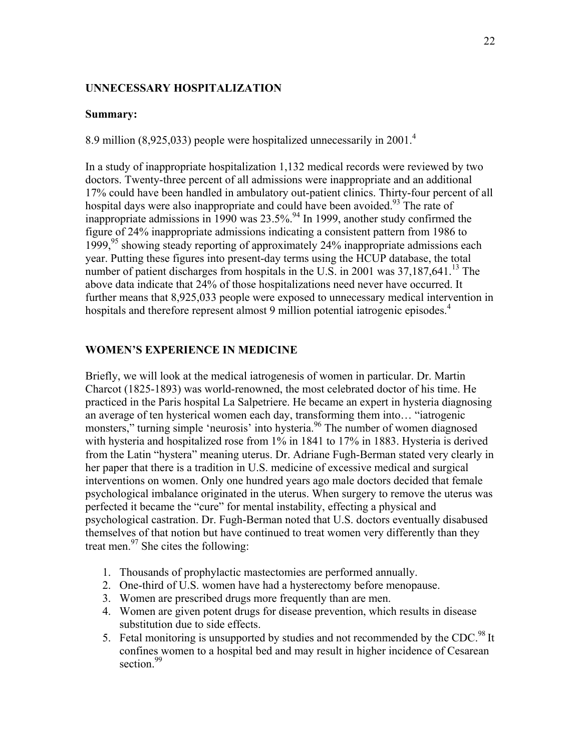## UNNECESSARY HOSPITALIZATION

**Summary:**

8.9 million (8,925,033) people were hospitalized unnecessarily in 2001.[4]

In a study of inappropriate hospitalization 1,132 medical records were reviewed by two doctors. Twenty-three percent of all admissions were inappropriate and an additional 17% could have been handled in ambulatory out-patient clinics. Thirty-four percent of all hospital days were also inappropriate and could have been avoided.[93] The rate of inappropriate admissions in 1990 was 23.5%.[94] In 1999, another study confirmed the figure of 24% inappropriate admissions indicating a consistent pattern from 1986 to 1999,[95] showing steady reporting of approximately 24% inappropriate admissions each year. Putting these figures into present-day terms using the HCUP database, the total number of patient discharges from hospitals in the U.S. in 2001 was 37,187,641.[13] The above data indicate that 24% of those hospitalizations need never have occurred. It further means that 8,925,033 people were exposed to unnecessary medical intervention in hospitals and therefore represent almost 9 million potential iatrogenic episodes.[4]

## WOMEN'S EXPERIENCE IN MEDICINE

Briefly, we will look at the medical iatrogenesis of women in particular. Dr. Martin Charcot (1825-1893) was world-renowned, the most celebrated doctor of his time. He practiced in the Paris hospital La Salpetriere. He became an expert in hysteria diagnosing an average of ten hysterical women each day, transforming them into… "iatrogenic monsters," turning simple 'neurosis' into hysteria.[96] The number of women diagnosed with hysteria and hospitalized rose from 1% in 1841 to 17% in 1883. Hysteria is derived from the Latin "hystera" meaning uterus. Dr. Adriane Fugh-Berman stated very clearly in her paper that there is a tradition in U.S. medicine of excessive medical and surgical interventions on women. Only one hundred years ago male doctors decided that female psychological imbalance originated in the uterus. When surgery to remove the uterus was perfected it became the "cure" for mental instability, effecting a physical and psychological castration. Dr. Fugh-Berman noted that U.S. doctors eventually disabused themselves of that notion but have continued to treat women very differently than they treat men.[97] She cites the following:

1. Thousands of prophylactic mastectomies are performed annually.
2. One-third of U.S. women have had a hysterectomy before menopause.
3. Women are prescribed drugs more frequently than are men.
4. Women are given potent drugs for disease prevention, which results in disease substitution due to side effects.
5. Fetal monitoring is unsupported by studies and not recommended by the CDC.[98] It confines women to a hospital bed and may result in higher incidence of Cesarean section.[99]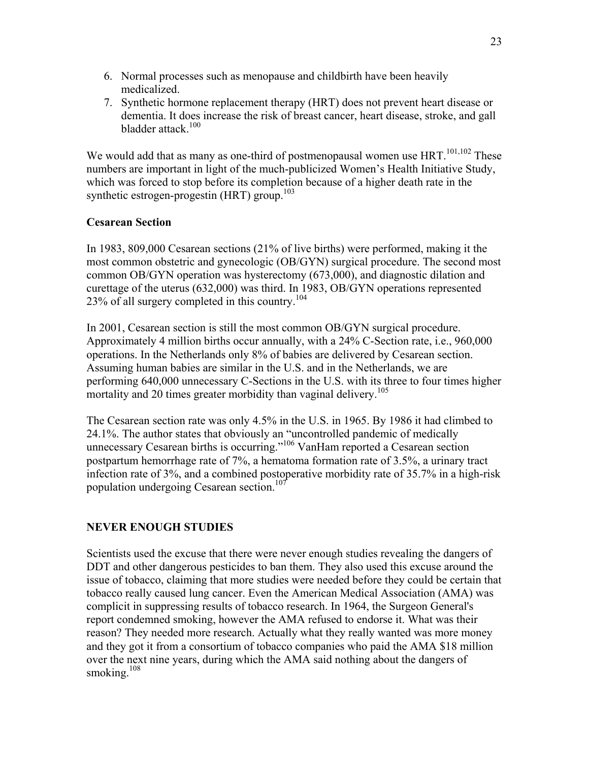6. Normal processes such as menopause and childbirth have been heavily medicalized.
7. Synthetic hormone replacement therapy (HRT) does not prevent heart disease or dementia. It does increase the risk of breast cancer, heart disease, stroke, and gall bladder attack.[100]

We would add that as many as one-third of postmenopausal women use HRT.[101,102] These numbers are important in light of the much-publicized Women's Health Initiative Study, which was forced to stop before its completion because of a higher death rate in the synthetic estrogen-progestin (HRT) group.[103]

### Cesarean Section

In 1983, 809,000 Cesarean sections (21% of live births) were performed, making it the most common obstetric and gynecologic (OB/GYN) surgical procedure. The second most common OB/GYN operation was hysterectomy (673,000), and diagnostic dilation and curettage of the uterus (632,000) was third. In 1983, OB/GYN operations represented 23% of all surgery completed in this country.[104]

In 2001, Cesarean section is still the most common OB/GYN surgical procedure. Approximately 4 million births occur annually, with a 24% C-Section rate, i.e., 960,000 operations. In the Netherlands only 8% of babies are delivered by Cesarean section. Assuming human babies are similar in the U.S. and in the Netherlands, we are performing 640,000 unnecessary C-Sections in the U.S. with its three to four times higher mortality and 20 times greater morbidity than vaginal delivery.[105]

The Cesarean section rate was only 4.5% in the U.S. in 1965. By 1986 it had climbed to 24.1%. The author states that obviously an "uncontrolled pandemic of medically unnecessary Cesarean births is occurring."[106] VanHam reported a Cesarean section postpartum hemorrhage rate of 7%, a hematoma formation rate of 3.5%, a urinary tract infection rate of 3%, and a combined postoperative morbidity rate of 35.7% in a high-risk population undergoing Cesarean section.[107]

## NEVER ENOUGH STUDIES

Scientists used the excuse that there were never enough studies revealing the dangers of DDT and other dangerous pesticides to ban them. They also used this excuse around the issue of tobacco, claiming that more studies were needed before they could be certain that tobacco really caused lung cancer. Even the American Medical Association (AMA) was complicit in suppressing results of tobacco research. In 1964, the Surgeon General's report condemned smoking, however the AMA refused to endorse it. What was their reason? They needed more research. Actually what they really wanted was more money and they got it from a consortium of tobacco companies who paid the AMA $18 million over the next nine years, during which the AMA said nothing about the dangers of smoking.[108]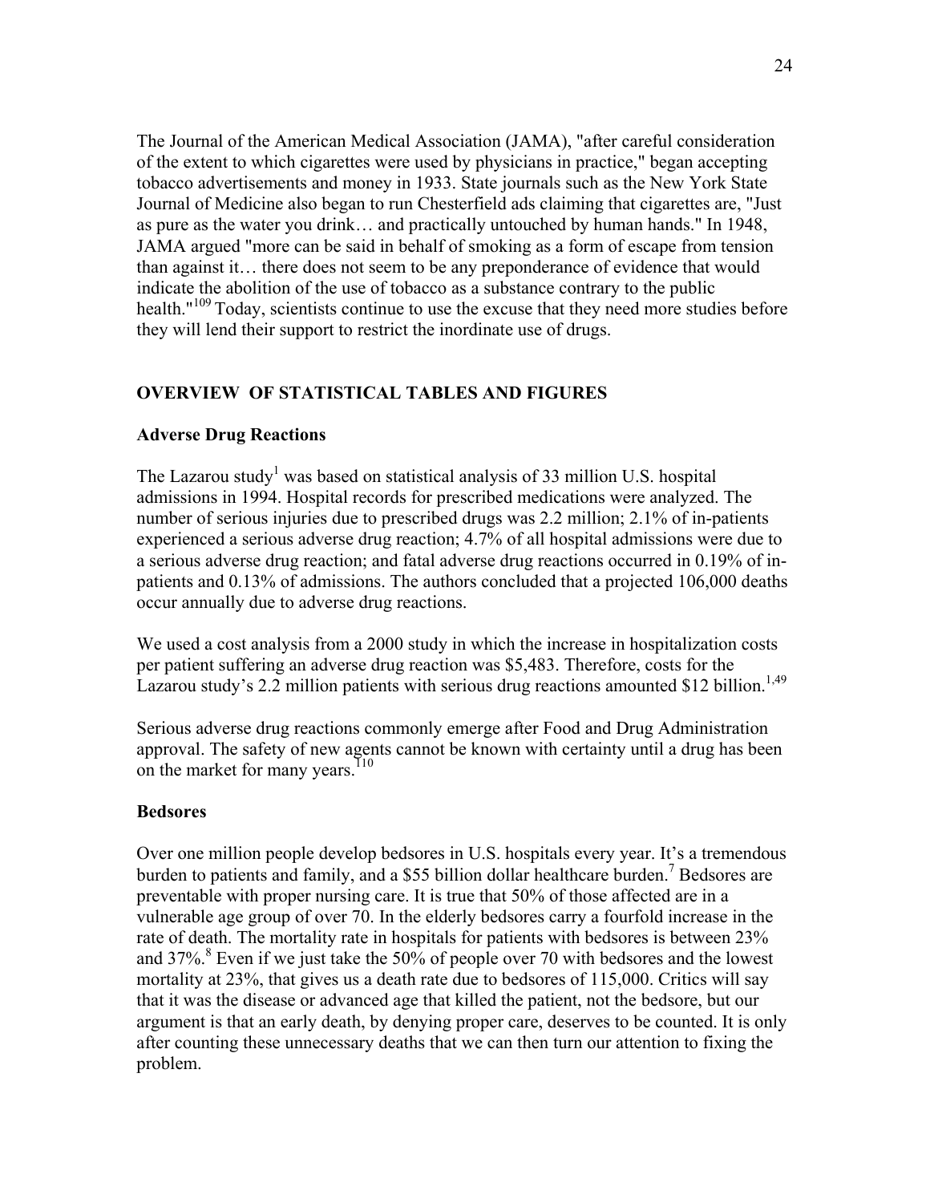The Journal of the American Medical Association (JAMA), "after careful consideration of the extent to which cigarettes were used by physicians in practice," began accepting tobacco advertisements and money in 1933. State journals such as the New York State Journal of Medicine also began to run Chesterfield ads claiming that cigarettes are, "Just as pure as the water you drink… and practically untouched by human hands." In 1948, JAMA argued "more can be said in behalf of smoking as a form of escape from tension than against it… there does not seem to be any preponderance of evidence that would indicate the abolition of the use of tobacco as a substance contrary to the public health."[109] Today, scientists continue to use the excuse that they need more studies before they will lend their support to restrict the inordinate use of drugs.

## OVERVIEW OF STATISTICAL TABLES AND FIGURES

### Adverse Drug Reactions

The Lazarou study[1] was based on statistical analysis of 33 million U.S. hospital admissions in 1994. Hospital records for prescribed medications were analyzed. The number of serious injuries due to prescribed drugs was 2.2 million; 2.1% of in-patients experienced a serious adverse drug reaction; 4.7% of all hospital admissions were due to a serious adverse drug reaction; and fatal adverse drug reactions occurred in 0.19% of in-patients and 0.13% of admissions. The authors concluded that a projected 106,000 deaths occur annually due to adverse drug reactions.

We used a cost analysis from a 2000 study in which the increase in hospitalization costs per patient suffering an adverse drug reaction was $5,483. Therefore, costs for the Lazarou study's 2.2 million patients with serious drug reactions amounted $12 billion.[1,49]

Serious adverse drug reactions commonly emerge after Food and Drug Administration approval. The safety of new agents cannot be known with certainty until a drug has been on the market for many years.[110]

### Bedsores

Over one million people develop bedsores in U.S. hospitals every year. It's a tremendous burden to patients and family, and a $55 billion dollar healthcare burden.[7] Bedsores are preventable with proper nursing care. It is true that 50% of those affected are in a vulnerable age group of over 70. In the elderly bedsores carry a fourfold increase in the rate of death. The mortality rate in hospitals for patients with bedsores is between 23% and 37%.[8] Even if we just take the 50% of people over 70 with bedsores and the lowest mortality at 23%, that gives us a death rate due to bedsores of 115,000. Critics will say that it was the disease or advanced age that killed the patient, not the bedsore, but our argument is that an early death, by denying proper care, deserves to be counted. It is only after counting these unnecessary deaths that we can then turn our attention to fixing the problem.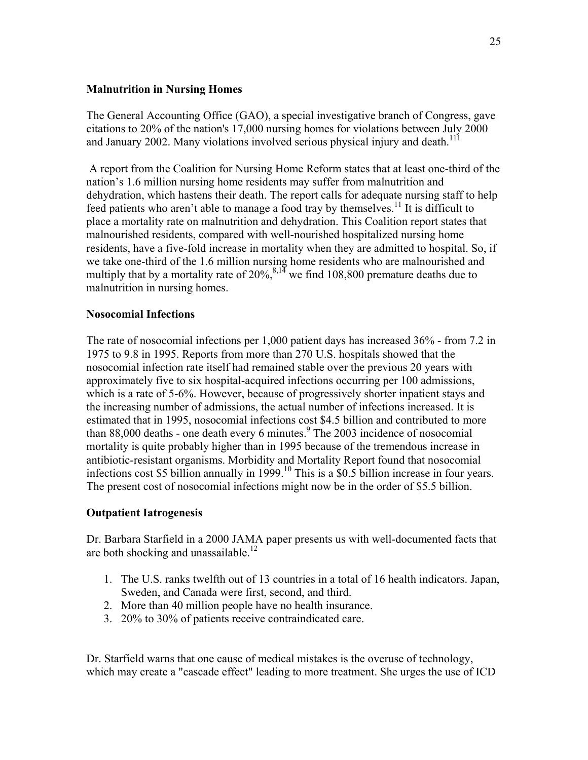### Malnutrition in Nursing Homes

The General Accounting Office (GAO), a special investigative branch of Congress, gave citations to 20% of the nation's 17,000 nursing homes for violations between July 2000 and January 2002. Many violations involved serious physical injury and death.[111]

A report from the Coalition for Nursing Home Reform states that at least one-third of the nation's 1.6 million nursing home residents may suffer from malnutrition and dehydration, which hastens their death. The report calls for adequate nursing staff to help feed patients who aren't able to manage a food tray by themselves.[11] It is difficult to place a mortality rate on malnutrition and dehydration. This Coalition report states that malnourished residents, compared with well-nourished hospitalized nursing home residents, have a five-fold increase in mortality when they are admitted to hospital. So, if we take one-third of the 1.6 million nursing home residents who are malnourished and multiply that by a mortality rate of 20%,[8,14] we find 108,800 premature deaths due to malnutrition in nursing homes.

### Nosocomial Infections

The rate of nosocomial infections per 1,000 patient days has increased 36% - from 7.2 in 1975 to 9.8 in 1995. Reports from more than 270 U.S. hospitals showed that the nosocomial infection rate itself had remained stable over the previous 20 years with approximately five to six hospital-acquired infections occurring per 100 admissions, which is a rate of 5-6%. However, because of progressively shorter inpatient stays and the increasing number of admissions, the actual number of infections increased. It is estimated that in 1995, nosocomial infections cost $4.5 billion and contributed to more than 88,000 deaths - one death every 6 minutes.[9] The 2003 incidence of nosocomial mortality is quite probably higher than in 1995 because of the tremendous increase in antibiotic-resistant organisms. Morbidity and Mortality Report found that nosocomial infections cost $5 billion annually in 1999.[10] This is a $0.5 billion increase in four years. The present cost of nosocomial infections might now be in the order of $5.5 billion.

### Outpatient Iatrogenesis

Dr. Barbara Starfield in a 2000 JAMA paper presents us with well-documented facts that are both shocking and unassailable.[12]

1. The U.S. ranks twelfth out of 13 countries in a total of 16 health indicators. Japan, Sweden, and Canada were first, second, and third.
2. More than 40 million people have no health insurance.
3. 20% to 30% of patients receive contraindicated care.

Dr. Starfield warns that one cause of medical mistakes is the overuse of technology, which may create a "cascade effect" leading to more treatment. She urges the use of ICD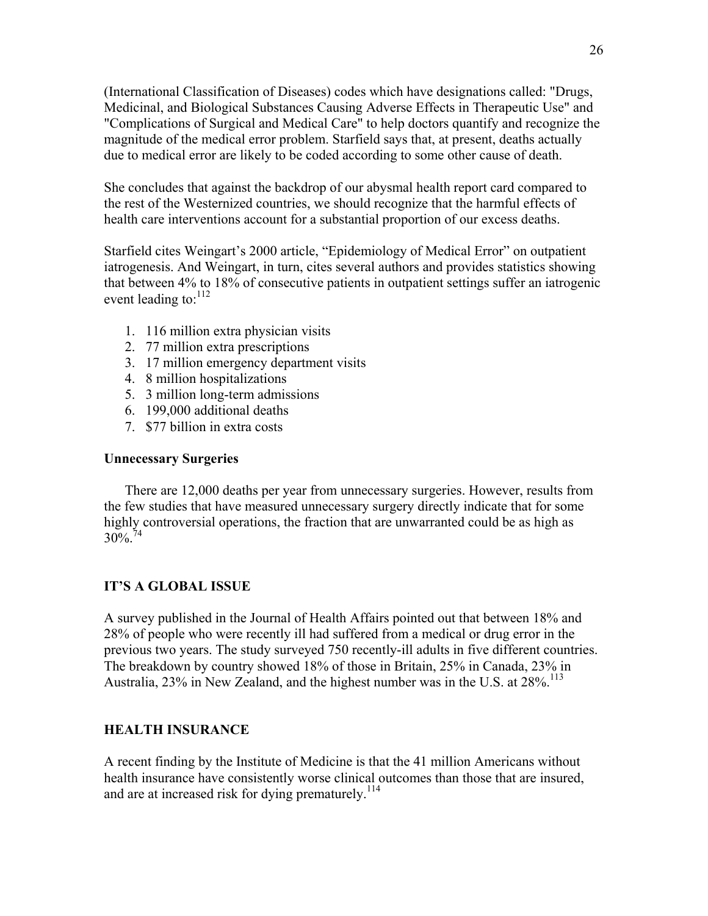(International Classification of Diseases) codes which have designations called: "Drugs, Medicinal, and Biological Substances Causing Adverse Effects in Therapeutic Use" and "Complications of Surgical and Medical Care" to help doctors quantify and recognize the magnitude of the medical error problem. Starfield says that, at present, deaths actually due to medical error are likely to be coded according to some other cause of death.

She concludes that against the backdrop of our abysmal health report card compared to the rest of the Westernized countries, we should recognize that the harmful effects of health care interventions account for a substantial proportion of our excess deaths.

Starfield cites Weingart's 2000 article, "Epidemiology of Medical Error" on outpatient iatrogenesis. And Weingart, in turn, cites several authors and provides statistics showing that between 4% to 18% of consecutive patients in outpatient settings suffer an iatrogenic event leading to:[112]

1. 116 million extra physician visits
2. 77 million extra prescriptions
3. 17 million emergency department visits
4. 8 million hospitalizations
5. 3 million long-term admissions
6. 199,000 additional deaths
7. $77 billion in extra costs

**Unnecessary Surgeries**

There are 12,000 deaths per year from unnecessary surgeries. However, results from the few studies that have measured unnecessary surgery directly indicate that for some highly controversial operations, the fraction that are unwarranted could be as high as 30%.[74]

**IT'S A GLOBAL ISSUE**

A survey published in the Journal of Health Affairs pointed out that between 18% and 28% of people who were recently ill had suffered from a medical or drug error in the previous two years. The study surveyed 750 recently-ill adults in five different countries. The breakdown by country showed 18% of those in Britain, 25% in Canada, 23% in Australia, 23% in New Zealand, and the highest number was in the U.S. at 28%.[113]

**HEALTH INSURANCE**

A recent finding by the Institute of Medicine is that the 41 million Americans without health insurance have consistently worse clinical outcomes than those that are insured, and are at increased risk for dying prematurely.[114]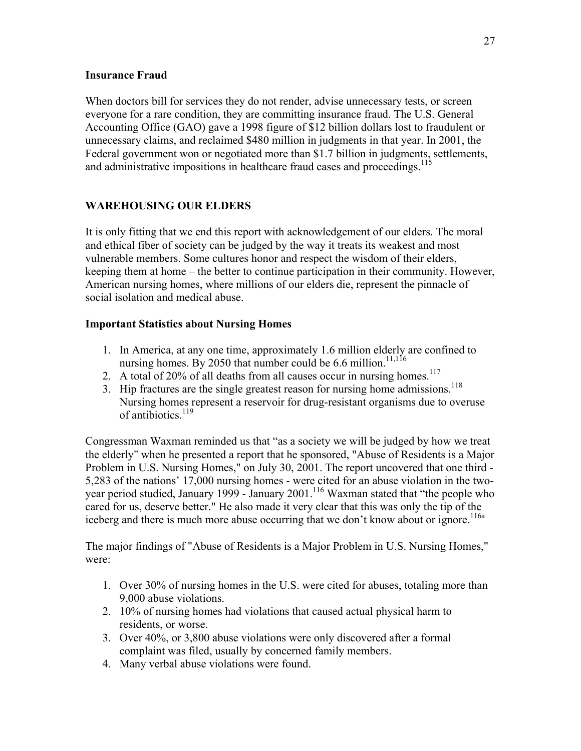### Insurance Fraud

When doctors bill for services they do not render, advise unnecessary tests, or screen everyone for a rare condition, they are committing insurance fraud. The U.S. General Accounting Office (GAO) gave a 1998 figure of $12 billion dollars lost to fraudulent or unnecessary claims, and reclaimed $480 million in judgments in that year. In 2001, the Federal government won or negotiated more than $1.7 billion in judgments, settlements, and administrative impositions in healthcare fraud cases and proceedings.[115]

## WAREHOUSING OUR ELDERS

It is only fitting that we end this report with acknowledgement of our elders. The moral and ethical fiber of society can be judged by the way it treats its weakest and most vulnerable members. Some cultures honor and respect the wisdom of their elders, keeping them at home – the better to continue participation in their community. However, American nursing homes, where millions of our elders die, represent the pinnacle of social isolation and medical abuse.

### Important Statistics about Nursing Homes

1. In America, at any one time, approximately 1.6 million elderly are confined to nursing homes. By 2050 that number could be 6.6 million.[11,116]
2. A total of 20% of all deaths from all causes occur in nursing homes.[117]
3. Hip fractures are the single greatest reason for nursing home admissions.[118] Nursing homes represent a reservoir for drug-resistant organisms due to overuse of antibiotics.[119]

Congressman Waxman reminded us that "as a society we will be judged by how we treat the elderly" when he presented a report that he sponsored, "Abuse of Residents is a Major Problem in U.S. Nursing Homes," on July 30, 2001. The report uncovered that one third - 5,283 of the nations' 17,000 nursing homes - were cited for an abuse violation in the two-year period studied, January 1999 - January 2001.[116] Waxman stated that "the people who cared for us, deserve better." He also made it very clear that this was only the tip of the iceberg and there is much more abuse occurring that we don't know about or ignore.[116a]

The major findings of "Abuse of Residents is a Major Problem in U.S. Nursing Homes," were:

1. Over 30% of nursing homes in the U.S. were cited for abuses, totaling more than 9,000 abuse violations.
2. 10% of nursing homes had violations that caused actual physical harm to residents, or worse.
3. Over 40%, or 3,800 abuse violations were only discovered after a formal complaint was filed, usually by concerned family members.
4. Many verbal abuse violations were found.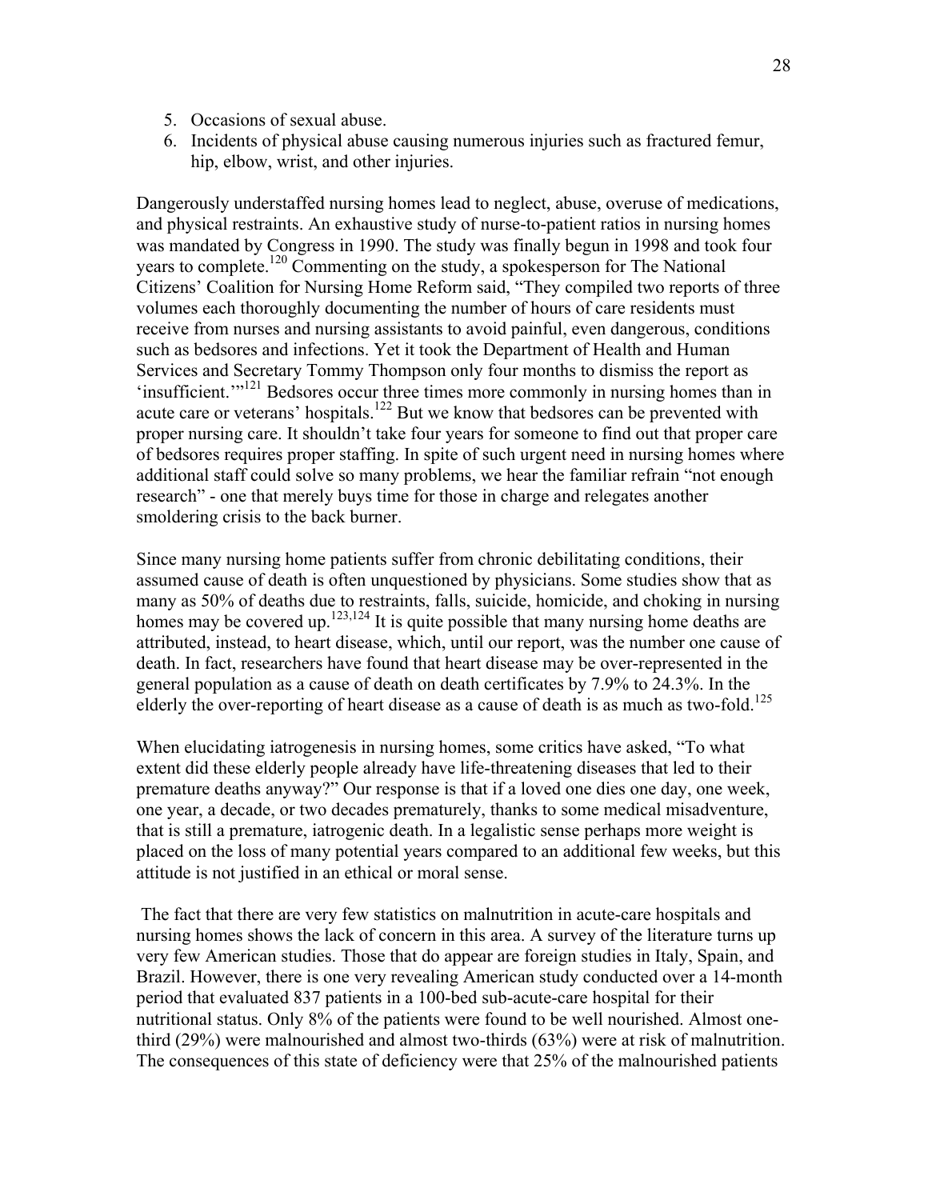5. Occasions of sexual abuse.
6. Incidents of physical abuse causing numerous injuries such as fractured femur, hip, elbow, wrist, and other injuries.

Dangerously understaffed nursing homes lead to neglect, abuse, overuse of medications, and physical restraints. An exhaustive study of nurse-to-patient ratios in nursing homes was mandated by Congress in 1990. The study was finally begun in 1998 and took four years to complete.[120] Commenting on the study, a spokesperson for The National Citizens' Coalition for Nursing Home Reform said, "They compiled two reports of three volumes each thoroughly documenting the number of hours of care residents must receive from nurses and nursing assistants to avoid painful, even dangerous, conditions such as bedsores and infections. Yet it took the Department of Health and Human Services and Secretary Tommy Thompson only four months to dismiss the report as 'insufficient.'"[121] Bedsores occur three times more commonly in nursing homes than in acute care or veterans' hospitals.[122] But we know that bedsores can be prevented with proper nursing care. It shouldn't take four years for someone to find out that proper care of bedsores requires proper staffing. In spite of such urgent need in nursing homes where additional staff could solve so many problems, we hear the familiar refrain "not enough research" - one that merely buys time for those in charge and relegates another smoldering crisis to the back burner.

Since many nursing home patients suffer from chronic debilitating conditions, their assumed cause of death is often unquestioned by physicians. Some studies show that as many as 50% of deaths due to restraints, falls, suicide, homicide, and choking in nursing homes may be covered up.[123,124] It is quite possible that many nursing home deaths are attributed, instead, to heart disease, which, until our report, was the number one cause of death. In fact, researchers have found that heart disease may be over-represented in the general population as a cause of death on death certificates by 7.9% to 24.3%. In the elderly the over-reporting of heart disease as a cause of death is as much as two-fold.[125]

When elucidating iatrogenesis in nursing homes, some critics have asked, "To what extent did these elderly people already have life-threatening diseases that led to their premature deaths anyway?" Our response is that if a loved one dies one day, one week, one year, a decade, or two decades prematurely, thanks to some medical misadventure, that is still a premature, iatrogenic death. In a legalistic sense perhaps more weight is placed on the loss of many potential years compared to an additional few weeks, but this attitude is not justified in an ethical or moral sense.

The fact that there are very few statistics on malnutrition in acute-care hospitals and nursing homes shows the lack of concern in this area. A survey of the literature turns up very few American studies. Those that do appear are foreign studies in Italy, Spain, and Brazil. However, there is one very revealing American study conducted over a 14-month period that evaluated 837 patients in a 100-bed sub-acute-care hospital for their nutritional status. Only 8% of the patients were found to be well nourished. Almost one-third (29%) were malnourished and almost two-thirds (63%) were at risk of malnutrition. The consequences of this state of deficiency were that 25% of the malnourished patients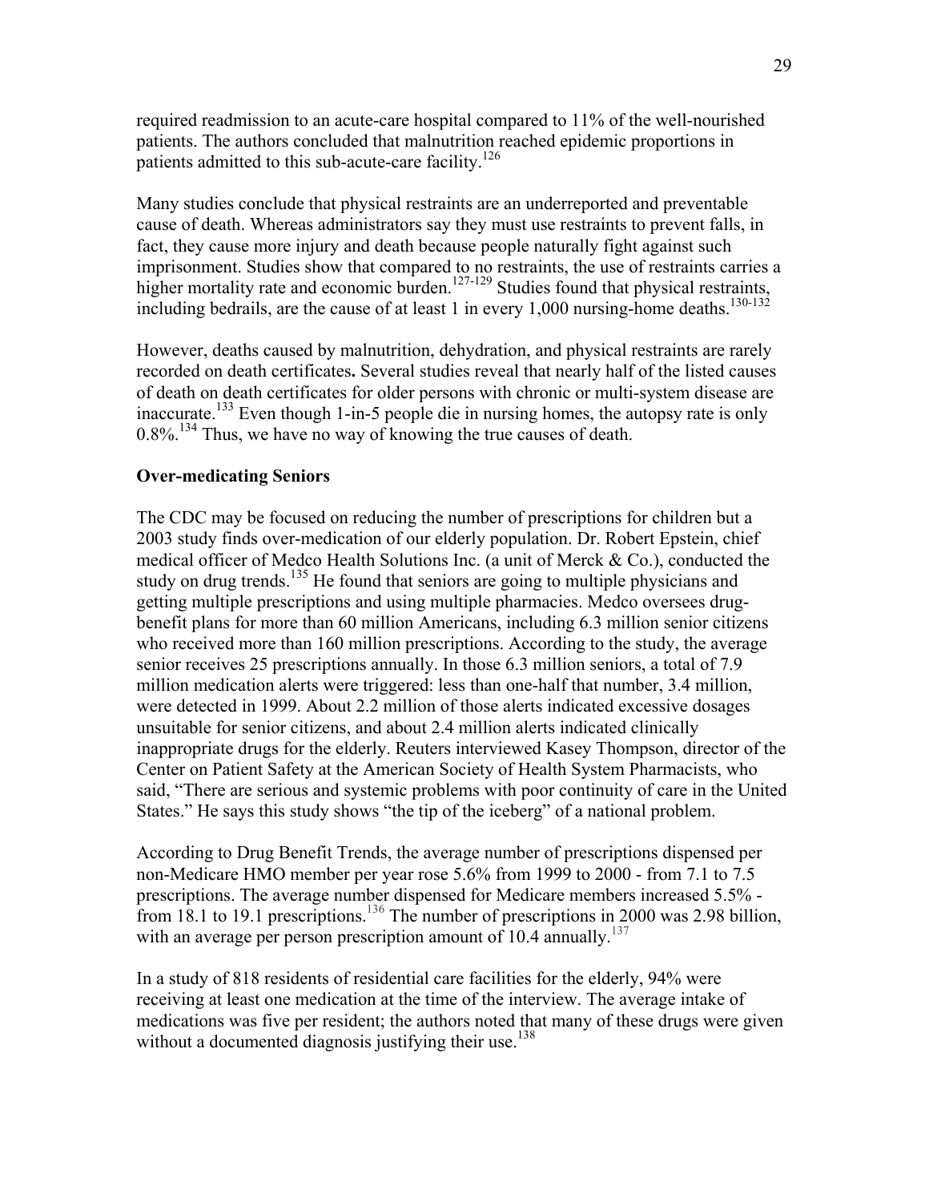required readmission to an acute-care hospital compared to 11% of the well-nourished patients. The authors concluded that malnutrition reached epidemic proportions in patients admitted to this sub-acute-care facility.[126]

Many studies conclude that physical restraints are an underreported and preventable cause of death. Whereas administrators say they must use restraints to prevent falls, in fact, they cause more injury and death because people naturally fight against such imprisonment. Studies show that compared to no restraints, the use of restraints carries a higher mortality rate and economic burden.[127-129] Studies found that physical restraints, including bedrails, are the cause of at least 1 in every 1,000 nursing-home deaths.[130-132]

However, deaths caused by malnutrition, dehydration, and physical restraints are rarely recorded on death certificates**.** Several studies reveal that nearly half of the listed causes of death on death certificates for older persons with chronic or multi-system disease are inaccurate.[133] Even though 1-in-5 people die in nursing homes, the autopsy rate is only 0.8%.[134] Thus, we have no way of knowing the true causes of death.

**Over-medicating Seniors**

The CDC may be focused on reducing the number of prescriptions for children but a 2003 study finds over-medication of our elderly population. Dr. Robert Epstein, chief medical officer of Medco Health Solutions Inc. (a unit of Merck & Co.), conducted the study on drug trends.[135] He found that seniors are going to multiple physicians and getting multiple prescriptions and using multiple pharmacies. Medco oversees drug-benefit plans for more than 60 million Americans, including 6.3 million senior citizens who received more than 160 million prescriptions. According to the study, the average senior receives 25 prescriptions annually. In those 6.3 million seniors, a total of 7.9 million medication alerts were triggered: less than one-half that number, 3.4 million, were detected in 1999. About 2.2 million of those alerts indicated excessive dosages unsuitable for senior citizens, and about 2.4 million alerts indicated clinically inappropriate drugs for the elderly. Reuters interviewed Kasey Thompson, director of the Center on Patient Safety at the American Society of Health System Pharmacists, who said, "There are serious and systemic problems with poor continuity of care in the United States." He says this study shows "the tip of the iceberg" of a national problem.

According to Drug Benefit Trends, the average number of prescriptions dispensed per non-Medicare HMO member per year rose 5.6% from 1999 to 2000 - from 7.1 to 7.5 prescriptions. The average number dispensed for Medicare members increased 5.5% - from 18.1 to 19.1 prescriptions.[136] The number of prescriptions in 2000 was 2.98 billion, with an average per person prescription amount of 10.4 annually.[137]

In a study of 818 residents of residential care facilities for the elderly, 94% were receiving at least one medication at the time of the interview. The average intake of medications was five per resident; the authors noted that many of these drugs were given without a documented diagnosis justifying their use.[138]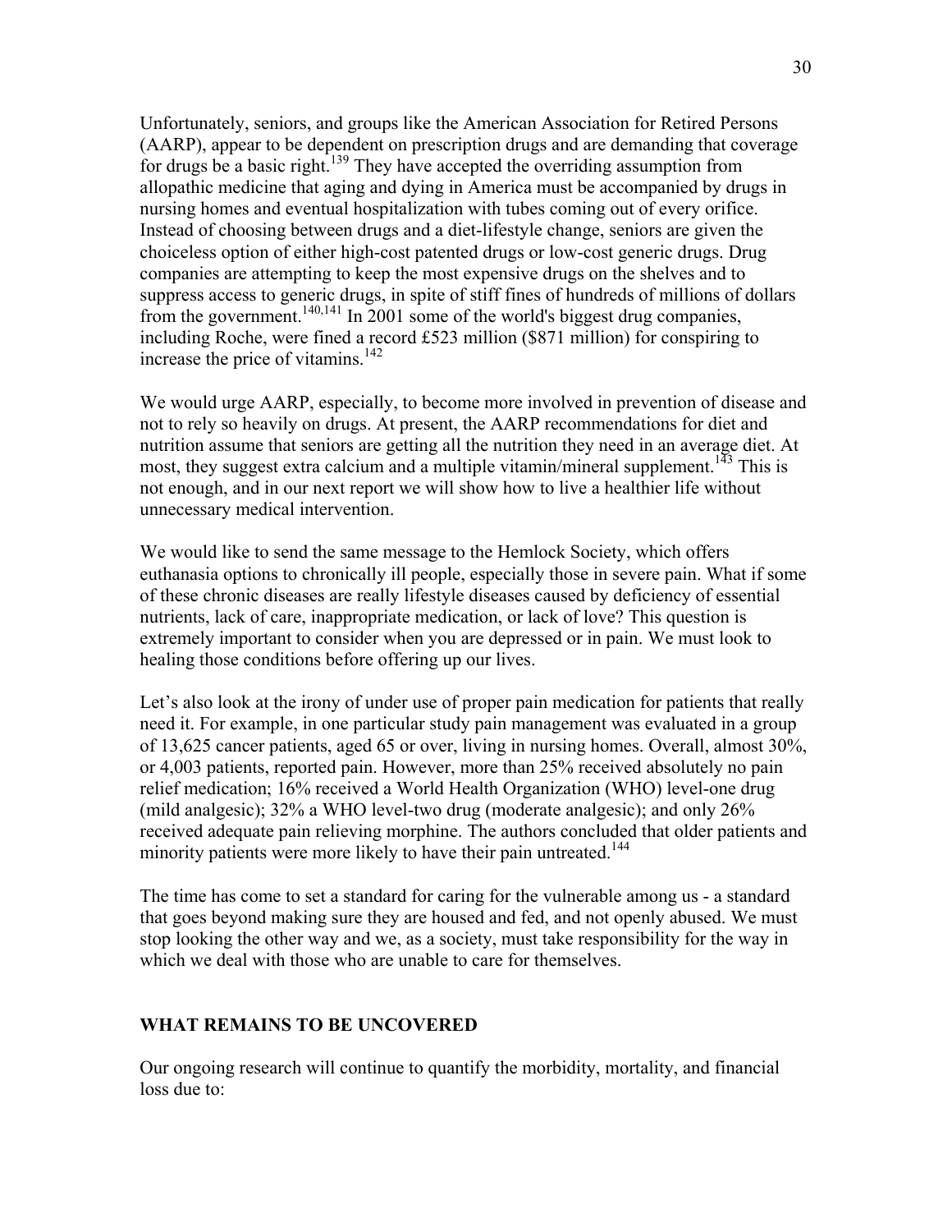Unfortunately, seniors, and groups like the American Association for Retired Persons (AARP), appear to be dependent on prescription drugs and are demanding that coverage for drugs be a basic right.[139] They have accepted the overriding assumption from allopathic medicine that aging and dying in America must be accompanied by drugs in nursing homes and eventual hospitalization with tubes coming out of every orifice. Instead of choosing between drugs and a diet-lifestyle change, seniors are given the choiceless option of either high-cost patented drugs or low-cost generic drugs. Drug companies are attempting to keep the most expensive drugs on the shelves and to suppress access to generic drugs, in spite of stiff fines of hundreds of millions of dollars from the government.[140,141] In 2001 some of the world's biggest drug companies, including Roche, were fined a record £523 million ($871 million) for conspiring to increase the price of vitamins.[142]

We would urge AARP, especially, to become more involved in prevention of disease and not to rely so heavily on drugs. At present, the AARP recommendations for diet and nutrition assume that seniors are getting all the nutrition they need in an average diet. At most, they suggest extra calcium and a multiple vitamin/mineral supplement.[143] This is not enough, and in our next report we will show how to live a healthier life without unnecessary medical intervention.

We would like to send the same message to the Hemlock Society, which offers euthanasia options to chronically ill people, especially those in severe pain. What if some of these chronic diseases are really lifestyle diseases caused by deficiency of essential nutrients, lack of care, inappropriate medication, or lack of love? This question is extremely important to consider when you are depressed or in pain. We must look to healing those conditions before offering up our lives.

Let's also look at the irony of under use of proper pain medication for patients that really need it. For example, in one particular study pain management was evaluated in a group of 13,625 cancer patients, aged 65 or over, living in nursing homes. Overall, almost 30%, or 4,003 patients, reported pain. However, more than 25% received absolutely no pain relief medication; 16% received a World Health Organization (WHO) level-one drug (mild analgesic); 32% a WHO level-two drug (moderate analgesic); and only 26% received adequate pain relieving morphine. The authors concluded that older patients and minority patients were more likely to have their pain untreated.[144]

The time has come to set a standard for caring for the vulnerable among us - a standard that goes beyond making sure they are housed and fed, and not openly abused. We must stop looking the other way and we, as a society, must take responsibility for the way in which we deal with those who are unable to care for themselves.

## WHAT REMAINS TO BE UNCOVERED

Our ongoing research will continue to quantify the morbidity, mortality, and financial loss due to: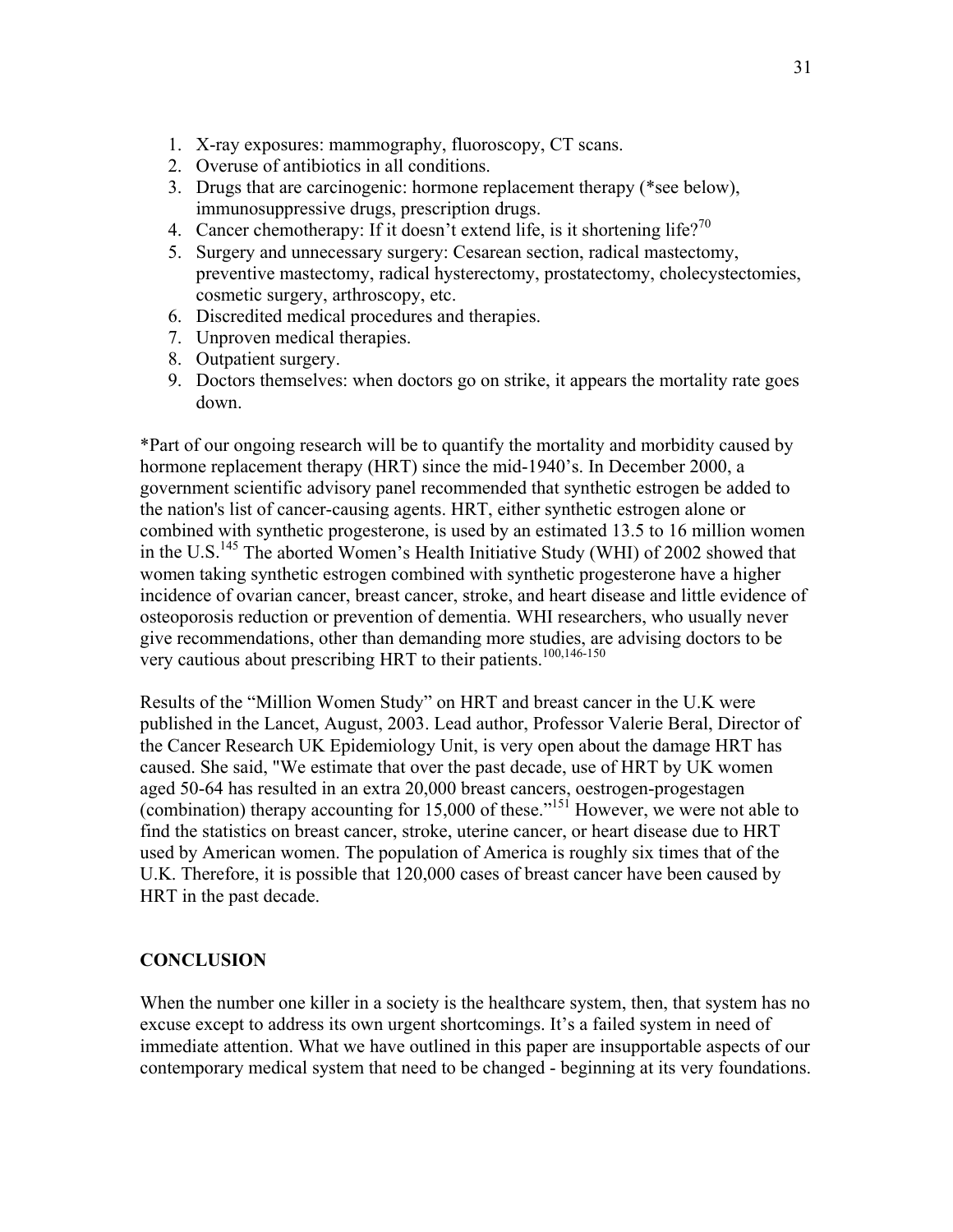1. X-ray exposures: mammography, fluoroscopy, CT scans.
2. Overuse of antibiotics in all conditions.
3. Drugs that are carcinogenic: hormone replacement therapy (*see below), immunosuppressive drugs, prescription drugs.
4. Cancer chemotherapy: If it doesn't extend life, is it shortening life?[70]
5. Surgery and unnecessary surgery: Cesarean section, radical mastectomy, preventive mastectomy, radical hysterectomy, prostatectomy, cholecystectomies, cosmetic surgery, arthroscopy, etc.
6. Discredited medical procedures and therapies.
7. Unproven medical therapies.
8. Outpatient surgery.
9. Doctors themselves: when doctors go on strike, it appears the mortality rate goes down.

*Part of our ongoing research will be to quantify the mortality and morbidity caused by hormone replacement therapy (HRT) since the mid-1940's. In December 2000, a government scientific advisory panel recommended that synthetic estrogen be added to the nation's list of cancer-causing agents. HRT, either synthetic estrogen alone or combined with synthetic progesterone, is used by an estimated 13.5 to 16 million women in the U.S.[145] The aborted Women's Health Initiative Study (WHI) of 2002 showed that women taking synthetic estrogen combined with synthetic progesterone have a higher incidence of ovarian cancer, breast cancer, stroke, and heart disease and little evidence of osteoporosis reduction or prevention of dementia. WHI researchers, who usually never give recommendations, other than demanding more studies, are advising doctors to be very cautious about prescribing HRT to their patients.[100,146-150]

Results of the "Million Women Study" on HRT and breast cancer in the U.K were published in the Lancet, August, 2003. Lead author, Professor Valerie Beral, Director of the Cancer Research UK Epidemiology Unit, is very open about the damage HRT has caused. She said, "We estimate that over the past decade, use of HRT by UK women aged 50-64 has resulted in an extra 20,000 breast cancers, oestrogen-progestagen (combination) therapy accounting for 15,000 of these."[151] However, we were not able to find the statistics on breast cancer, stroke, uterine cancer, or heart disease due to HRT used by American women. The population of America is roughly six times that of the U.K. Therefore, it is possible that 120,000 cases of breast cancer have been caused by HRT in the past decade.

## CONCLUSION

When the number one killer in a society is the healthcare system, then, that system has no excuse except to address its own urgent shortcomings. It's a failed system in need of immediate attention. What we have outlined in this paper are insupportable aspects of our contemporary medical system that need to be changed - beginning at its very foundations.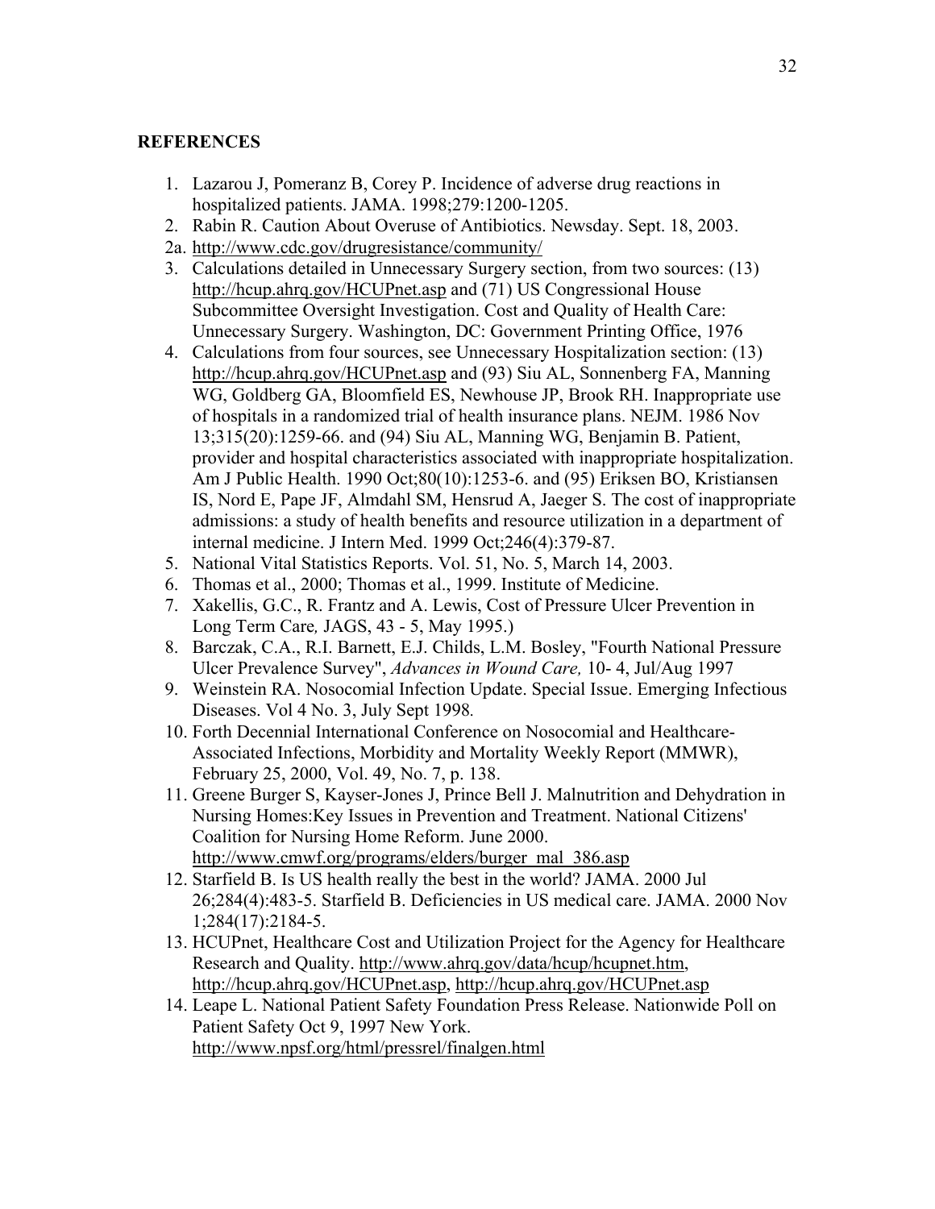**REFERENCES**

1. Lazarou J, Pomeranz B, Corey P. Incidence of adverse drug reactions in hospitalized patients. JAMA. 1998;279:1200-1205.
2. Rabin R. Caution About Overuse of Antibiotics. Newsday. Sept. 18, 2003.

2a. http://www.cdc.gov/drugresistance/community/

3. Calculations detailed in Unnecessary Surgery section, from two sources: (13) http://hcup.ahrq.gov/HCUPnet.asp and (71) US Congressional House Subcommittee Oversight Investigation. Cost and Quality of Health Care: Unnecessary Surgery. Washington, DC: Government Printing Office, 1976
4. Calculations from four sources, see Unnecessary Hospitalization section: (13) http://hcup.ahrq.gov/HCUPnet.asp and (93) Siu AL, Sonnenberg FA, Manning WG, Goldberg GA, Bloomfield ES, Newhouse JP, Brook RH. Inappropriate use of hospitals in a randomized trial of health insurance plans. NEJM. 1986 Nov 13;315(20):1259-66. and (94) Siu AL, Manning WG, Benjamin B. Patient, provider and hospital characteristics associated with inappropriate hospitalization. Am J Public Health. 1990 Oct;80(10):1253-6. and (95) Eriksen BO, Kristiansen IS, Nord E, Pape JF, Almdahl SM, Hensrud A, Jaeger S. The cost of inappropriate admissions: a study of health benefits and resource utilization in a department of internal medicine. J Intern Med. 1999 Oct;246(4):379-87.
5. National Vital Statistics Reports. Vol. 51, No. 5, March 14, 2003.
6. Thomas et al., 2000; Thomas et al., 1999. Institute of Medicine.
7. Xakellis, G.C., R. Frantz and A. Lewis, Cost of Pressure Ulcer Prevention in Long Term Care*,* JAGS, 43 - 5, May 1995.)
8. Barczak, C.A., R.I. Barnett, E.J. Childs, L.M. Bosley, "Fourth National Pressure Ulcer Prevalence Survey", *Advances in Wound Care,* 10- 4, Jul/Aug 1997
9. Weinstein RA. Nosocomial Infection Update. Special Issue. Emerging Infectious Diseases. Vol 4 No. 3, July Sept 1998*.*
10. Forth Decennial International Conference on Nosocomial and Healthcare-Associated Infections, Morbidity and Mortality Weekly Report (MMWR), February 25, 2000, Vol. 49, No. 7, p. 138.
11. Greene Burger S, Kayser-Jones J, Prince Bell J. Malnutrition and Dehydration in Nursing Homes:Key Issues in Prevention and Treatment. National Citizens' Coalition for Nursing Home Reform. June 2000. http://www.cmwf.org/programs/elders/burger_mal_386.asp
12. Starfield B. Is US health really the best in the world? JAMA. 2000 Jul 26;284(4):483-5. Starfield B. Deficiencies in US medical care. JAMA. 2000 Nov 1;284(17):2184-5.
13. HCUPnet, Healthcare Cost and Utilization Project for the Agency for Healthcare Research and Quality. http://www.ahrq.gov/data/hcup/hcupnet.htm, http://hcup.ahrq.gov/HCUPnet.asp, http://hcup.ahrq.gov/HCUPnet.asp
14. Leape L. National Patient Safety Foundation Press Release. Nationwide Poll on Patient Safety Oct 9, 1997 New York. http://www.npsf.org/html/pressrel/finalgen.html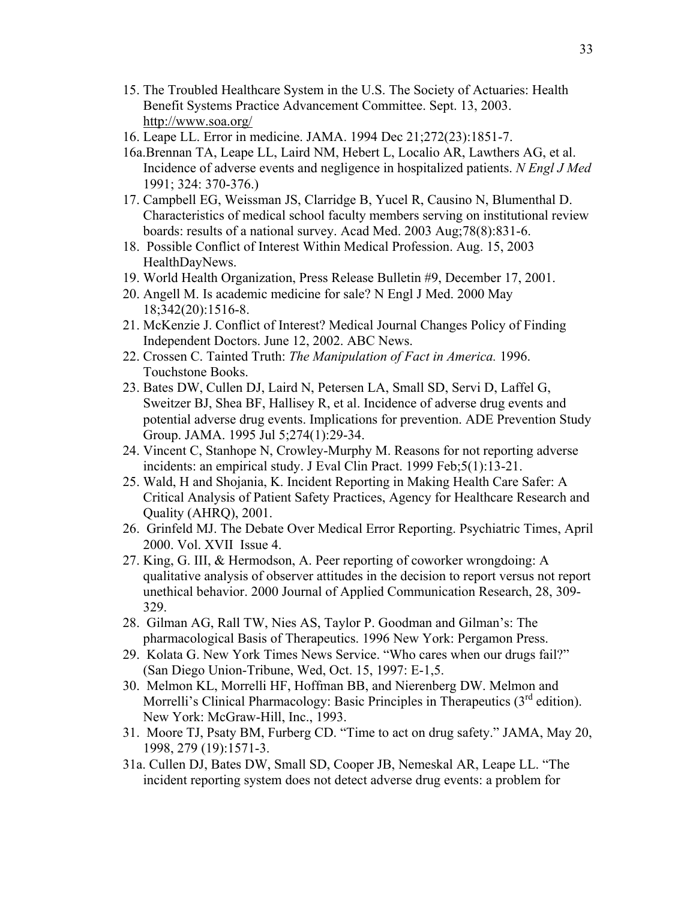15. The Troubled Healthcare System in the U.S. The Society of Actuaries: Health Benefit Systems Practice Advancement Committee. Sept. 13, 2003. http://www.soa.org/
16. Leape LL. Error in medicine. JAMA. 1994 Dec 21;272(23):1851-7.

16a. Brennan TA, Leape LL, Laird NM, Hebert L, Localio AR, Lawthers AG, et al. Incidence of adverse events and negligence in hospitalized patients. *N Engl J Med* 1991; 324: 370-376.)

17. Campbell EG, Weissman JS, Clarridge B, Yucel R, Causino N, Blumenthal D. Characteristics of medical school faculty members serving on institutional review boards: results of a national survey. Acad Med. 2003 Aug;78(8):831-6.
18. Possible Conflict of Interest Within Medical Profession. Aug. 15, 2003 HealthDayNews.
19. World Health Organization, Press Release Bulletin #9, December 17, 2001.
20. Angell M. Is academic medicine for sale? N Engl J Med. 2000 May 18;342(20):1516-8.
21. McKenzie J. Conflict of Interest? Medical Journal Changes Policy of Finding Independent Doctors. June 12, 2002. ABC News.
22. Crossen C. Tainted Truth: *The Manipulation of Fact in America.* 1996. Touchstone Books.
23. Bates DW, Cullen DJ, Laird N, Petersen LA, Small SD, Servi D, Laffel G, Sweitzer BJ, Shea BF, Hallisey R, et al. Incidence of adverse drug events and potential adverse drug events. Implications for prevention. ADE Prevention Study Group. JAMA. 1995 Jul 5;274(1):29-34.
24. Vincent C, Stanhope N, Crowley-Murphy M. Reasons for not reporting adverse incidents: an empirical study. J Eval Clin Pract. 1999 Feb;5(1):13-21.
25. Wald, H and Shojania, K. Incident Reporting in Making Health Care Safer: A Critical Analysis of Patient Safety Practices, Agency for Healthcare Research and Quality (AHRQ), 2001.
26. Grinfeld MJ. The Debate Over Medical Error Reporting. Psychiatric Times, April 2000. Vol. XVII Issue 4.
27. King, G. III, & Hermodson, A. Peer reporting of coworker wrongdoing: A qualitative analysis of observer attitudes in the decision to report versus not report unethical behavior. 2000 Journal of Applied Communication Research, 28, 309-329.
28. Gilman AG, Rall TW, Nies AS, Taylor P. Goodman and Gilman's: The pharmacological Basis of Therapeutics. 1996 New York: Pergamon Press.
29. Kolata G. New York Times News Service. "Who cares when our drugs fail?" (San Diego Union-Tribune, Wed, Oct. 15, 1997: E-1,5.
30. Melmon KL, Morrelli HF, Hoffman BB, and Nierenberg DW. Melmon and Morrelli's Clinical Pharmacology: Basic Principles in Therapeutics (3rd edition). New York: McGraw-Hill, Inc., 1993.
31. Moore TJ, Psaty BM, Furberg CD. "Time to act on drug safety." JAMA, May 20, 1998, 279 (19):1571-3.

31a. Cullen DJ, Bates DW, Small SD, Cooper JB, Nemeskal AR, Leape LL. "The incident reporting system does not detect adverse drug events: a problem for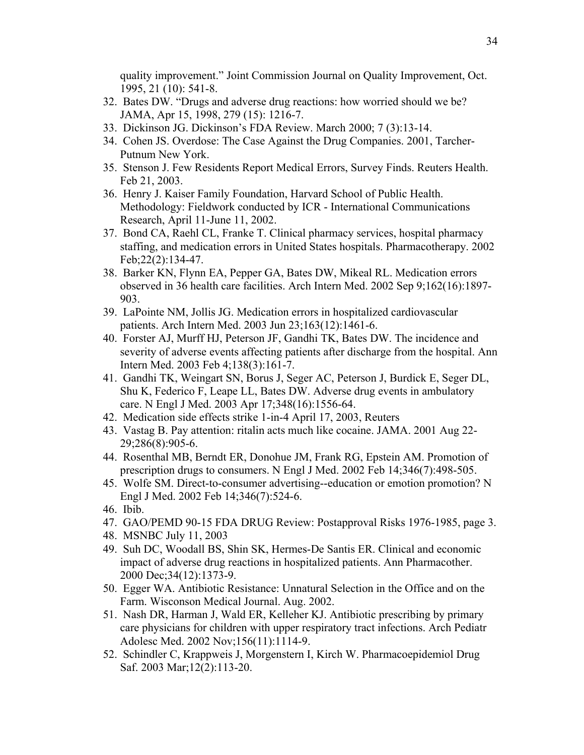quality improvement." Joint Commission Journal on Quality Improvement, Oct. 1995, 21 (10): 541-8.

32. Bates DW. "Drugs and adverse drug reactions: how worried should we be? JAMA, Apr 15, 1998, 279 (15): 1216-7.
33. Dickinson JG. Dickinson's FDA Review. March 2000; 7 (3):13-14.
34. Cohen JS. Overdose: The Case Against the Drug Companies. 2001, Tarcher-Putnum New York.
35. Stenson J. Few Residents Report Medical Errors, Survey Finds. Reuters Health. Feb 21, 2003.
36. Henry J. Kaiser Family Foundation, Harvard School of Public Health. Methodology: Fieldwork conducted by ICR - International Communications Research, April 11-June 11, 2002.
37. Bond CA, Raehl CL, Franke T. Clinical pharmacy services, hospital pharmacy staffing, and medication errors in United States hospitals. Pharmacotherapy. 2002 Feb;22(2):134-47.
38. Barker KN, Flynn EA, Pepper GA, Bates DW, Mikeal RL. Medication errors observed in 36 health care facilities. Arch Intern Med. 2002 Sep 9;162(16):1897-903.
39. LaPointe NM, Jollis JG. Medication errors in hospitalized cardiovascular patients. Arch Intern Med. 2003 Jun 23;163(12):1461-6.
40. Forster AJ, Murff HJ, Peterson JF, Gandhi TK, Bates DW. The incidence and severity of adverse events affecting patients after discharge from the hospital. Ann Intern Med. 2003 Feb 4;138(3):161-7.
41. Gandhi TK, Weingart SN, Borus J, Seger AC, Peterson J, Burdick E, Seger DL, Shu K, Federico F, Leape LL, Bates DW. Adverse drug events in ambulatory care. N Engl J Med. 2003 Apr 17;348(16):1556-64.
42. Medication side effects strike 1-in-4 April 17, 2003, Reuters
43. Vastag B. Pay attention: ritalin acts much like cocaine. JAMA. 2001 Aug 22-29;286(8):905-6.
44. Rosenthal MB, Berndt ER, Donohue JM, Frank RG, Epstein AM. Promotion of prescription drugs to consumers. N Engl J Med. 2002 Feb 14;346(7):498-505.
45. Wolfe SM. Direct-to-consumer advertising--education or emotion promotion? N Engl J Med. 2002 Feb 14;346(7):524-6.
46. Ibib.
47. GAO/PEMD 90-15 FDA DRUG Review: Postapproval Risks 1976-1985, page 3.
48. MSNBC July 11, 2003
49. Suh DC, Woodall BS, Shin SK, Hermes-De Santis ER. Clinical and economic impact of adverse drug reactions in hospitalized patients. Ann Pharmacother. 2000 Dec;34(12):1373-9.
50. Egger WA. Antibiotic Resistance: Unnatural Selection in the Office and on the Farm. Wisconson Medical Journal. Aug. 2002.
51. Nash DR, Harman J, Wald ER, Kelleher KJ. Antibiotic prescribing by primary care physicians for children with upper respiratory tract infections. Arch Pediatr Adolesc Med. 2002 Nov;156(11):1114-9.
52. Schindler C, Krappweis J, Morgenstern I, Kirch W. Pharmacoepidemiol Drug Saf. 2003 Mar;12(2):113-20.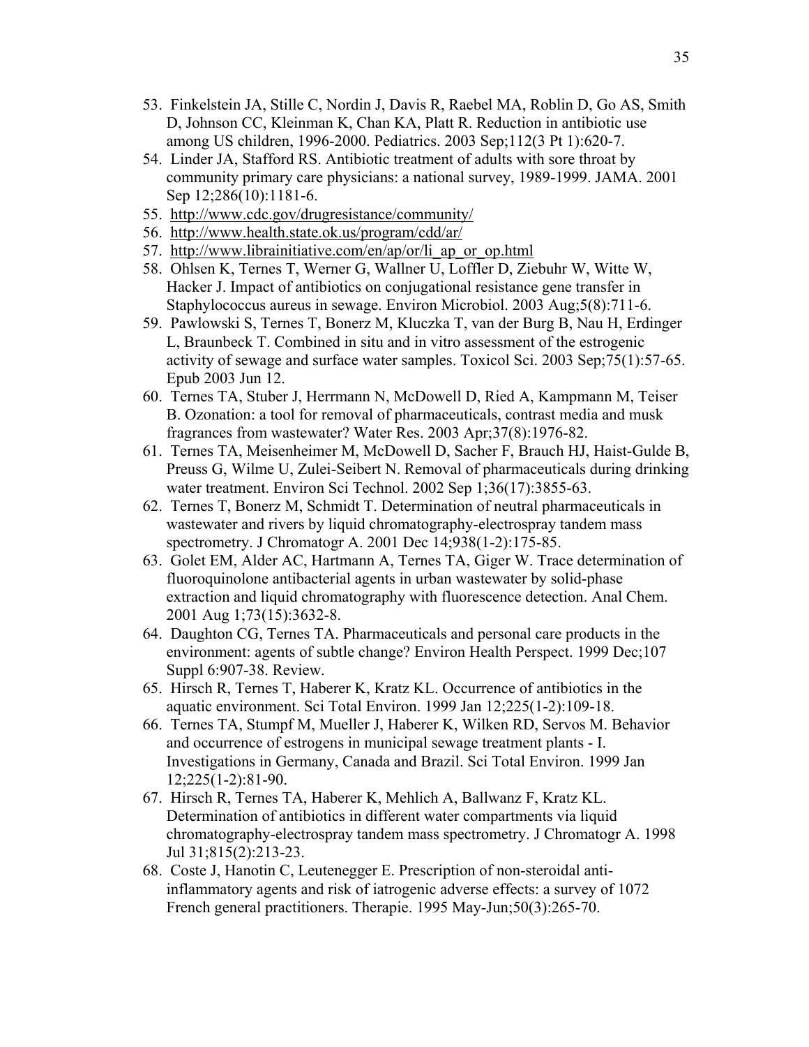53. Finkelstein JA, Stille C, Nordin J, Davis R, Raebel MA, Roblin D, Go AS, Smith D, Johnson CC, Kleinman K, Chan KA, Platt R. Reduction in antibiotic use among US children, 1996-2000. Pediatrics. 2003 Sep;112(3 Pt 1):620-7.
54. Linder JA, Stafford RS. Antibiotic treatment of adults with sore throat by community primary care physicians: a national survey, 1989-1999. JAMA. 2001 Sep 12;286(10):1181-6.
55. http://www.cdc.gov/drugresistance/community/
56. http://www.health.state.ok.us/program/cdd/ar/
57. http://www.librainitiative.com/en/ap/or/li_ap_or_op.html
58. Ohlsen K, Ternes T, Werner G, Wallner U, Loffler D, Ziebuhr W, Witte W, Hacker J. Impact of antibiotics on conjugational resistance gene transfer in Staphylococcus aureus in sewage. Environ Microbiol. 2003 Aug;5(8):711-6.
59. Pawlowski S, Ternes T, Bonerz M, Kluczka T, van der Burg B, Nau H, Erdinger L, Braunbeck T. Combined in situ and in vitro assessment of the estrogenic activity of sewage and surface water samples. Toxicol Sci. 2003 Sep;75(1):57-65. Epub 2003 Jun 12.
60. Ternes TA, Stuber J, Herrmann N, McDowell D, Ried A, Kampmann M, Teiser B. Ozonation: a tool for removal of pharmaceuticals, contrast media and musk fragrances from wastewater? Water Res. 2003 Apr;37(8):1976-82.
61. Ternes TA, Meisenheimer M, McDowell D, Sacher F, Brauch HJ, Haist-Gulde B, Preuss G, Wilme U, Zulei-Seibert N. Removal of pharmaceuticals during drinking water treatment. Environ Sci Technol. 2002 Sep 1;36(17):3855-63.
62. Ternes T, Bonerz M, Schmidt T. Determination of neutral pharmaceuticals in wastewater and rivers by liquid chromatography-electrospray tandem mass spectrometry. J Chromatogr A. 2001 Dec 14;938(1-2):175-85.
63. Golet EM, Alder AC, Hartmann A, Ternes TA, Giger W. Trace determination of fluoroquinolone antibacterial agents in urban wastewater by solid-phase extraction and liquid chromatography with fluorescence detection. Anal Chem. 2001 Aug 1;73(15):3632-8.
64. Daughton CG, Ternes TA. Pharmaceuticals and personal care products in the environment: agents of subtle change? Environ Health Perspect. 1999 Dec;107 Suppl 6:907-38. Review.
65. Hirsch R, Ternes T, Haberer K, Kratz KL. Occurrence of antibiotics in the aquatic environment. Sci Total Environ. 1999 Jan 12;225(1-2):109-18.
66. Ternes TA, Stumpf M, Mueller J, Haberer K, Wilken RD, Servos M. Behavior and occurrence of estrogens in municipal sewage treatment plants - I. Investigations in Germany, Canada and Brazil. Sci Total Environ. 1999 Jan 12;225(1-2):81-90.
67. Hirsch R, Ternes TA, Haberer K, Mehlich A, Ballwanz F, Kratz KL. Determination of antibiotics in different water compartments via liquid chromatography-electrospray tandem mass spectrometry. J Chromatogr A. 1998 Jul 31;815(2):213-23.
68. Coste J, Hanotin C, Leutenegger E. Prescription of non-steroidal anti-inflammatory agents and risk of iatrogenic adverse effects: a survey of 1072 French general practitioners. Therapie. 1995 May-Jun;50(3):265-70.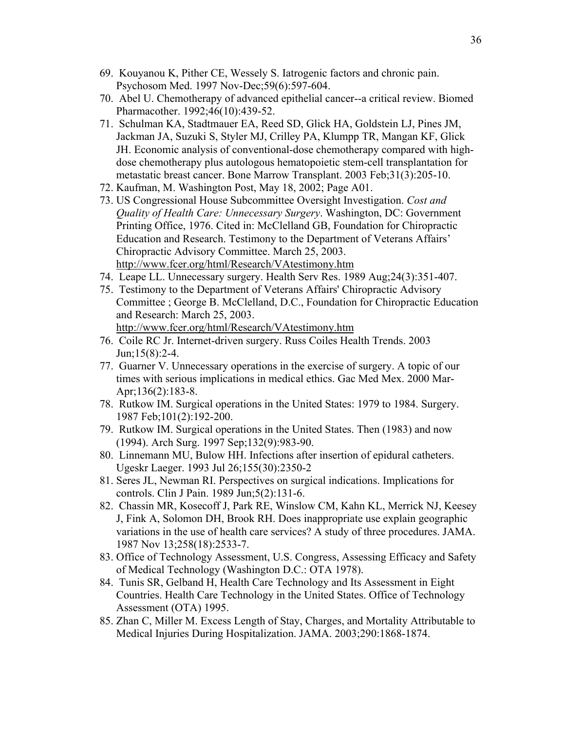69. Kouyanou K, Pither CE, Wessely S. Iatrogenic factors and chronic pain. Psychosom Med. 1997 Nov-Dec;59(6):597-604.
70. Abel U. Chemotherapy of advanced epithelial cancer--a critical review. Biomed Pharmacother. 1992;46(10):439-52.
71. Schulman KA, Stadtmauer EA, Reed SD, Glick HA, Goldstein LJ, Pines JM, Jackman JA, Suzuki S, Styler MJ, Crilley PA, Klumpp TR, Mangan KF, Glick JH. Economic analysis of conventional-dose chemotherapy compared with high-dose chemotherapy plus autologous hematopoietic stem-cell transplantation for metastatic breast cancer. Bone Marrow Transplant. 2003 Feb;31(3):205-10.
72. Kaufman, M. Washington Post, May 18, 2002; Page A01.
73. US Congressional House Subcommittee Oversight Investigation. *Cost and Quality of Health Care: Unnecessary Surgery*. Washington, DC: Government Printing Office, 1976. Cited in: McClelland GB, Foundation for Chiropractic Education and Research. Testimony to the Department of Veterans Affairs' Chiropractic Advisory Committee. March 25, 2003. http://www.fcer.org/html/Research/VAtestimony.htm
74. Leape LL. Unnecessary surgery. Health Serv Res. 1989 Aug;24(3):351-407.
75. Testimony to the Department of Veterans Affairs' Chiropractic Advisory Committee ; George B. McClelland, D.C., Foundation for Chiropractic Education and Research: March 25, 2003. http://www.fcer.org/html/Research/VAtestimony.htm
76. Coile RC Jr. Internet-driven surgery. Russ Coiles Health Trends. 2003 Jun;15(8):2-4.
77. Guarner V. Unnecessary operations in the exercise of surgery. A topic of our times with serious implications in medical ethics. Gac Med Mex. 2000 Mar-Apr;136(2):183-8.
78. Rutkow IM. Surgical operations in the United States: 1979 to 1984. Surgery. 1987 Feb;101(2):192-200.
79. Rutkow IM. Surgical operations in the United States. Then (1983) and now (1994). Arch Surg. 1997 Sep;132(9):983-90.
80. Linnemann MU, Bulow HH. Infections after insertion of epidural catheters. Ugeskr Laeger. 1993 Jul 26;155(30):2350-2
81. Seres JL, Newman RI. Perspectives on surgical indications. Implications for controls. Clin J Pain. 1989 Jun;5(2):131-6.
82. Chassin MR, Kosecoff J, Park RE, Winslow CM, Kahn KL, Merrick NJ, Keesey J, Fink A, Solomon DH, Brook RH. Does inappropriate use explain geographic variations in the use of health care services? A study of three procedures. JAMA. 1987 Nov 13;258(18):2533-7.
83. Office of Technology Assessment, U.S. Congress, Assessing Efficacy and Safety of Medical Technology (Washington D.C.: OTA 1978).
84. Tunis SR, Gelband H, Health Care Technology and Its Assessment in Eight Countries. Health Care Technology in the United States. Office of Technology Assessment (OTA) 1995.
85. Zhan C, Miller M. Excess Length of Stay, Charges, and Mortality Attributable to Medical Injuries During Hospitalization. JAMA. 2003;290:1868-1874.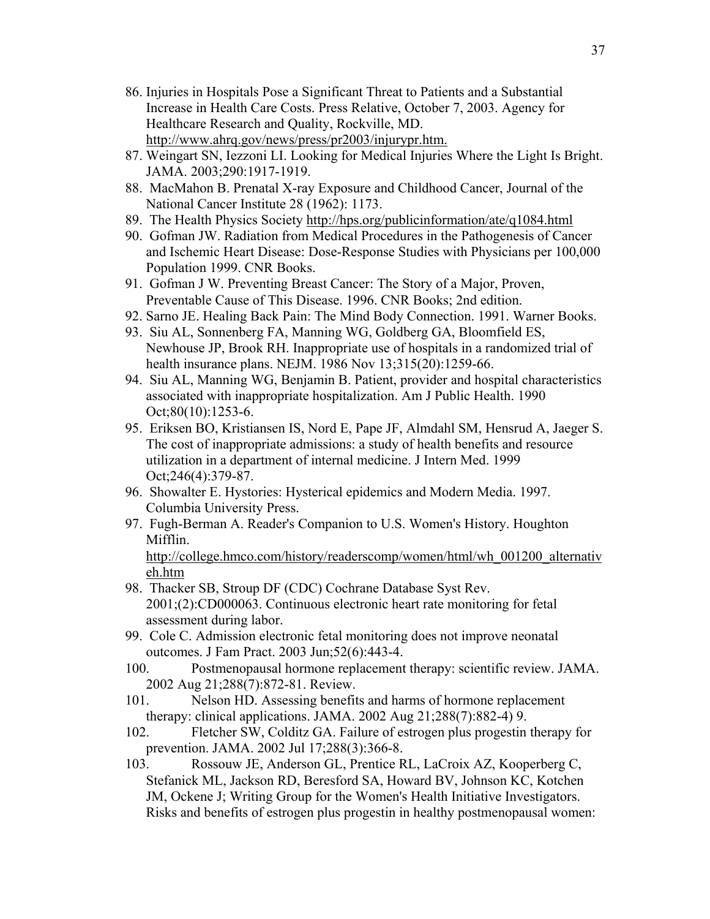86. Injuries in Hospitals Pose a Significant Threat to Patients and a Substantial Increase in Health Care Costs. Press Relative, October 7, 2003. Agency for Healthcare Research and Quality, Rockville, MD. http://www.ahrq.gov/news/press/pr2003/injurypr.htm.
87. Weingart SN, Iezzoni LI. Looking for Medical Injuries Where the Light Is Bright. JAMA. 2003;290:1917-1919.
88. MacMahon B. Prenatal X-ray Exposure and Childhood Cancer, Journal of the National Cancer Institute 28 (1962): 1173.
89. The Health Physics Society http://hps.org/publicinformation/ate/q1084.html
90. Gofman JW. Radiation from Medical Procedures in the Pathogenesis of Cancer and Ischemic Heart Disease: Dose-Response Studies with Physicians per 100,000 Population 1999. CNR Books.
91. Gofman J W. Preventing Breast Cancer: The Story of a Major, Proven, Preventable Cause of This Disease. 1996. CNR Books; 2nd edition.
92. Sarno JE. Healing Back Pain: The Mind Body Connection. 1991. Warner Books.
93. Siu AL, Sonnenberg FA, Manning WG, Goldberg GA, Bloomfield ES, Newhouse JP, Brook RH. Inappropriate use of hospitals in a randomized trial of health insurance plans. NEJM. 1986 Nov 13;315(20):1259-66.
94. Siu AL, Manning WG, Benjamin B. Patient, provider and hospital characteristics associated with inappropriate hospitalization. Am J Public Health. 1990 Oct;80(10):1253-6.
95. Eriksen BO, Kristiansen IS, Nord E, Pape JF, Almdahl SM, Hensrud A, Jaeger S. The cost of inappropriate admissions: a study of health benefits and resource utilization in a department of internal medicine. J Intern Med. 1999 Oct;246(4):379-87.
96. Showalter E. Hystories: Hysterical epidemics and Modern Media. 1997. Columbia University Press.
97. Fugh-Berman A. Reader's Companion to U.S. Women's History. Houghton Mifflin. http://college.hmco.com/history/readerscomp/women/html/wh_001200_alternativeh.htm
98. Thacker SB, Stroup DF (CDC) Cochrane Database Syst Rev. 2001;(2):CD000063. Continuous electronic heart rate monitoring for fetal assessment during labor.
99. Cole C. Admission electronic fetal monitoring does not improve neonatal outcomes. J Fam Pract. 2003 Jun;52(6):443-4.
100. Postmenopausal hormone replacement therapy: scientific review. JAMA. 2002 Aug 21;288(7):872-81. Review.
101. Nelson HD. Assessing benefits and harms of hormone replacement therapy: clinical applications. JAMA. 2002 Aug 21;288(7):882-4) 9.
102. Fletcher SW, Colditz GA. Failure of estrogen plus progestin therapy for prevention. JAMA. 2002 Jul 17;288(3):366-8.
103. Rossouw JE, Anderson GL, Prentice RL, LaCroix AZ, Kooperberg C, Stefanick ML, Jackson RD, Beresford SA, Howard BV, Johnson KC, Kotchen JM, Ockene J; Writing Group for the Women's Health Initiative Investigators. Risks and benefits of estrogen plus progestin in healthy postmenopausal women: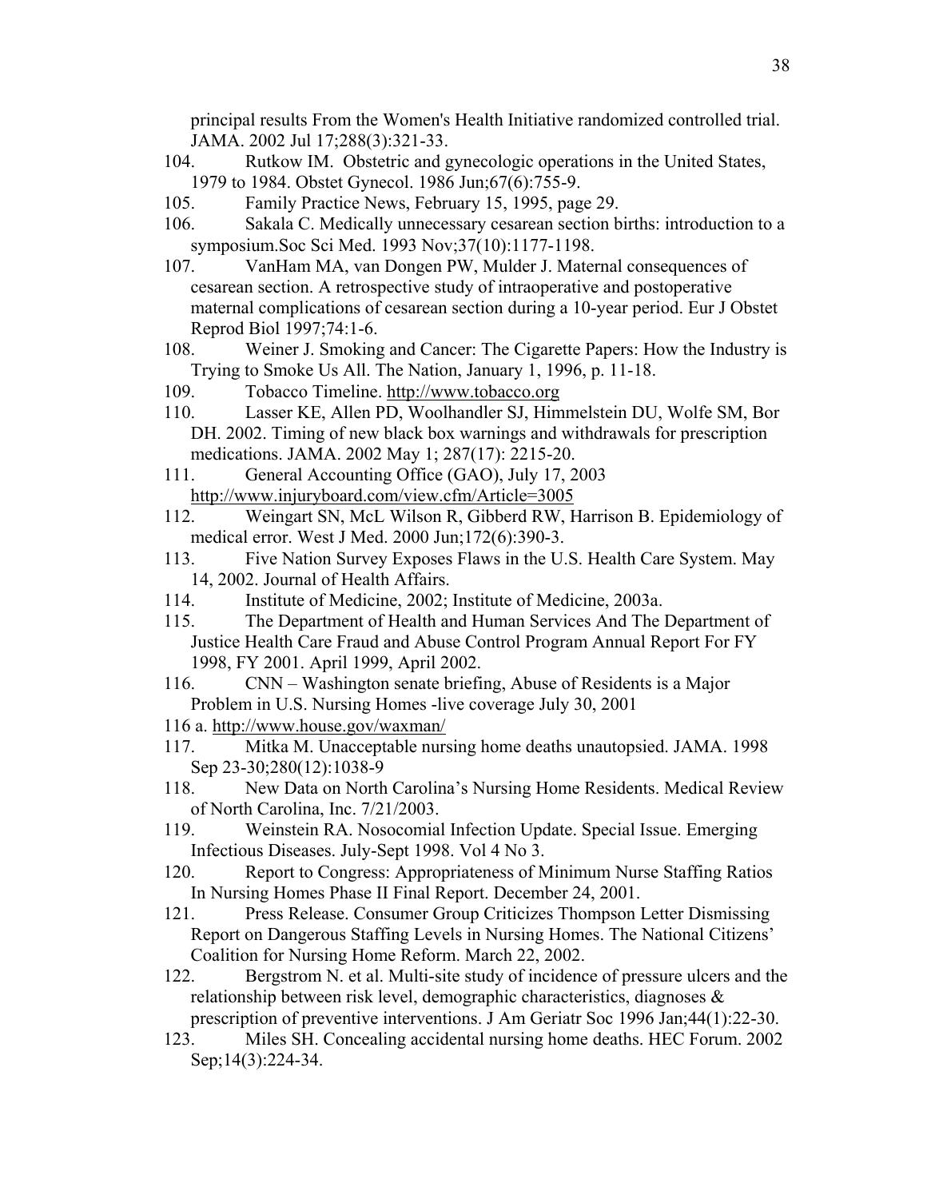principal results From the Women's Health Initiative randomized controlled trial. JAMA. 2002 Jul 17;288(3):321-33.

104. Rutkow IM. Obstetric and gynecologic operations in the United States, 1979 to 1984. Obstet Gynecol. 1986 Jun;67(6):755-9.

105. Family Practice News, February 15, 1995, page 29.

106. Sakala C. Medically unnecessary cesarean section births: introduction to a symposium.Soc Sci Med. 1993 Nov;37(10):1177-1198.

107. VanHam MA, van Dongen PW, Mulder J. Maternal consequences of cesarean section. A retrospective study of intraoperative and postoperative maternal complications of cesarean section during a 10-year period. Eur J Obstet Reprod Biol 1997;74:1-6.

108. Weiner J. Smoking and Cancer: The Cigarette Papers: How the Industry is Trying to Smoke Us All. The Nation, January 1, 1996, p. 11-18.

109. Tobacco Timeline. http://www.tobacco.org

110. Lasser KE, Allen PD, Woolhandler SJ, Himmelstein DU, Wolfe SM, Bor DH. 2002. Timing of new black box warnings and withdrawals for prescription medications. JAMA. 2002 May 1; 287(17): 2215-20.

111. General Accounting Office (GAO), July 17, 2003 http://www.injuryboard.com/view.cfm/Article=3005

112. Weingart SN, McL Wilson R, Gibberd RW, Harrison B. Epidemiology of medical error. West J Med. 2000 Jun;172(6):390-3.

113. Five Nation Survey Exposes Flaws in the U.S. Health Care System. May 14, 2002. Journal of Health Affairs.

114. Institute of Medicine, 2002; Institute of Medicine, 2003a.

115. The Department of Health and Human Services And The Department of Justice Health Care Fraud and Abuse Control Program Annual Report For FY 1998, FY 2001. April 1999, April 2002.

116. CNN – Washington senate briefing, Abuse of Residents is a Major Problem in U.S. Nursing Homes -live coverage July 30, 2001

116 a. http://www.house.gov/waxman/

117. Mitka M. Unacceptable nursing home deaths unautopsied. JAMA. 1998 Sep 23-30;280(12):1038-9

118. New Data on North Carolina's Nursing Home Residents. Medical Review of North Carolina, Inc. 7/21/2003.

119. Weinstein RA. Nosocomial Infection Update. Special Issue. Emerging Infectious Diseases. July-Sept 1998. Vol 4 No 3.

120. Report to Congress: Appropriateness of Minimum Nurse Staffing Ratios In Nursing Homes Phase II Final Report. December 24, 2001.

121. Press Release. Consumer Group Criticizes Thompson Letter Dismissing Report on Dangerous Staffing Levels in Nursing Homes. The National Citizens' Coalition for Nursing Home Reform. March 22, 2002.

122. Bergstrom N. et al. Multi-site study of incidence of pressure ulcers and the relationship between risk level, demographic characteristics, diagnoses & prescription of preventive interventions. J Am Geriatr Soc 1996 Jan;44(1):22-30.

123. Miles SH. Concealing accidental nursing home deaths. HEC Forum. 2002 Sep;14(3):224-34.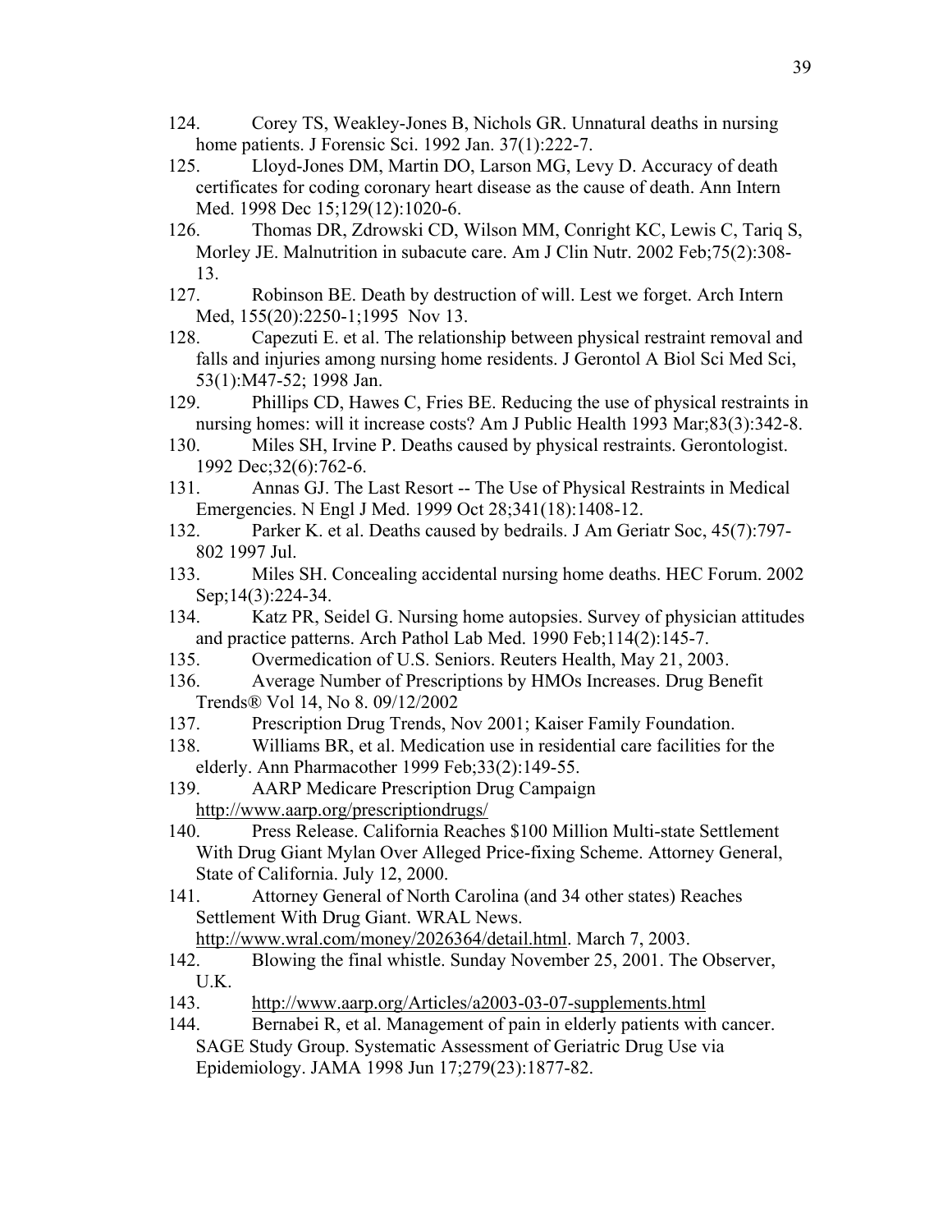124. Corey TS, Weakley-Jones B, Nichols GR. Unnatural deaths in nursing home patients. J Forensic Sci. 1992 Jan. 37(1):222-7.
125. Lloyd-Jones DM, Martin DO, Larson MG, Levy D. Accuracy of death certificates for coding coronary heart disease as the cause of death. Ann Intern Med. 1998 Dec 15;129(12):1020-6.
126. Thomas DR, Zdrowski CD, Wilson MM, Conright KC, Lewis C, Tariq S, Morley JE. Malnutrition in subacute care. Am J Clin Nutr. 2002 Feb;75(2):308-13.
127. Robinson BE. Death by destruction of will. Lest we forget. Arch Intern Med, 155(20):2250-1;1995 Nov 13.
128. Capezuti E. et al. The relationship between physical restraint removal and falls and injuries among nursing home residents. J Gerontol A Biol Sci Med Sci, 53(1):M47-52; 1998 Jan.
129. Phillips CD, Hawes C, Fries BE. Reducing the use of physical restraints in nursing homes: will it increase costs? Am J Public Health 1993 Mar;83(3):342-8.
130. Miles SH, Irvine P. Deaths caused by physical restraints. Gerontologist. 1992 Dec;32(6):762-6.
131. Annas GJ. The Last Resort -- The Use of Physical Restraints in Medical Emergencies. N Engl J Med. 1999 Oct 28;341(18):1408-12.
132. Parker K. et al. Deaths caused by bedrails. J Am Geriatr Soc, 45(7):797-802 1997 Jul.
133. Miles SH. Concealing accidental nursing home deaths. HEC Forum. 2002 Sep;14(3):224-34.
134. Katz PR, Seidel G. Nursing home autopsies. Survey of physician attitudes and practice patterns. Arch Pathol Lab Med. 1990 Feb;114(2):145-7.
135. Overmedication of U.S. Seniors. Reuters Health, May 21, 2003.
136. Average Number of Prescriptions by HMOs Increases. Drug Benefit Trends® Vol 14, No 8. 09/12/2002
137. Prescription Drug Trends, Nov 2001; Kaiser Family Foundation.
138. Williams BR, et al. Medication use in residential care facilities for the elderly. Ann Pharmacother 1999 Feb;33(2):149-55.
139. AARP Medicare Prescription Drug Campaign http://www.aarp.org/prescriptiondrugs/
140. Press Release. California Reaches $100 Million Multi-state Settlement With Drug Giant Mylan Over Alleged Price-fixing Scheme. Attorney General, State of California. July 12, 2000.
141. Attorney General of North Carolina (and 34 other states) Reaches Settlement With Drug Giant. WRAL News. http://www.wral.com/money/2026364/detail.html. March 7, 2003.
142. Blowing the final whistle. Sunday November 25, 2001. The Observer, U.K.
143. http://www.aarp.org/Articles/a2003-03-07-supplements.html
144. Bernabei R, et al. Management of pain in elderly patients with cancer. SAGE Study Group. Systematic Assessment of Geriatric Drug Use via Epidemiology. JAMA 1998 Jun 17;279(23):1877-82.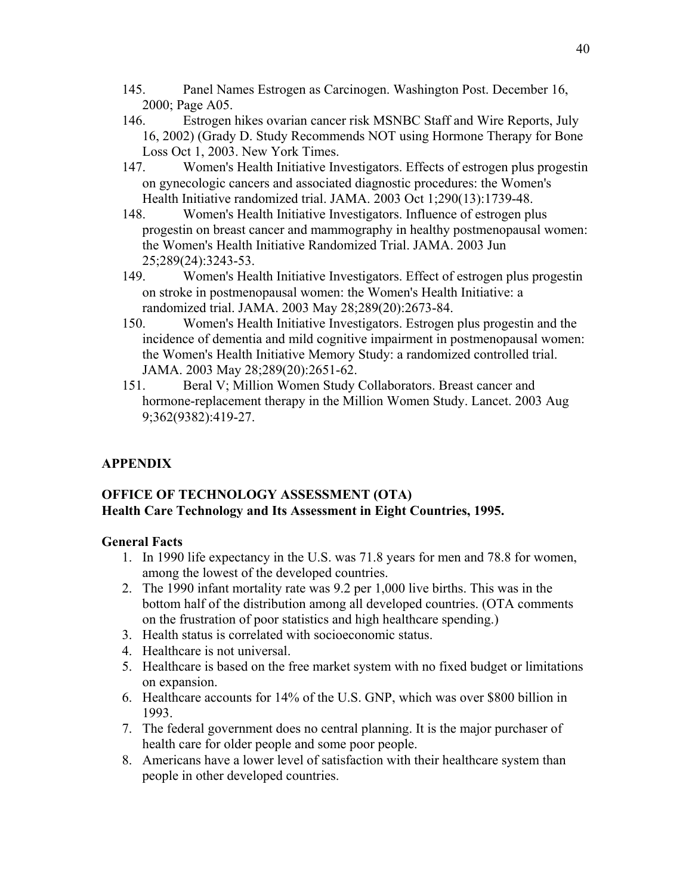145. Panel Names Estrogen as Carcinogen. Washington Post. December 16, 2000; Page A05.
146. Estrogen hikes ovarian cancer risk MSNBC Staff and Wire Reports, July 16, 2002) (Grady D. Study Recommends NOT using Hormone Therapy for Bone Loss Oct 1, 2003. New York Times.
147. Women's Health Initiative Investigators. Effects of estrogen plus progestin on gynecologic cancers and associated diagnostic procedures: the Women's Health Initiative randomized trial. JAMA. 2003 Oct 1;290(13):1739-48.
148. Women's Health Initiative Investigators. Influence of estrogen plus progestin on breast cancer and mammography in healthy postmenopausal women: the Women's Health Initiative Randomized Trial. JAMA. 2003 Jun 25;289(24):3243-53.
149. Women's Health Initiative Investigators. Effect of estrogen plus progestin on stroke in postmenopausal women: the Women's Health Initiative: a randomized trial. JAMA. 2003 May 28;289(20):2673-84.
150. Women's Health Initiative Investigators. Estrogen plus progestin and the incidence of dementia and mild cognitive impairment in postmenopausal women: the Women's Health Initiative Memory Study: a randomized controlled trial. JAMA. 2003 May 28;289(20):2651-62.
151. Beral V; Million Women Study Collaborators. Breast cancer and hormone-replacement therapy in the Million Women Study. Lancet. 2003 Aug 9;362(9382):419-27.

## APPENDIX

### OFFICE OF TECHNOLOGY ASSESSMENT (OTA)
### Health Care Technology and Its Assessment in Eight Countries, 1995.

**General Facts**

1. In 1990 life expectancy in the U.S. was 71.8 years for men and 78.8 for women, among the lowest of the developed countries.
2. The 1990 infant mortality rate was 9.2 per 1,000 live births. This was in the bottom half of the distribution among all developed countries. (OTA comments on the frustration of poor statistics and high healthcare spending.)
3. Health status is correlated with socioeconomic status.
4. Healthcare is not universal.
5. Healthcare is based on the free market system with no fixed budget or limitations on expansion.
6. Healthcare accounts for 14% of the U.S. GNP, which was over $800 billion in 1993.
7. The federal government does no central planning. It is the major purchaser of health care for older people and some poor people.
8. Americans have a lower level of satisfaction with their healthcare system than people in other developed countries.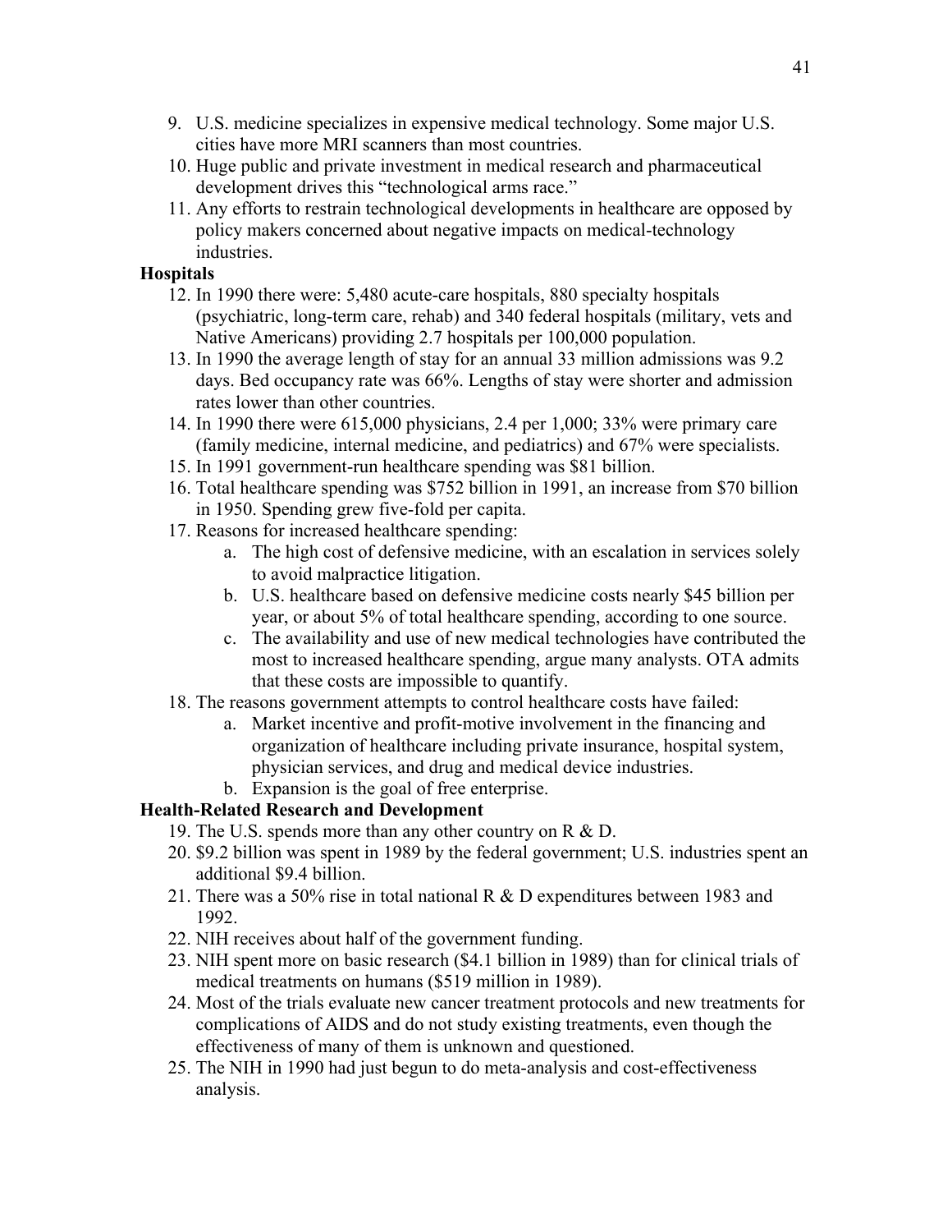9. U.S. medicine specializes in expensive medical technology. Some major U.S. cities have more MRI scanners than most countries.
10. Huge public and private investment in medical research and pharmaceutical development drives this "technological arms race."
11. Any efforts to restrain technological developments in healthcare are opposed by policy makers concerned about negative impacts on medical-technology industries.

**Hospitals**

12. In 1990 there were: 5,480 acute-care hospitals, 880 specialty hospitals (psychiatric, long-term care, rehab) and 340 federal hospitals (military, vets and Native Americans) providing 2.7 hospitals per 100,000 population.
13. In 1990 the average length of stay for an annual 33 million admissions was 9.2 days. Bed occupancy rate was 66%. Lengths of stay were shorter and admission rates lower than other countries.
14. In 1990 there were 615,000 physicians, 2.4 per 1,000; 33% were primary care (family medicine, internal medicine, and pediatrics) and 67% were specialists.
15. In 1991 government-run healthcare spending was $81 billion.
16. Total healthcare spending was $752 billion in 1991, an increase from $70 billion in 1950. Spending grew five-fold per capita.
17. Reasons for increased healthcare spending:
    a. The high cost of defensive medicine, with an escalation in services solely to avoid malpractice litigation.
    b. U.S. healthcare based on defensive medicine costs nearly $45 billion per year, or about 5% of total healthcare spending, according to one source.
    c. The availability and use of new medical technologies have contributed the most to increased healthcare spending, argue many analysts. OTA admits that these costs are impossible to quantify.
18. The reasons government attempts to control healthcare costs have failed:
    a. Market incentive and profit-motive involvement in the financing and organization of healthcare including private insurance, hospital system, physician services, and drug and medical device industries.
    b. Expansion is the goal of free enterprise.

**Health-Related Research and Development**

19. The U.S. spends more than any other country on R & D.
20. $9.2 billion was spent in 1989 by the federal government; U.S. industries spent an additional $9.4 billion.
21. There was a 50% rise in total national R & D expenditures between 1983 and 1992.
22. NIH receives about half of the government funding.
23. NIH spent more on basic research ($4.1 billion in 1989) than for clinical trials of medical treatments on humans ($519 million in 1989).
24. Most of the trials evaluate new cancer treatment protocols and new treatments for complications of AIDS and do not study existing treatments, even though the effectiveness of many of them is unknown and questioned.
25. The NIH in 1990 had just begun to do meta-analysis and cost-effectiveness analysis.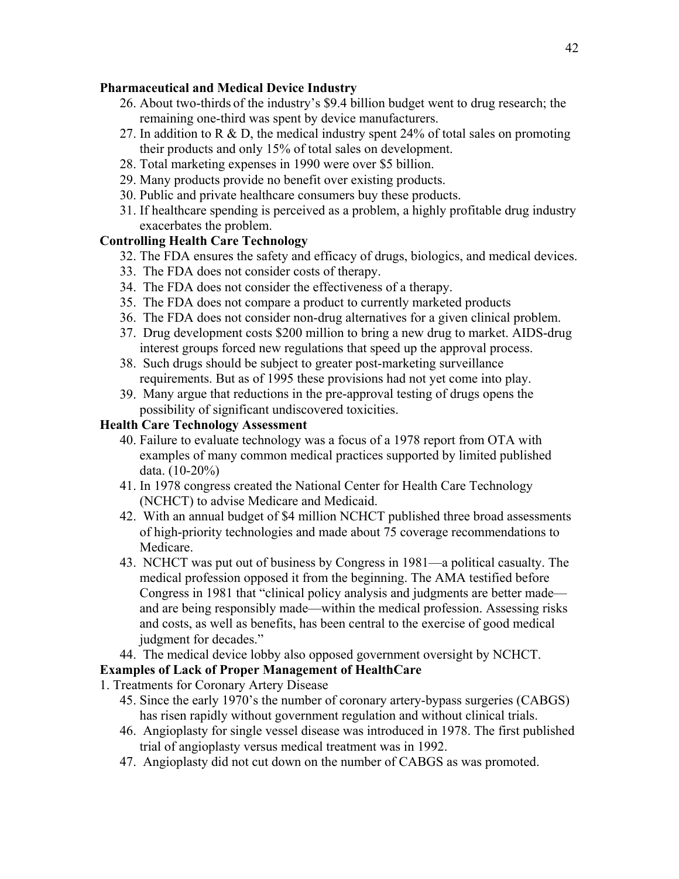**Pharmaceutical and Medical Device Industry**

26. About two-thirds of the industry's $9.4 billion budget went to drug research; the remaining one-third was spent by device manufacturers.
27. In addition to R & D, the medical industry spent 24% of total sales on promoting their products and only 15% of total sales on development.
28. Total marketing expenses in 1990 were over $5 billion.
29. Many products provide no benefit over existing products.
30. Public and private healthcare consumers buy these products.
31. If healthcare spending is perceived as a problem, a highly profitable drug industry exacerbates the problem.

**Controlling Health Care Technology**

32. The FDA ensures the safety and efficacy of drugs, biologics, and medical devices.
33. The FDA does not consider costs of therapy.
34. The FDA does not consider the effectiveness of a therapy.
35. The FDA does not compare a product to currently marketed products
36. The FDA does not consider non-drug alternatives for a given clinical problem.
37. Drug development costs $200 million to bring a new drug to market. AIDS-drug interest groups forced new regulations that speed up the approval process.
38. Such drugs should be subject to greater post-marketing surveillance requirements. But as of 1995 these provisions had not yet come into play.
39. Many argue that reductions in the pre-approval testing of drugs opens the possibility of significant undiscovered toxicities.

**Health Care Technology Assessment**

40. Failure to evaluate technology was a focus of a 1978 report from OTA with examples of many common medical practices supported by limited published data. (10-20%)
41. In 1978 congress created the National Center for Health Care Technology (NCHCT) to advise Medicare and Medicaid.
42. With an annual budget of $4 million NCHCT published three broad assessments of high-priority technologies and made about 75 coverage recommendations to Medicare.
43. NCHCT was put out of business by Congress in 1981—a political casualty. The medical profession opposed it from the beginning. The AMA testified before Congress in 1981 that "clinical policy analysis and judgments are better made—and are being responsibly made—within the medical profession. Assessing risks and costs, as well as benefits, has been central to the exercise of good medical judgment for decades."
44. The medical device lobby also opposed government oversight by NCHCT.

**Examples of Lack of Proper Management of HealthCare**

1. Treatments for Coronary Artery Disease

45. Since the early 1970's the number of coronary artery-bypass surgeries (CABGS) has risen rapidly without government regulation and without clinical trials.
46. Angioplasty for single vessel disease was introduced in 1978. The first published trial of angioplasty versus medical treatment was in 1992.
47. Angioplasty did not cut down on the number of CABGS as was promoted.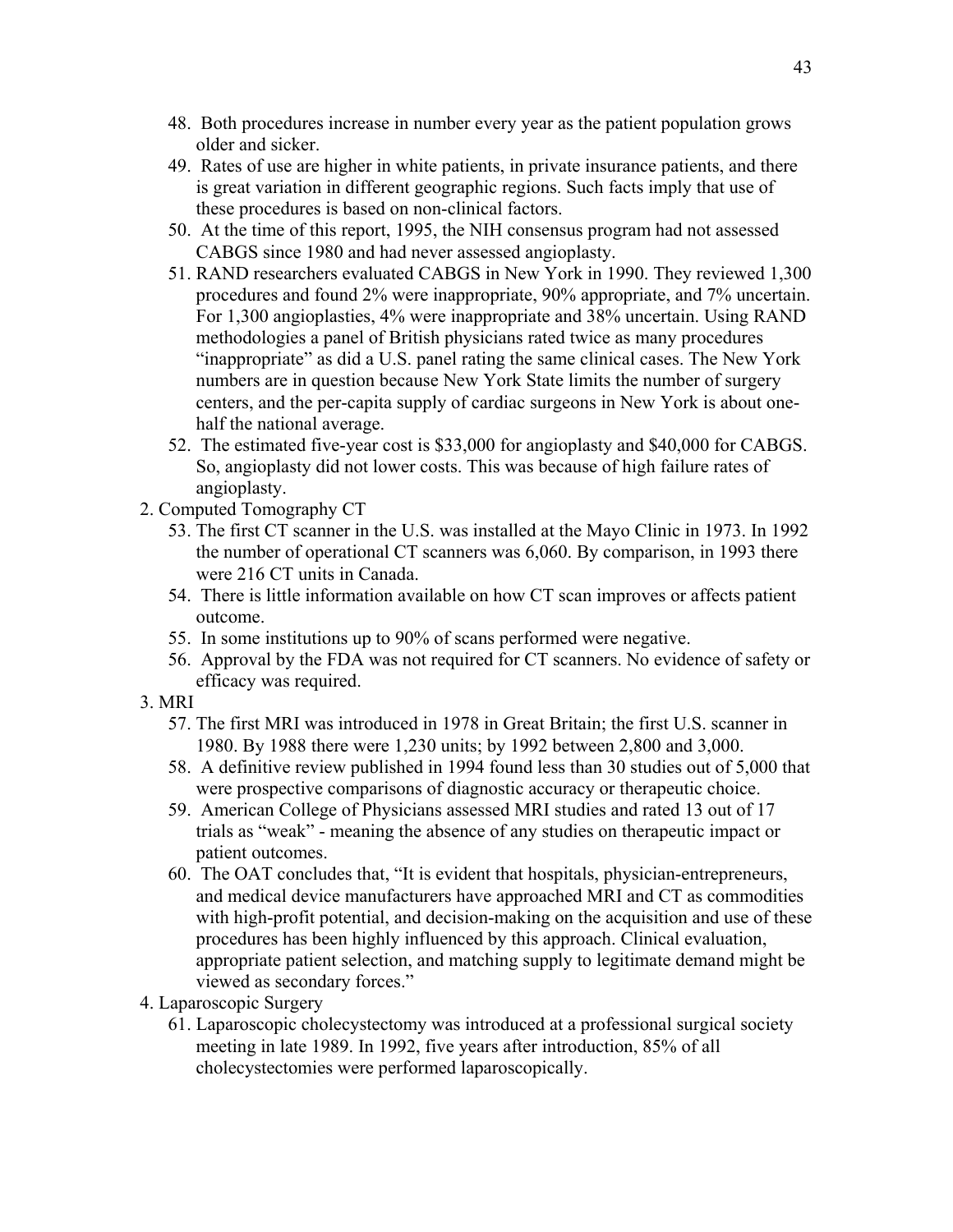48. Both procedures increase in number every year as the patient population grows older and sicker.
49. Rates of use are higher in white patients, in private insurance patients, and there is great variation in different geographic regions. Such facts imply that use of these procedures is based on non-clinical factors.
50. At the time of this report, 1995, the NIH consensus program had not assessed CABGS since 1980 and had never assessed angioplasty.
51. RAND researchers evaluated CABGS in New York in 1990. They reviewed 1,300 procedures and found 2% were inappropriate, 90% appropriate, and 7% uncertain. For 1,300 angioplasties, 4% were inappropriate and 38% uncertain. Using RAND methodologies a panel of British physicians rated twice as many procedures "inappropriate" as did a U.S. panel rating the same clinical cases. The New York numbers are in question because New York State limits the number of surgery centers, and the per-capita supply of cardiac surgeons in New York is about one-half the national average.
52. The estimated five-year cost is $33,000 for angioplasty and $40,000 for CABGS. So, angioplasty did not lower costs. This was because of high failure rates of angioplasty.

2. Computed Tomography CT

53. The first CT scanner in the U.S. was installed at the Mayo Clinic in 1973. In 1992 the number of operational CT scanners was 6,060. By comparison, in 1993 there were 216 CT units in Canada.
54. There is little information available on how CT scan improves or affects patient outcome.
55. In some institutions up to 90% of scans performed were negative.
56. Approval by the FDA was not required for CT scanners. No evidence of safety or efficacy was required.

3. MRI

57. The first MRI was introduced in 1978 in Great Britain; the first U.S. scanner in 1980. By 1988 there were 1,230 units; by 1992 between 2,800 and 3,000.
58. A definitive review published in 1994 found less than 30 studies out of 5,000 that were prospective comparisons of diagnostic accuracy or therapeutic choice.
59. American College of Physicians assessed MRI studies and rated 13 out of 17 trials as "weak" - meaning the absence of any studies on therapeutic impact or patient outcomes.
60. The OAT concludes that, "It is evident that hospitals, physician-entrepreneurs, and medical device manufacturers have approached MRI and CT as commodities with high-profit potential, and decision-making on the acquisition and use of these procedures has been highly influenced by this approach. Clinical evaluation, appropriate patient selection, and matching supply to legitimate demand might be viewed as secondary forces."

4. Laparoscopic Surgery

61. Laparoscopic cholecystectomy was introduced at a professional surgical society meeting in late 1989. In 1992, five years after introduction, 85% of all cholecystectomies were performed laparoscopically.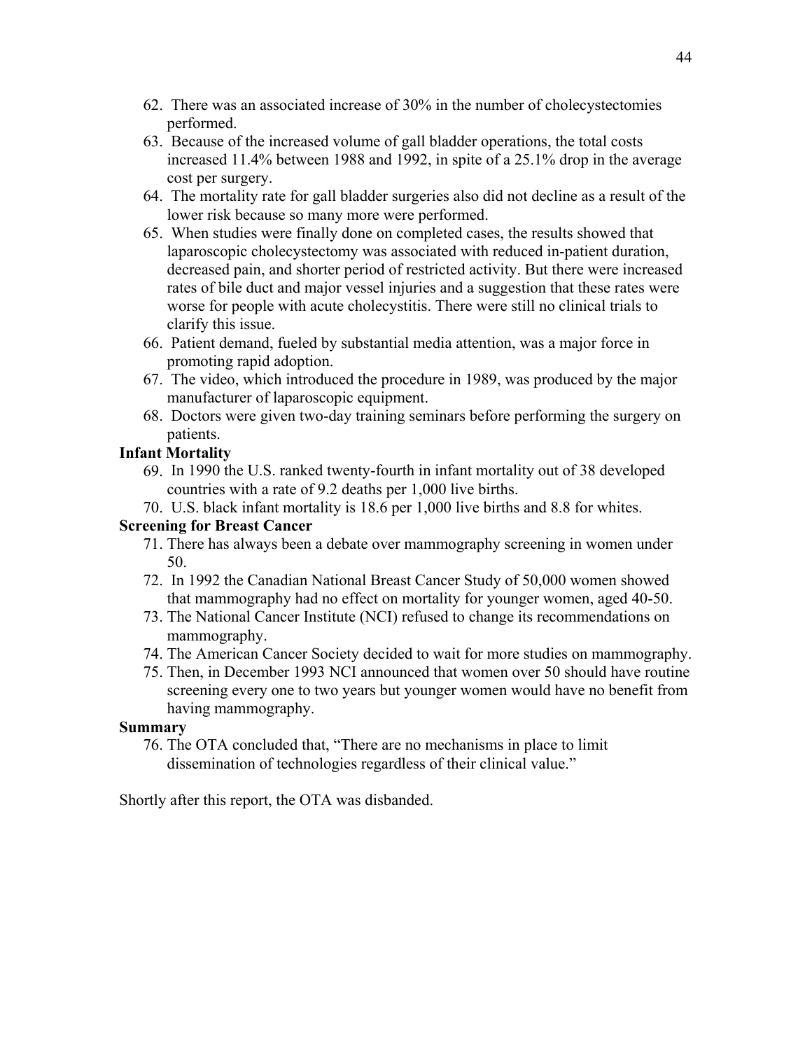62. There was an associated increase of 30% in the number of cholecystectomies performed.
63. Because of the increased volume of gall bladder operations, the total costs increased 11.4% between 1988 and 1992, in spite of a 25.1% drop in the average cost per surgery.
64. The mortality rate for gall bladder surgeries also did not decline as a result of the lower risk because so many more were performed.
65. When studies were finally done on completed cases, the results showed that laparoscopic cholecystectomy was associated with reduced in-patient duration, decreased pain, and shorter period of restricted activity. But there were increased rates of bile duct and major vessel injuries and a suggestion that these rates were worse for people with acute cholecystitis. There were still no clinical trials to clarify this issue.
66. Patient demand, fueled by substantial media attention, was a major force in promoting rapid adoption.
67. The video, which introduced the procedure in 1989, was produced by the major manufacturer of laparoscopic equipment.
68. Doctors were given two-day training seminars before performing the surgery on patients.

**Infant Mortality**

69. In 1990 the U.S. ranked twenty-fourth in infant mortality out of 38 developed countries with a rate of 9.2 deaths per 1,000 live births.
70. U.S. black infant mortality is 18.6 per 1,000 live births and 8.8 for whites.

**Screening for Breast Cancer**

71. There has always been a debate over mammography screening in women under 50.
72. In 1992 the Canadian National Breast Cancer Study of 50,000 women showed that mammography had no effect on mortality for younger women, aged 40-50.
73. The National Cancer Institute (NCI) refused to change its recommendations on mammography.
74. The American Cancer Society decided to wait for more studies on mammography.
75. Then, in December 1993 NCI announced that women over 50 should have routine screening every one to two years but younger women would have no benefit from having mammography.

**Summary**

76. The OTA concluded that, "There are no mechanisms in place to limit dissemination of technologies regardless of their clinical value."

Shortly after this report, the OTA was disbanded.